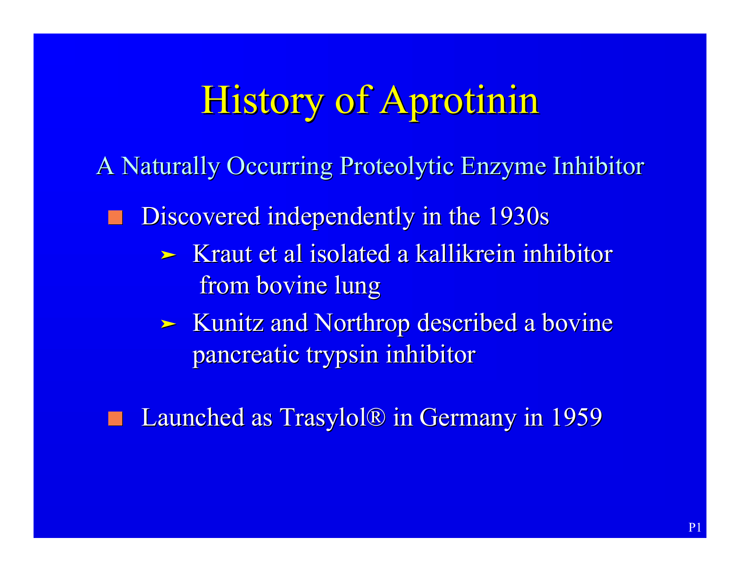# History of Aprotinin

A Naturally Occurring Proteolytic Enzyme Inhibitor

- Discovered independently in the 1930s
  - Kraut et al isolated a kallikrein inhibitor from bovine lung
  - Kunitz and Northrop described a bovine pancreatic trypsin inhibitor
- Launched as Trasylol® in Germany in 1959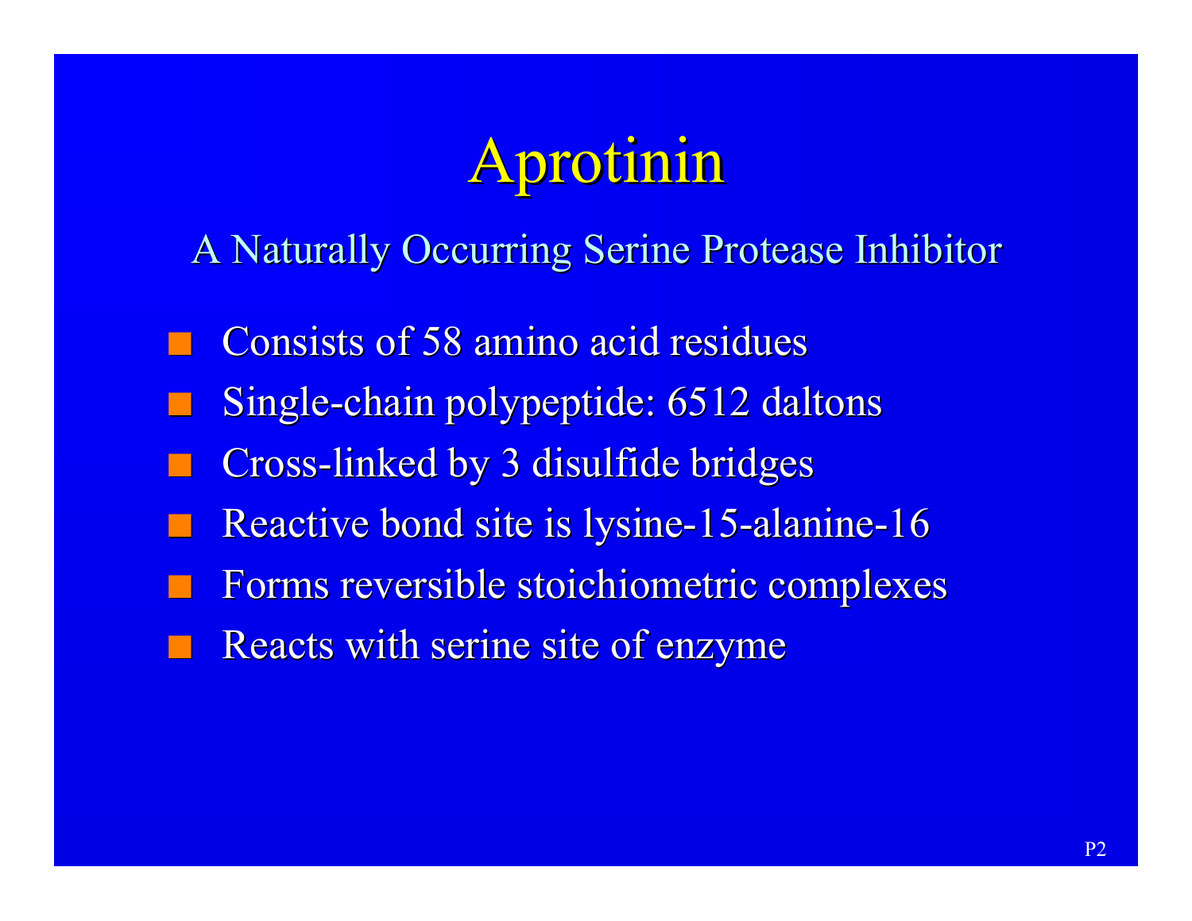# Aprotinin

A Naturally Occurring Serine Protease Inhibitor

- Consists of 58 amino acid residues
- Single-chain polypeptide: 6512 daltons
- Cross-linked by 3 disulfide bridges
- Reactive bond site is lysine-15-alanine-16
- Forms reversible stoichiometric complexes
- Reacts with serine site of enzyme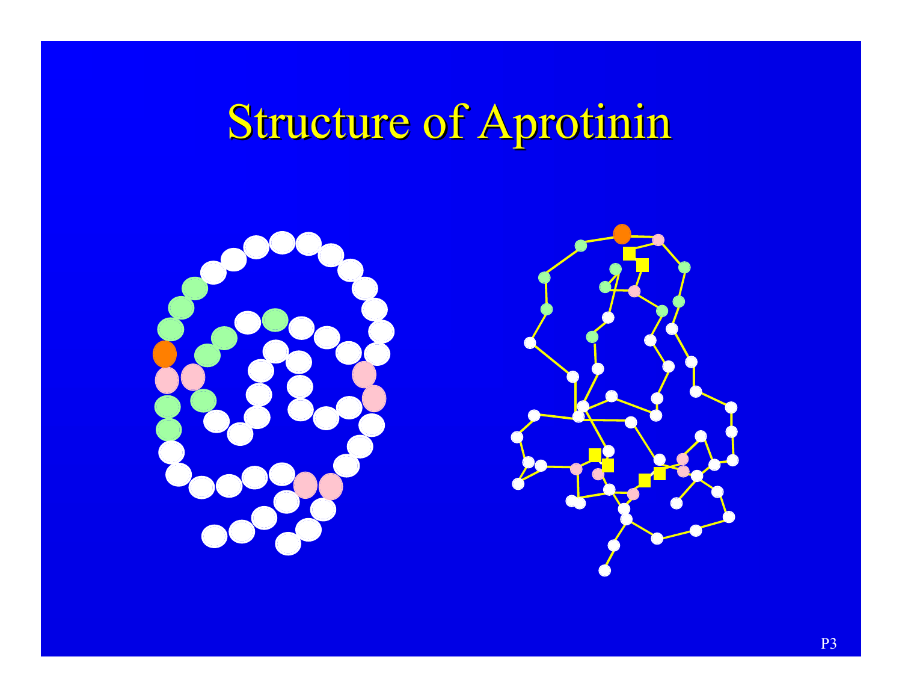# Structure of Aprotinin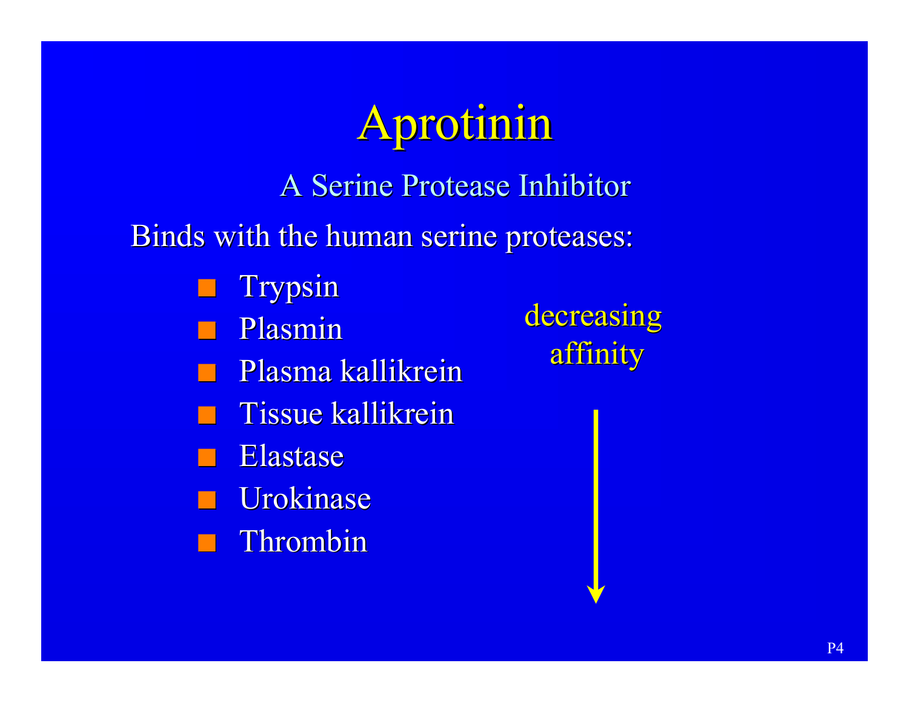# Aprotinin

## A Serine Protease Inhibitor

Binds with the human serine proteases:

- Trypsin
- Plasmin
- Plasma kallikrein
- Tissue kallikrein
- Elastase
- Urokinase
- Thrombin

decreasing affinity ↓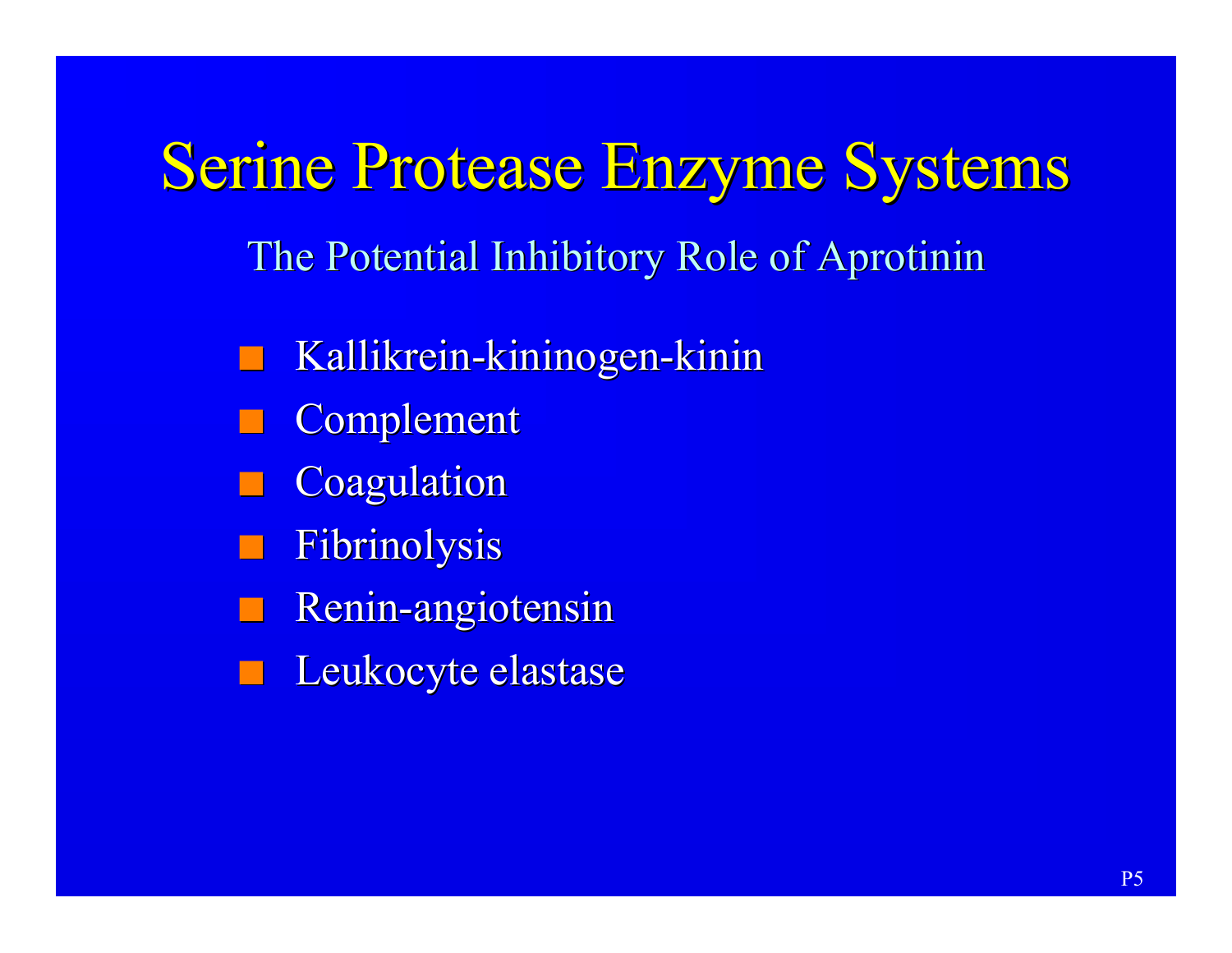# Serine Protease Enzyme Systems

The Potential Inhibitory Role of Aprotinin

- Kallikrein-kininogen-kinin
- Complement
- Coagulation
- Fibrinolysis
- Renin-angiotensin
- Leukocyte elastase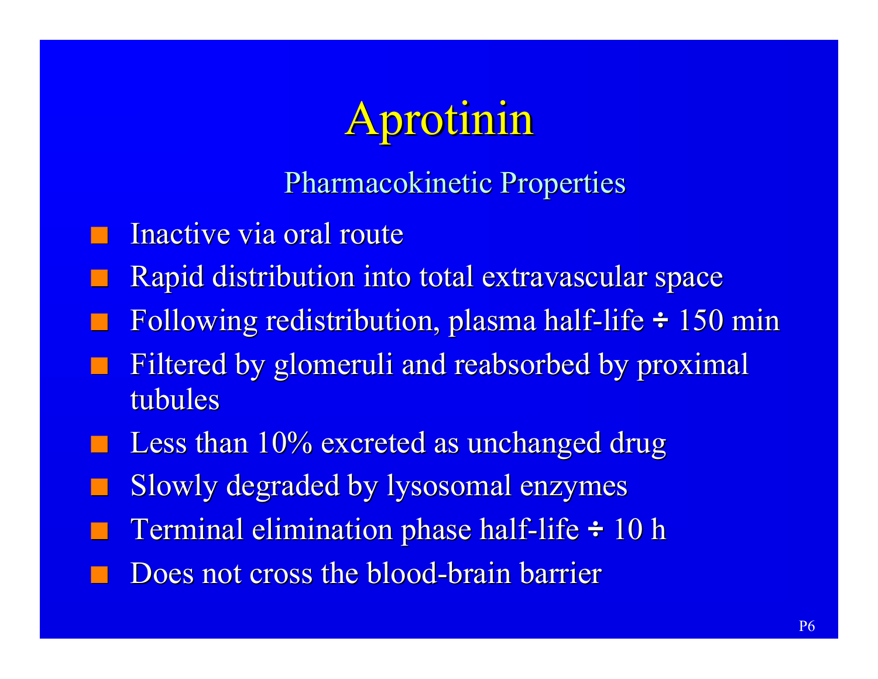# Aprotinin

## Pharmacokinetic Properties

- Inactive via oral route
- Rapid distribution into total extravascular space
- Following redistribution, plasma half-life ÷ 150 min
- Filtered by glomeruli and reabsorbed by proximal tubules
- Less than 10% excreted as unchanged drug
- Slowly degraded by lysosomal enzymes
- Terminal elimination phase half-life ÷ 10 h
- Does not cross the blood-brain barrier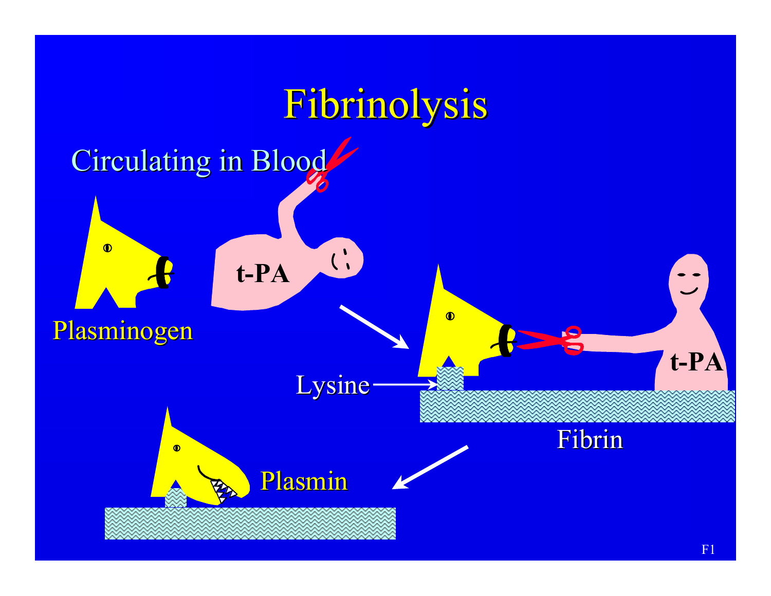# Fibrinolysis

Circulating in Blood

Plasminogen

t-PA

Lysine

t-PA

Fibrin

Plasmin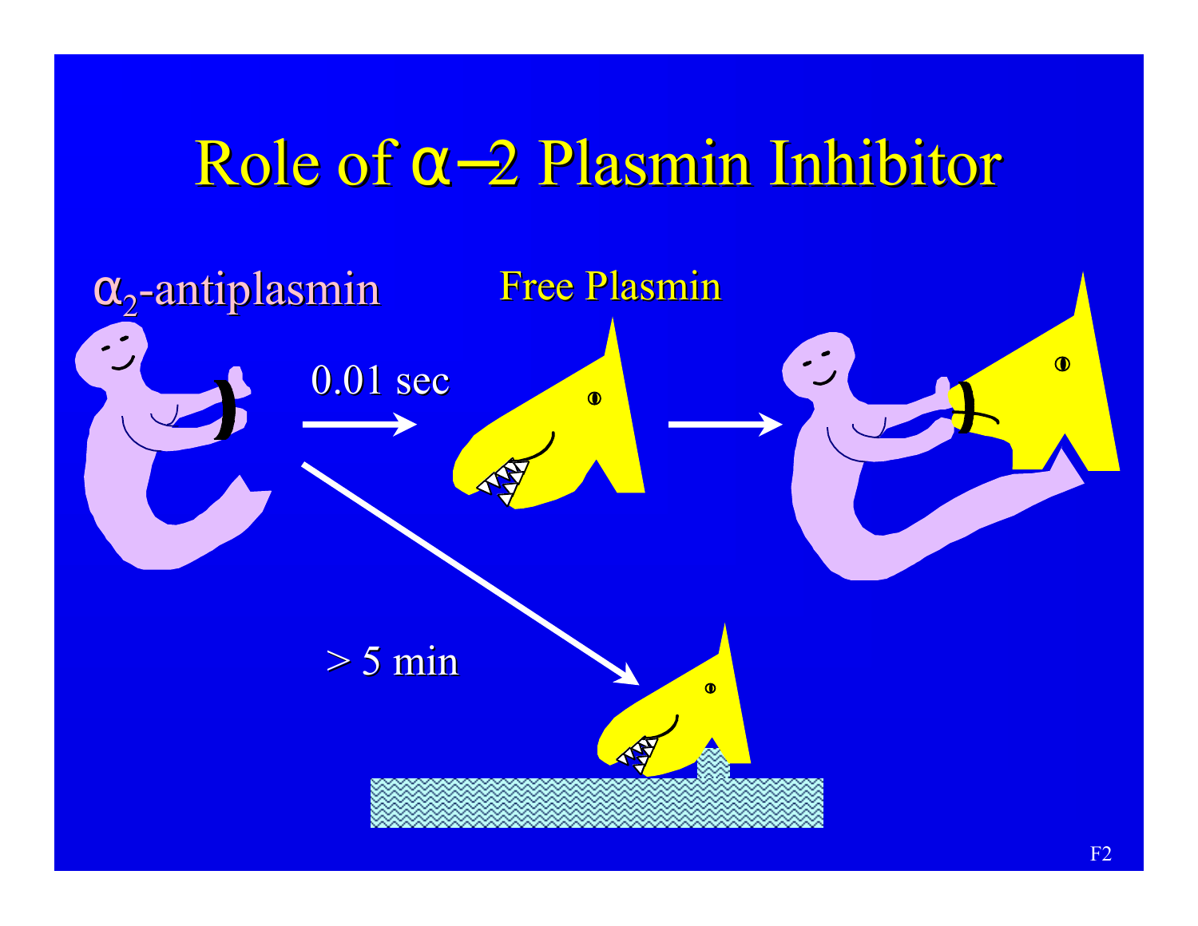# Role of $\alpha$–2 Plasmin Inhibitor

$\alpha_2$-antiplasmin

Free Plasmin

0.01 sec

> 5 min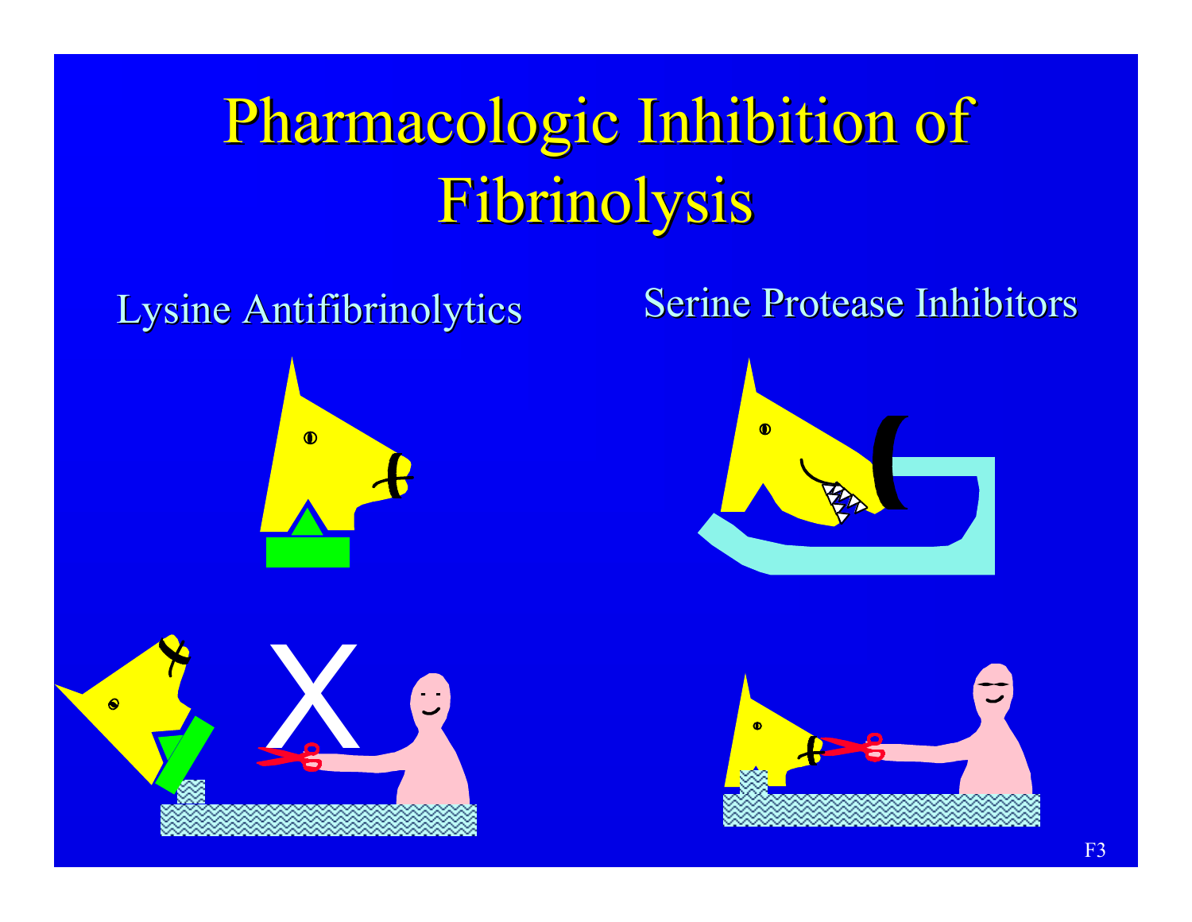# Pharmacologic Inhibition of Fibrinolysis

Lysine Antifibrinolytics

Serine Protease Inhibitors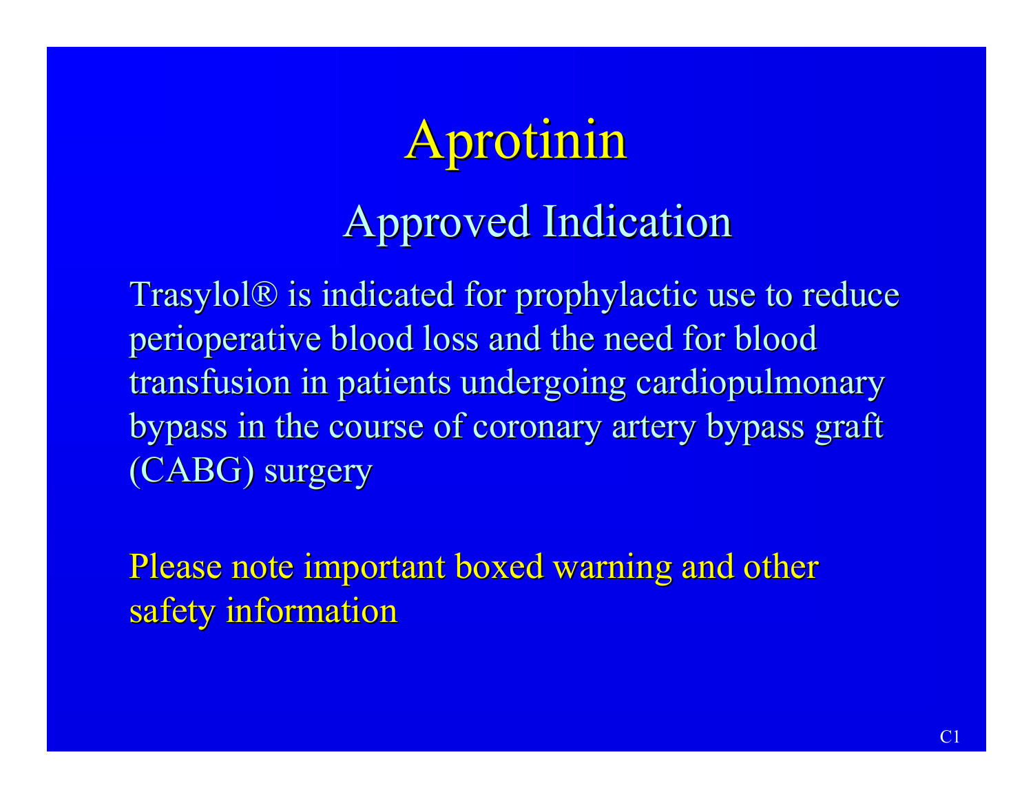# Aprotinin

## Approved Indication

Trasylol® is indicated for prophylactic use to reduce perioperative blood loss and the need for blood transfusion in patients undergoing cardiopulmonary bypass in the course of coronary artery bypass graft (CABG) surgery

Please note important boxed warning and other safety information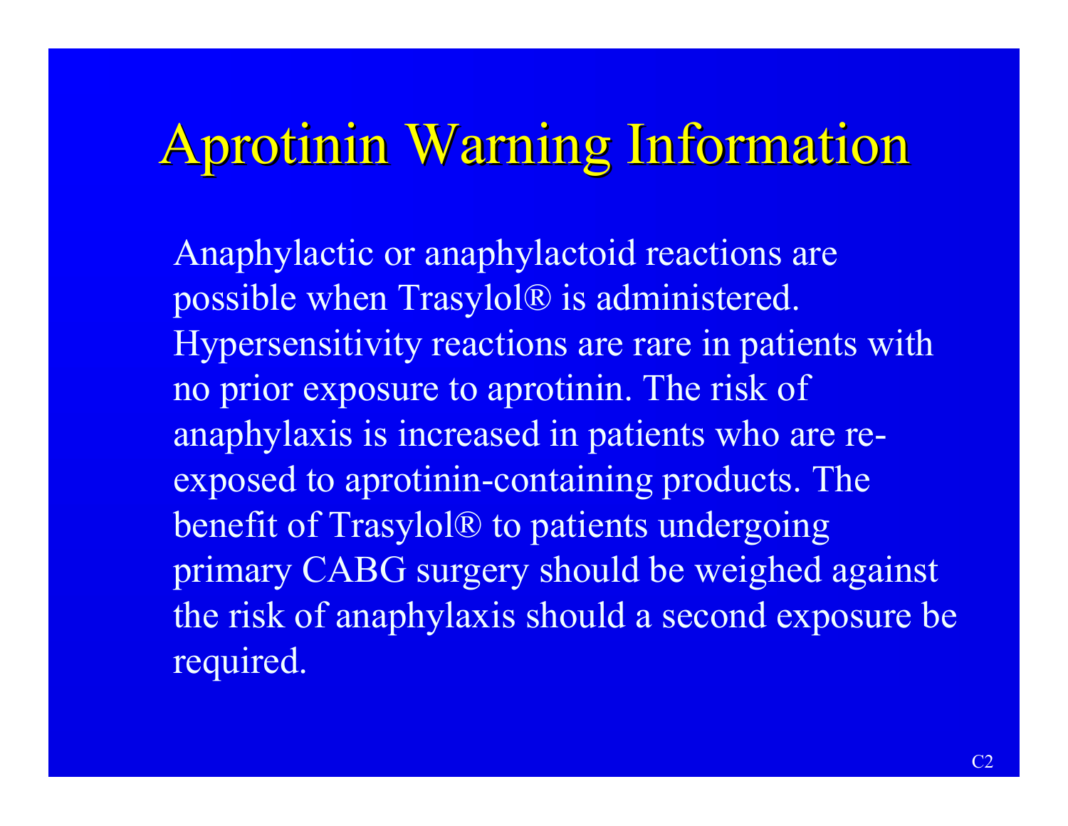# Aprotinin Warning Information

Anaphylactic or anaphylactoid reactions are possible when Trasylol® is administered. Hypersensitivity reactions are rare in patients with no prior exposure to aprotinin. The risk of anaphylaxis is increased in patients who are re-exposed to aprotinin-containing products. The benefit of Trasylol® to patients undergoing primary CABG surgery should be weighed against the risk of anaphylaxis should a second exposure be required.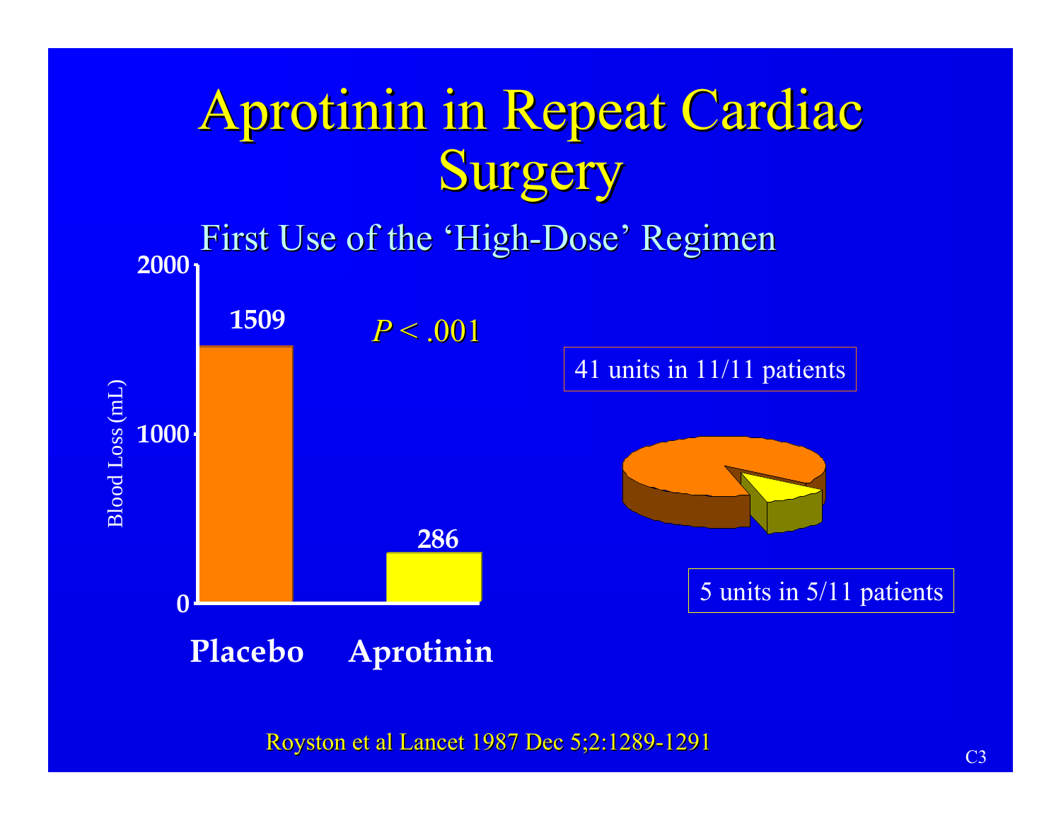# Aprotinin in Repeat Cardiac Surgery

## First Use of the 'High-Dose' Regimen

Blood Loss (mL)

| | Blood Loss (mL) |
|---|---|
| Placebo | 1509 |
| Aprotinin | 286 |

*P* < .001

41 units in 11/11 patients

5 units in 5/11 patients

Royston et al Lancet 1987 Dec 5;2:1289-1291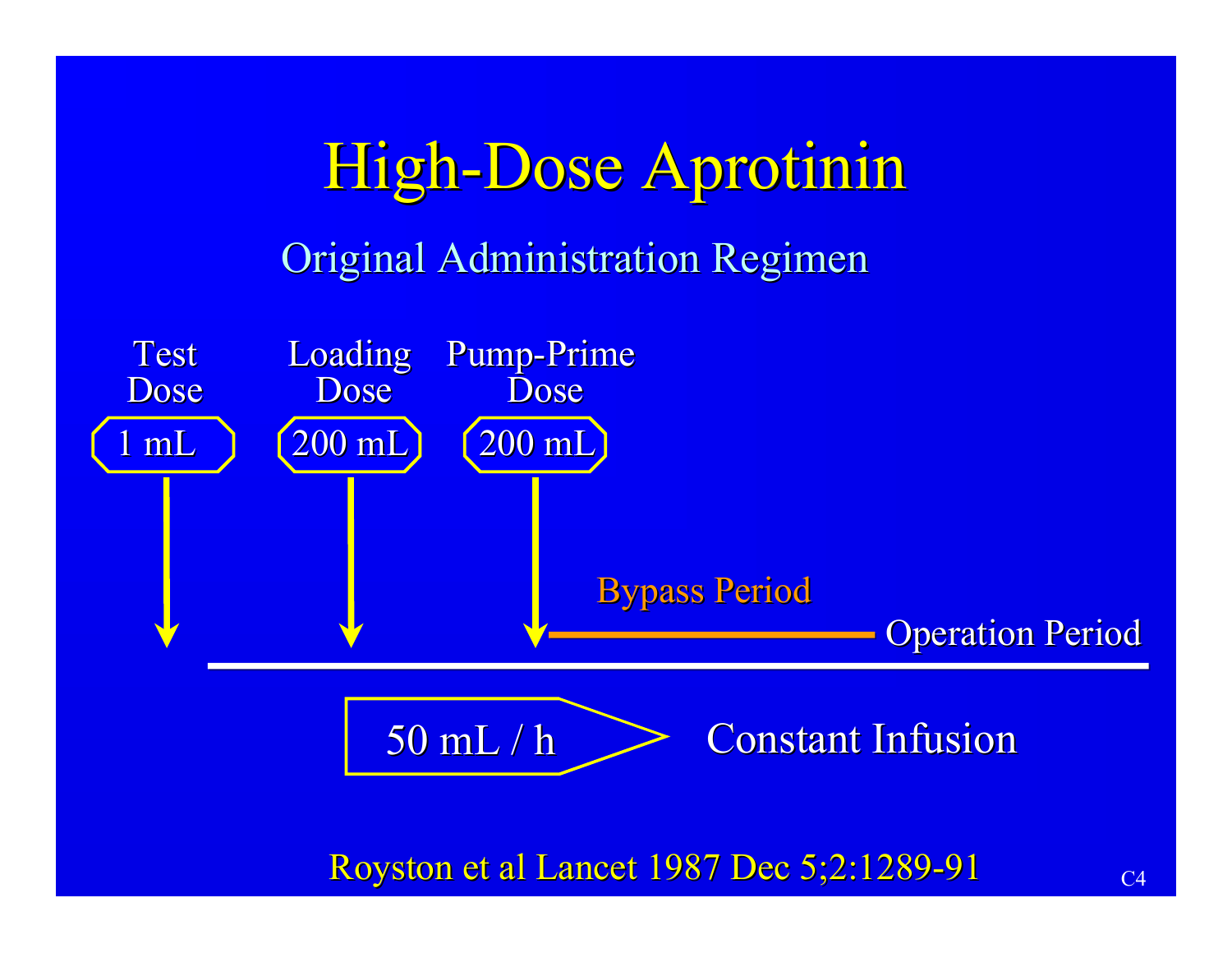# High-Dose Aprotinin

## Original Administration Regimen

Test Dose: 1 mL

Loading Dose: 200 mL

Pump-Prime Dose: 200 mL

Bypass Period

Operation Period

50 mL / h — Constant Infusion

Royston et al Lancet 1987 Dec 5;2:1289-91

C4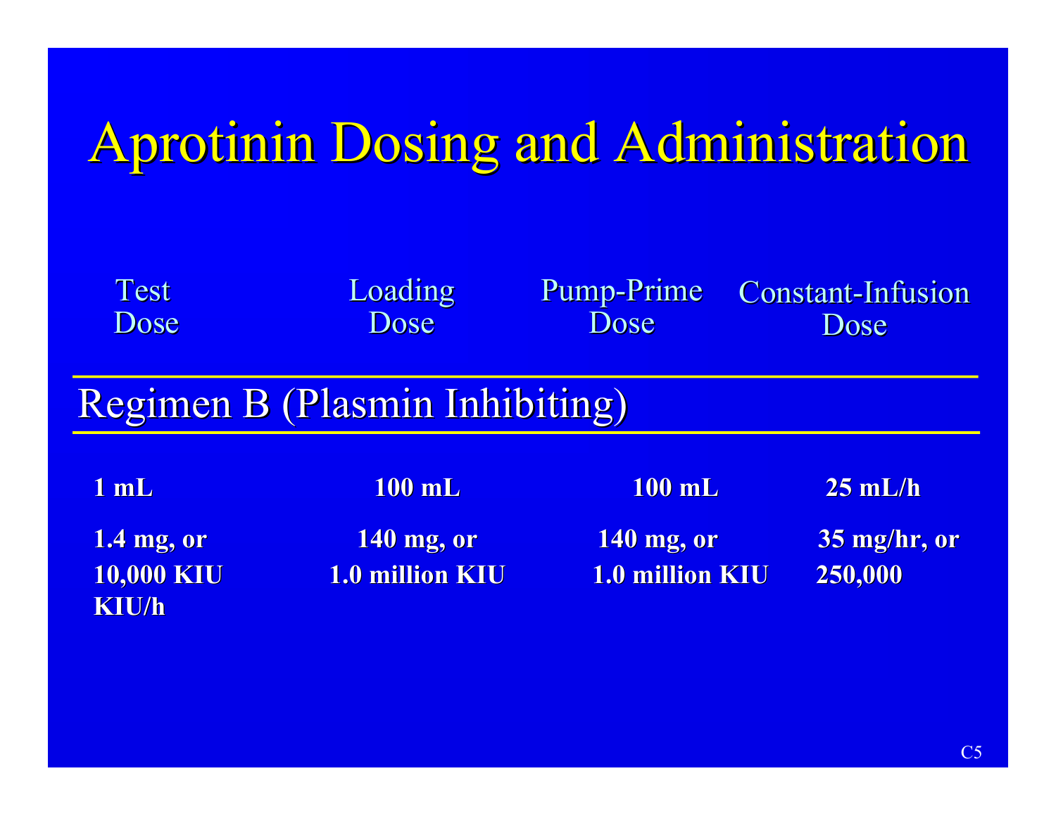# Aprotinin Dosing and Administration

| Test Dose | Loading Dose | Pump-Prime Dose | Constant-Infusion Dose |
|---|---|---|---|
| **Regimen B (Plasmin Inhibiting)** | | | |
| **1 mL** | **100 mL** | **100 mL** | **25 mL/h** |
| **1.4 mg, or 10,000 KIU** | **140 mg, or 1.0 million KIU** | **140 mg, or 1.0 million KIU** | **35 mg/hr, or 250,000 KIU/h** |

C5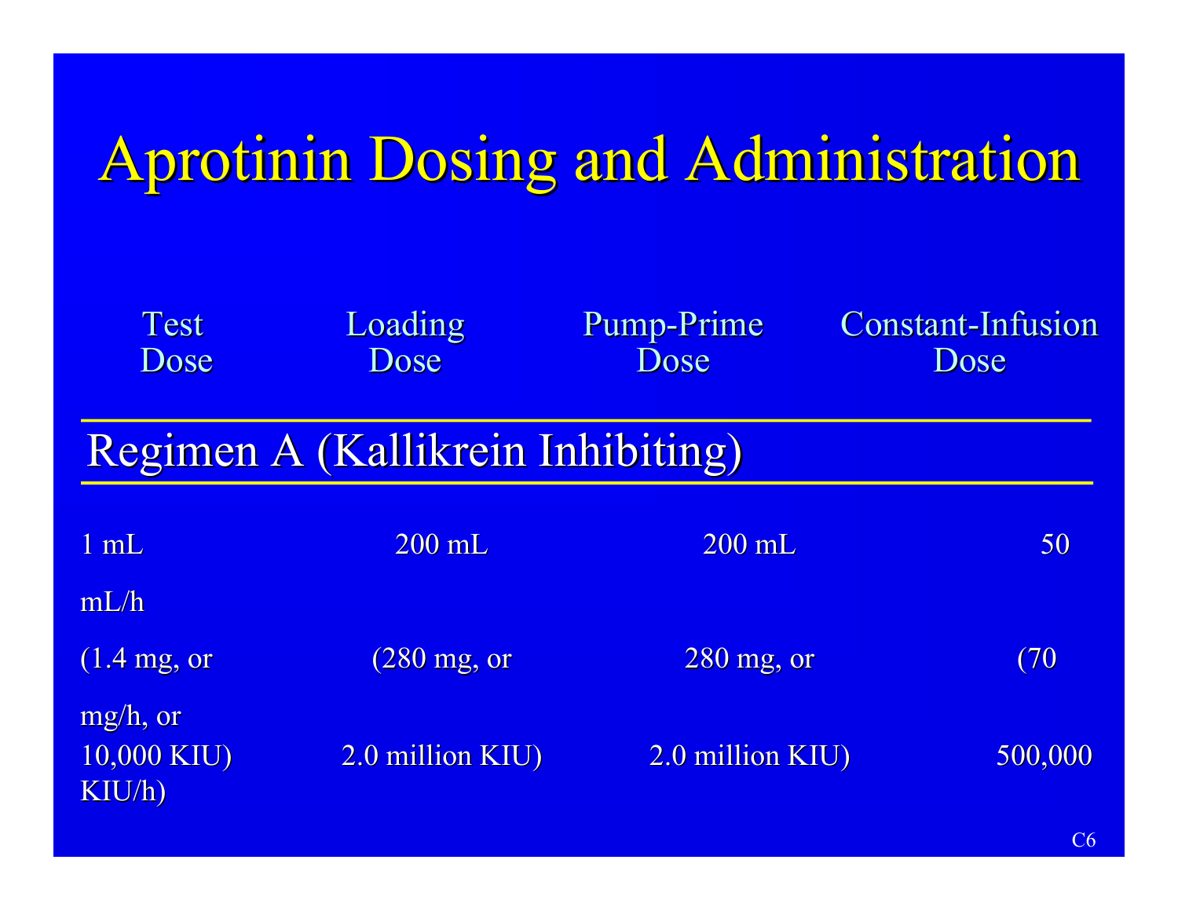# Aprotinin Dosing and Administration

| Test Dose | Loading Dose | Pump-Prime Dose | Constant-Infusion Dose |
|---|---|---|---|
| **Regimen A (Kallikrein Inhibiting)** | | | |
| 1 mL (1.4 mg, or 10,000 KIU) | 200 mL (280 mg, or 2.0 million KIU) | 200 mL 280 mg, or 2.0 million KIU) | 50 mL/h (70 mg/h, or 500,000 KIU/h) |

C6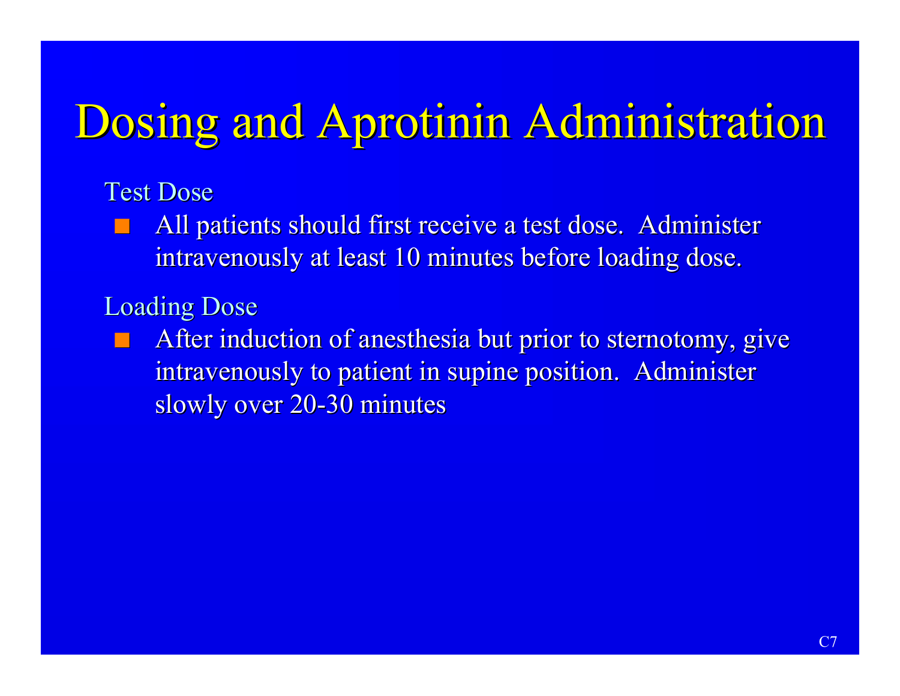# Dosing and Aprotinin Administration

Test Dose

- All patients should first receive a test dose. Administer intravenously at least 10 minutes before loading dose.

Loading Dose

- After induction of anesthesia but prior to sternotomy, give intravenously to patient in supine position. Administer slowly over 20-30 minutes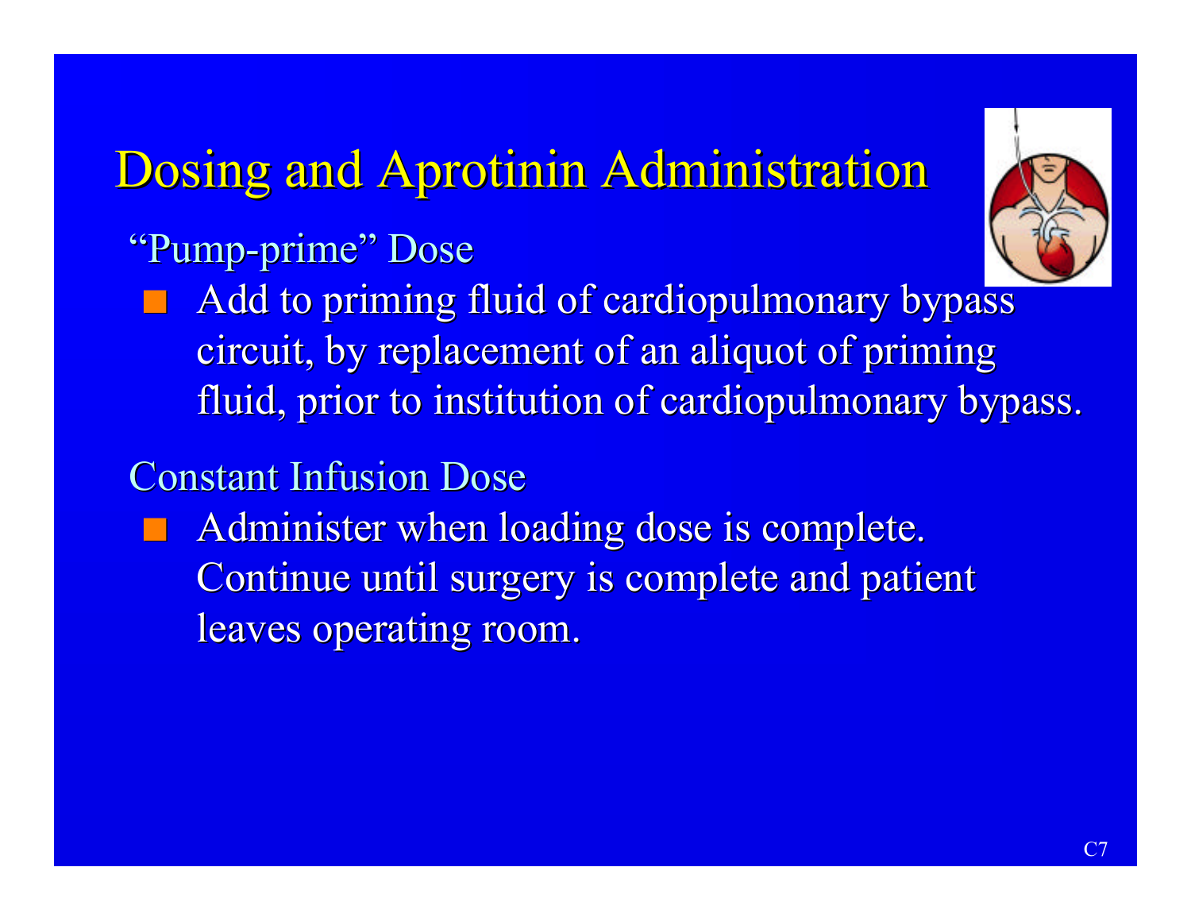# Dosing and Aprotinin Administration

## "Pump-prime" Dose

- Add to priming fluid of cardiopulmonary bypass circuit, by replacement of an aliquot of priming fluid, prior to institution of cardiopulmonary bypass.

## Constant Infusion Dose

- Administer when loading dose is complete. Continue until surgery is complete and patient leaves operating room.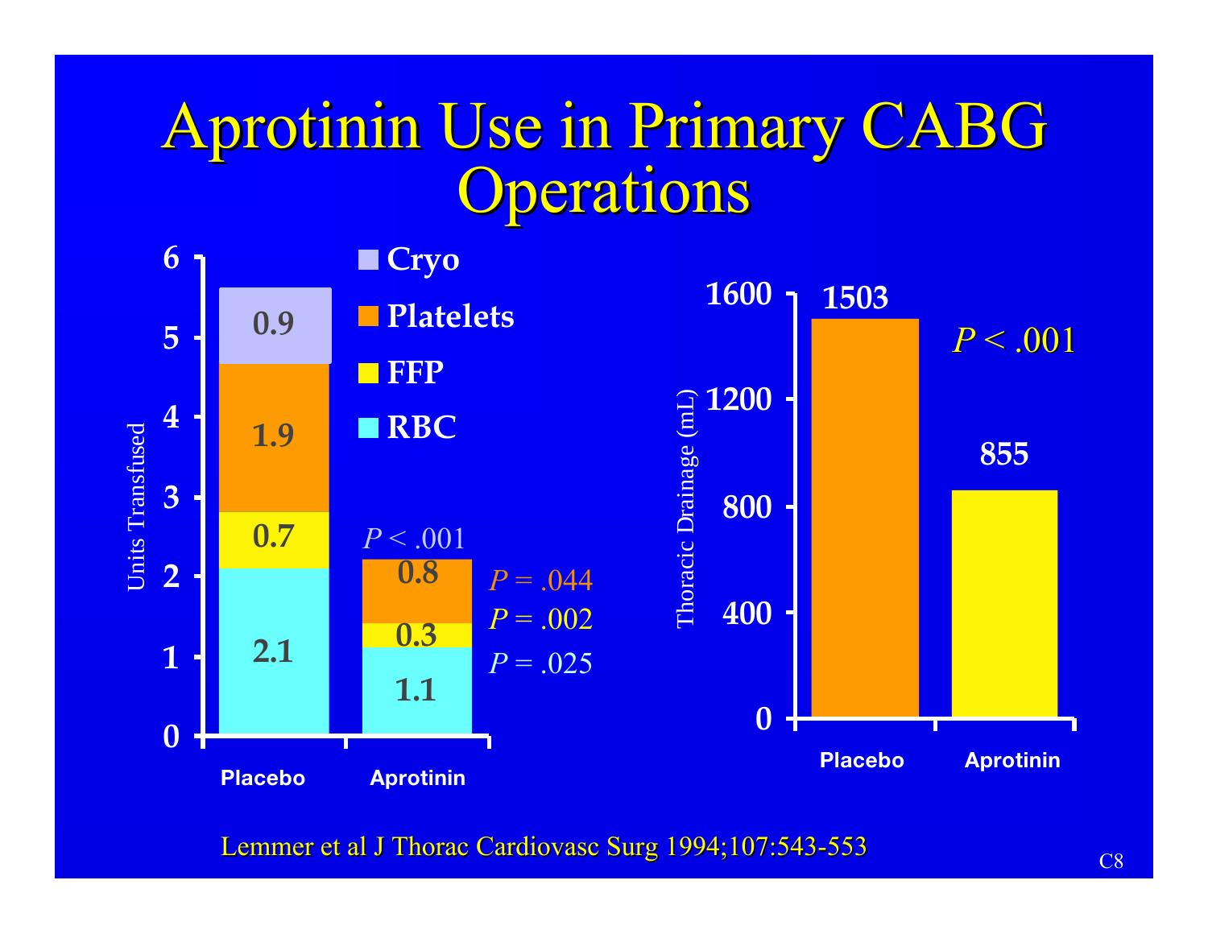# Aprotinin Use in Primary CABG Operations

**Units Transfused**

| Component | Placebo | Aprotinin | P value |
|---|---|---|---|
| Cryo | 0.9 | | P < .001 |
| Platelets | 1.9 | 0.8 | P = .044 |
| FFP | 0.7 | 0.3 | P = .002 |
| RBC | 2.1 | 1.1 | P = .025 |

**Thoracic Drainage (mL)**

| Placebo | Aprotinin |
|---|---|
| 1503 | 855 |

$P < .001$

Lemmer et al J Thorac Cardiovasc Surg 1994;107:543-553

C8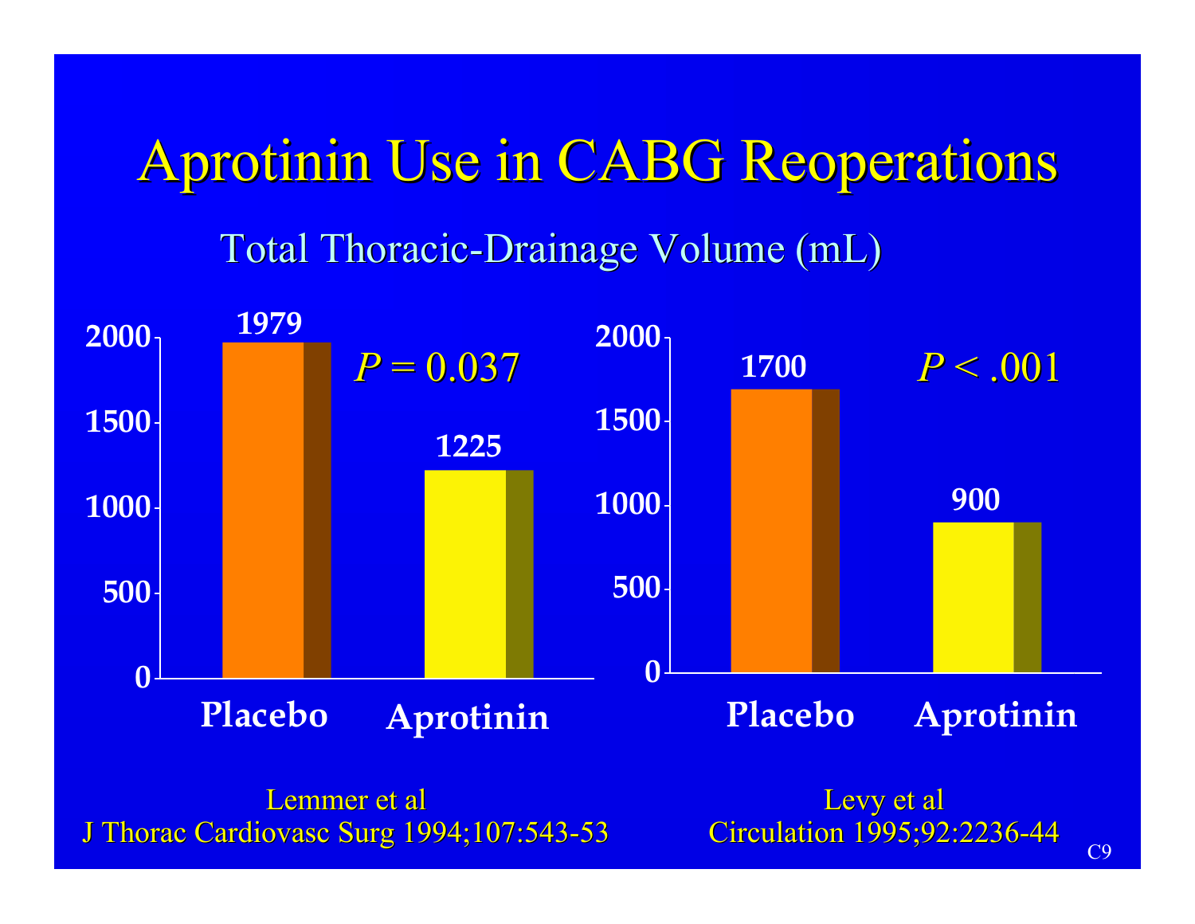# Aprotinin Use in CABG Reoperations

## Total Thoracic-Drainage Volume (mL)

| | Placebo | Aprotinin | P |
|---|---|---|---|
| Lemmer et al, J Thorac Cardiovasc Surg 1994;107:543-53 | 1979 | 1225 | $P = 0.037$ |
| Levy et al, Circulation 1995;92:2236-44 | 1700 | 900 | $P < .001$ |

C9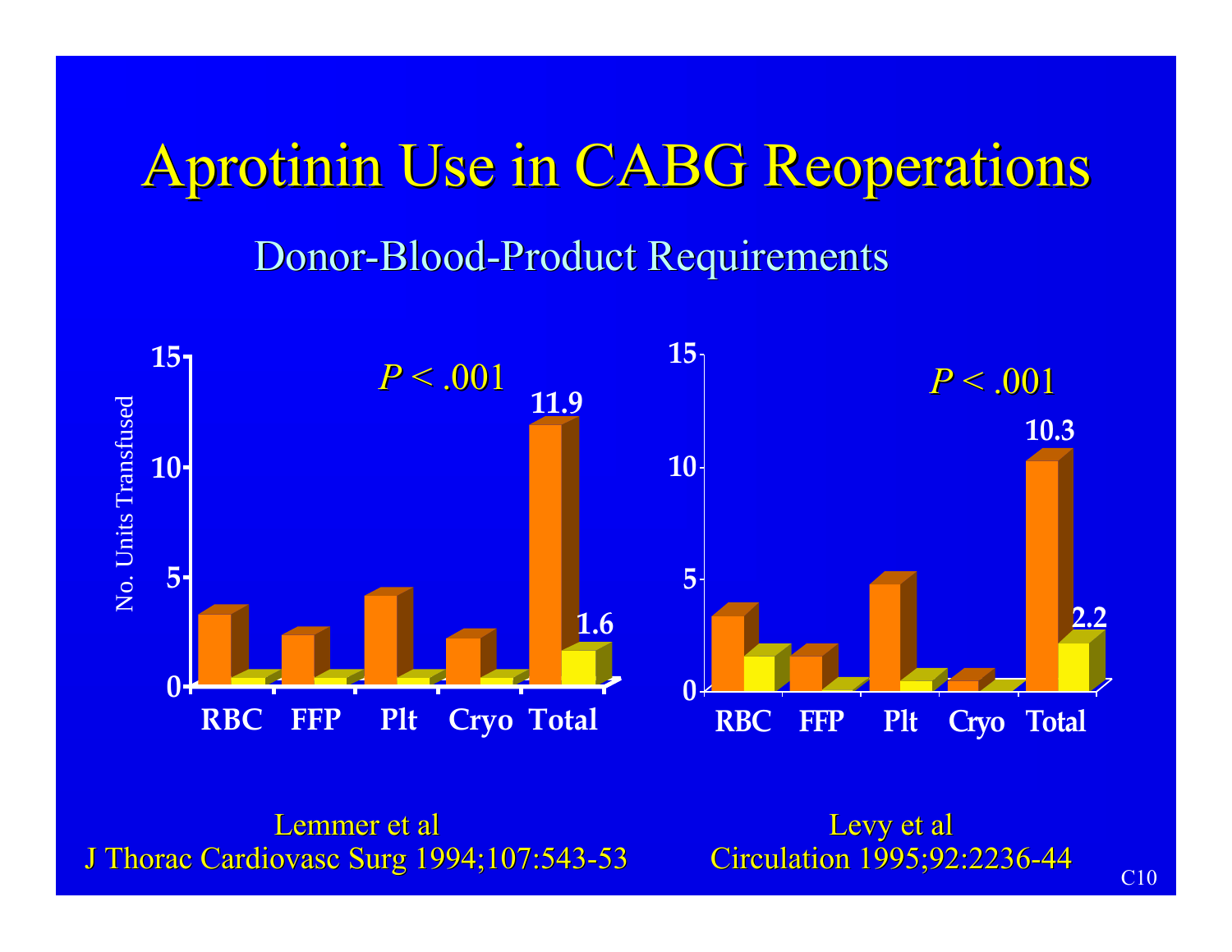# Aprotinin Use in CABG Reoperations

## Donor-Blood-Product Requirements

No. Units Transfused

*P* < .001

RBC FFP Plt Cryo Total

11.9

1.6

Lemmer et al
J Thorac Cardiovasc Surg 1994;107:543-53

*P* < .001

RBC FFP Plt Cryo Total

10.3

2.2

Levy et al
Circulation 1995;92:2236-44

C10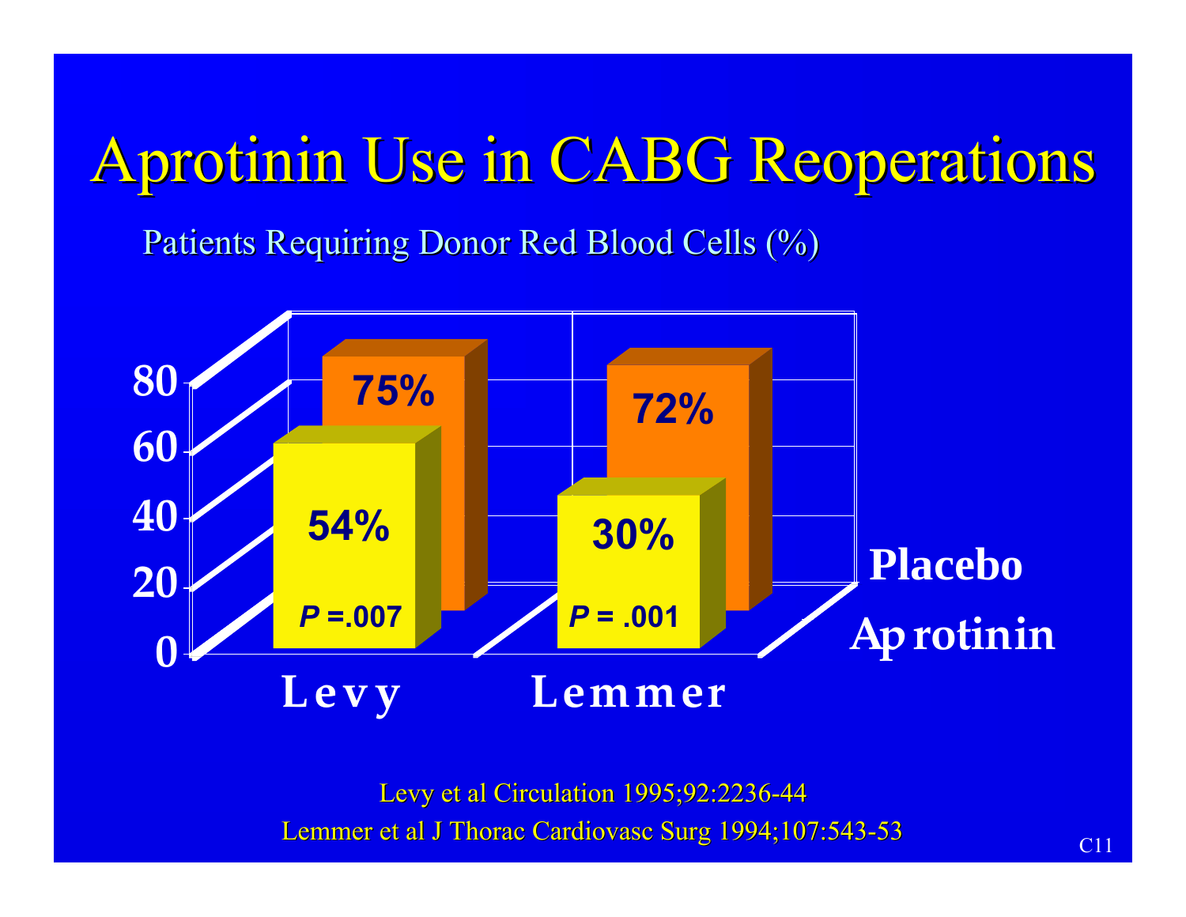# Aprotinin Use in CABG Reoperations

Patients Requiring Donor Red Blood Cells (%)

| | Placebo | Aprotinin | P |
|---|---|---|---|
| Levy | 75% | 54% | $P$ =.007 |
| Lemmer | 72% | 30% | $P$ = .001 |

Levy et al Circulation 1995;92:2236-44

Lemmer et al J Thorac Cardiovasc Surg 1994;107:543-53

C11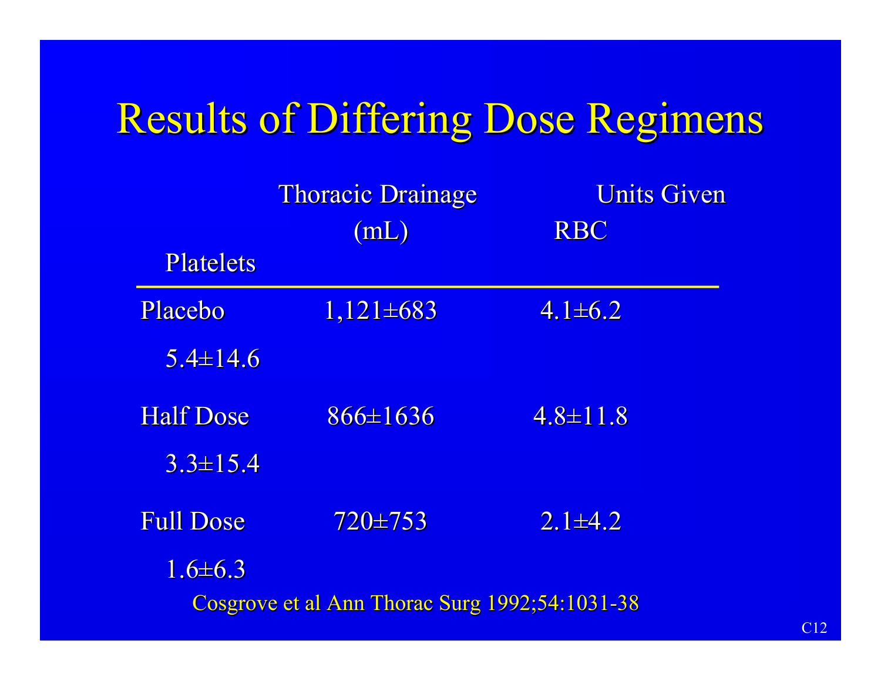# Results of Differing Dose Regimens

| | Thoracic Drainage (mL) | Units Given RBC | Platelets |
|---|---|---|---|
| Placebo | 1,121±683 | 4.1±6.2 | 5.4±14.6 |
| Half Dose | 866±1636 | 4.8±11.8 | 3.3±15.4 |
| Full Dose | 720±753 | 2.1±4.2 | 1.6±6.3 |

Cosgrove et al Ann Thorac Surg 1992;54:1031-38

C12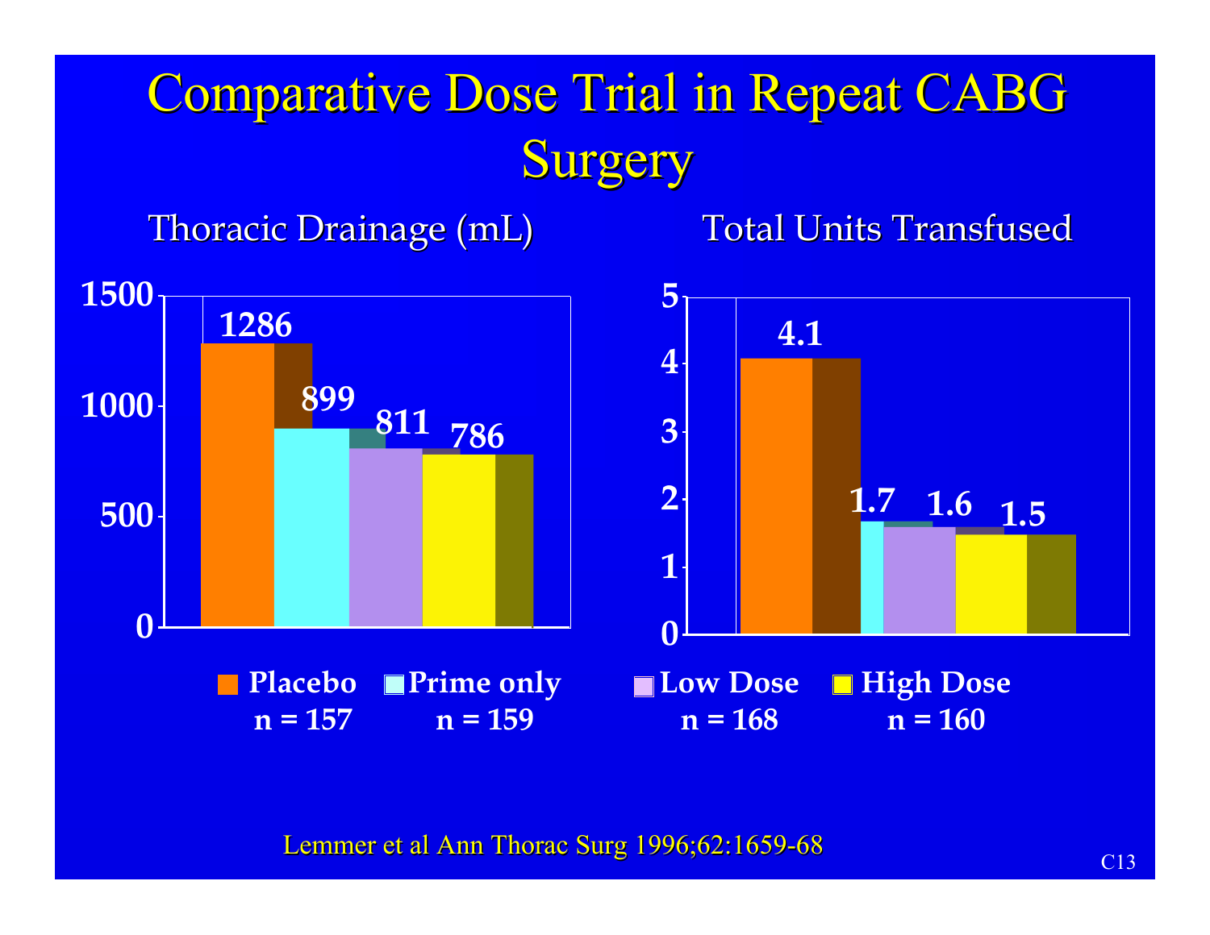# Comparative Dose Trial in Repeat CABG Surgery

| | Placebo n = 157 | Prime only n = 159 | Low Dose n = 168 | High Dose n = 160 |
|---|---|---|---|---|
| Thoracic Drainage (mL) | 1286 | 899 | 811 | 786 |
| Total Units Transfused | 4.1 | 1.7 | 1.6 | 1.5 |

Lemmer et al Ann Thorac Surg 1996;62:1659-68

C13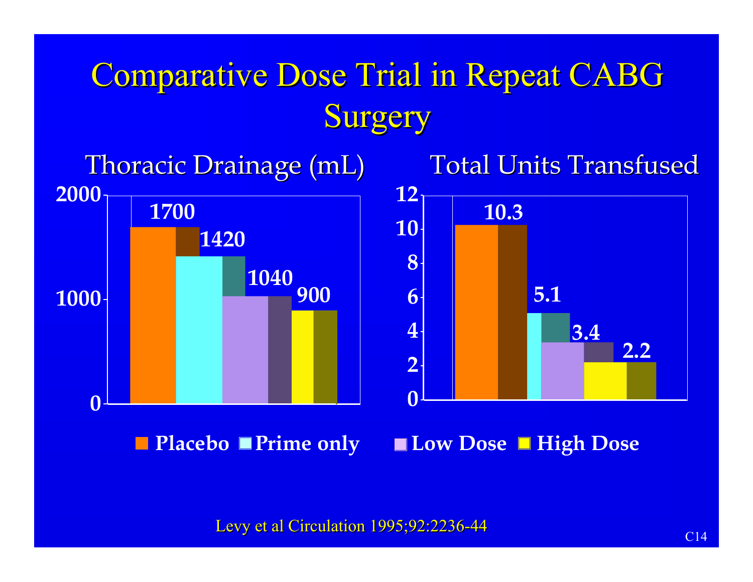# Comparative Dose Trial in Repeat CABG Surgery

| | Placebo | Prime only | Low Dose | High Dose |
|---|---|---|---|---|
| Thoracic Drainage (mL) | 1700 | 1420 | 1040 | 900 |
| Total Units Transfused | 10.3 | 5.1 | 3.4 | 2.2 |

Levy et al Circulation 1995;92:2236-44

C14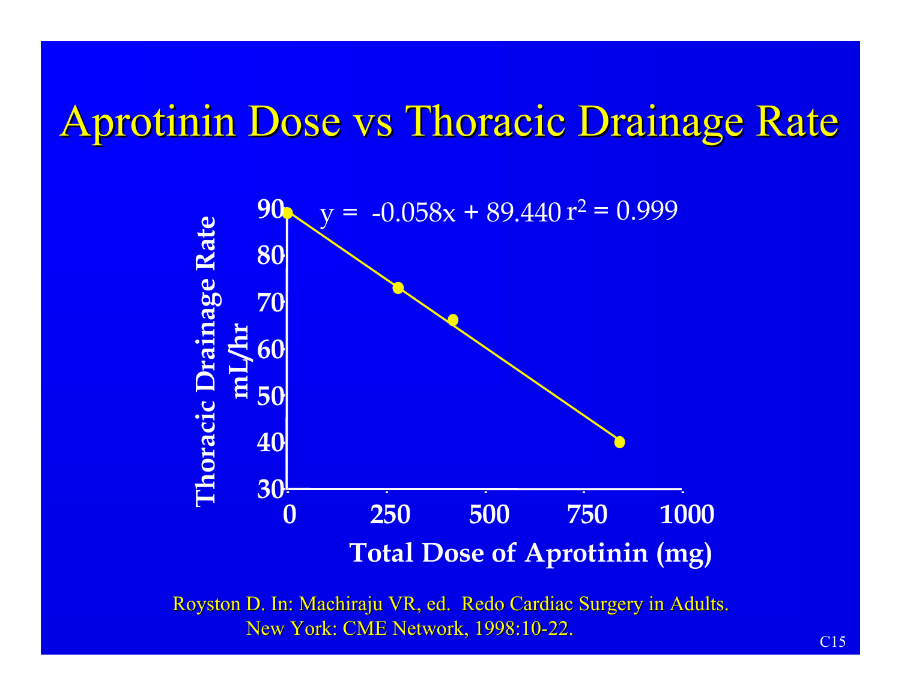# Aprotinin Dose vs Thoracic Drainage Rate

$$y = -0.058x + 89.440 \quad r^2 = 0.999$$

Thoracic Drainage Rate mL/hr

90
80
70
60
50
40
30

0 250 500 750 1000

Total Dose of Aprotinin (mg)

Royston D. In: Machiraju VR, ed. Redo Cardiac Surgery in Adults. New York: CME Network, 1998:10-22.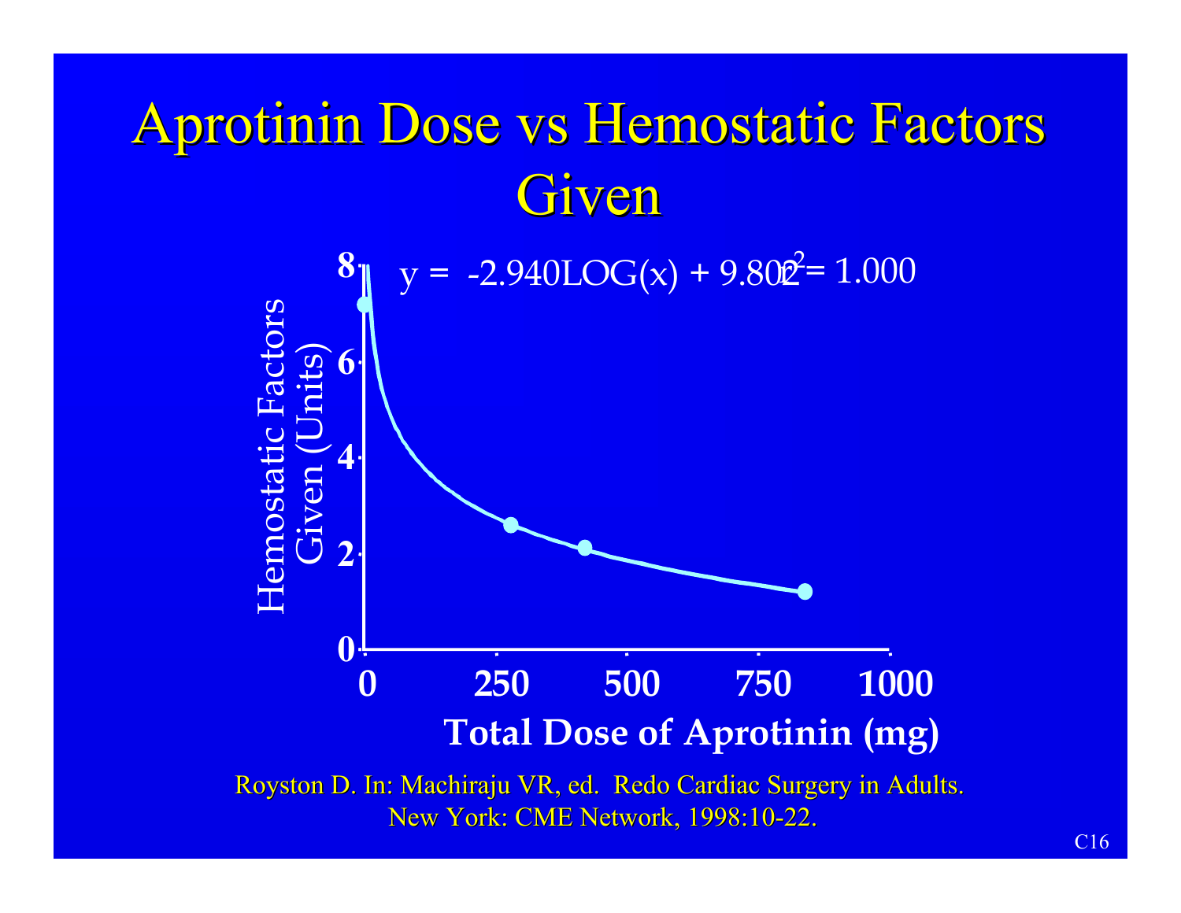# Aprotinin Dose vs Hemostatic Factors Given

$y = -2.940\text{LOG}(x) + 9.802 \quad r^2 = 1.000$

Hemostatic Factors Given (Units)

Total Dose of Aprotinin (mg)

Royston D. In: Machiraju VR, ed. Redo Cardiac Surgery in Adults. New York: CME Network, 1998:10-22.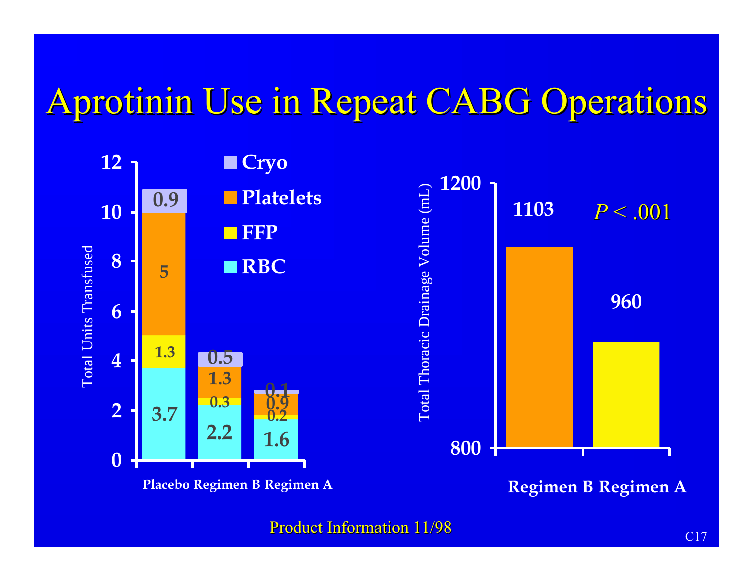# Aprotinin Use in Repeat CABG Operations

**Total Units Transfused**

| | Placebo | Regimen B | Regimen A |
|---|---|---|---|
| Cryo | 0.9 | 0.5 | 0.1 |
| Platelets | 5 | 1.3 | 0.9 |
| FFP | 1.3 | 0.3 | 0.2 |
| RBC | 3.7 | 2.2 | 1.6 |

**Total Thoracic Drainage Volume (mL)**

| Regimen B | Regimen A |
|---|---|
| 1103 | 960 |

*P* < .001

Product Information 11/98

C17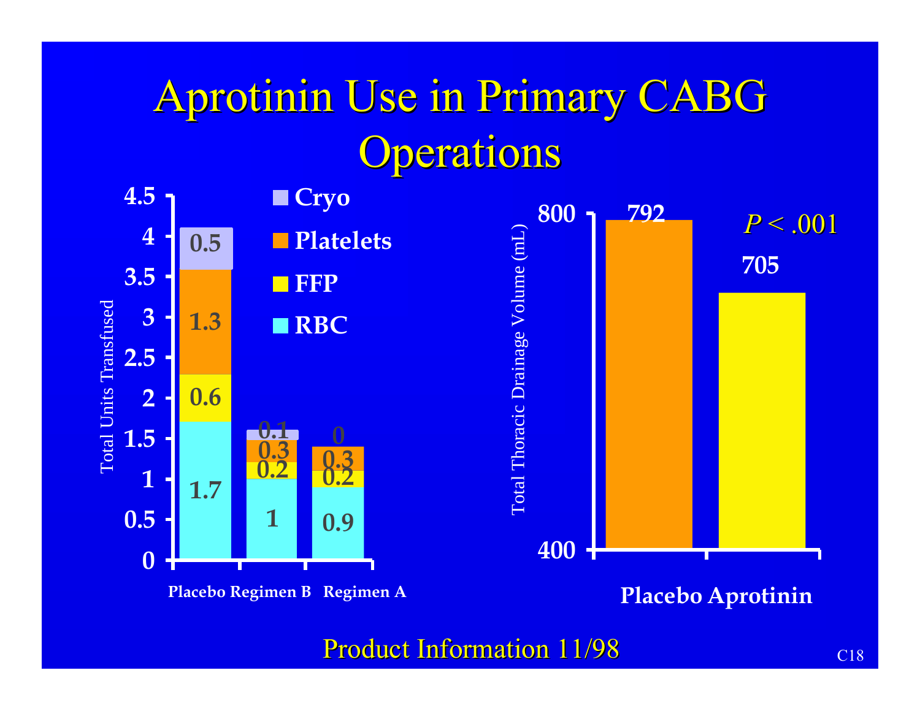# Aprotinin Use in Primary CABG Operations

| Total Units Transfused | Placebo | Regimen B | Regimen A |
|---|---|---|---|
| Cryo | 0.5 | 0.1 | 0 |
| Platelets | 1.3 | 0.3 | 0.3 |
| FFP | 0.6 | 0.2 | 0.2 |
| RBC | 1.7 | 1 | 0.9 |

| Total Thoracic Drainage Volume (mL) | Placebo | Aprotinin |
|---|---|---|
| | 792 | 705 |

$P < .001$

Product Information 11/98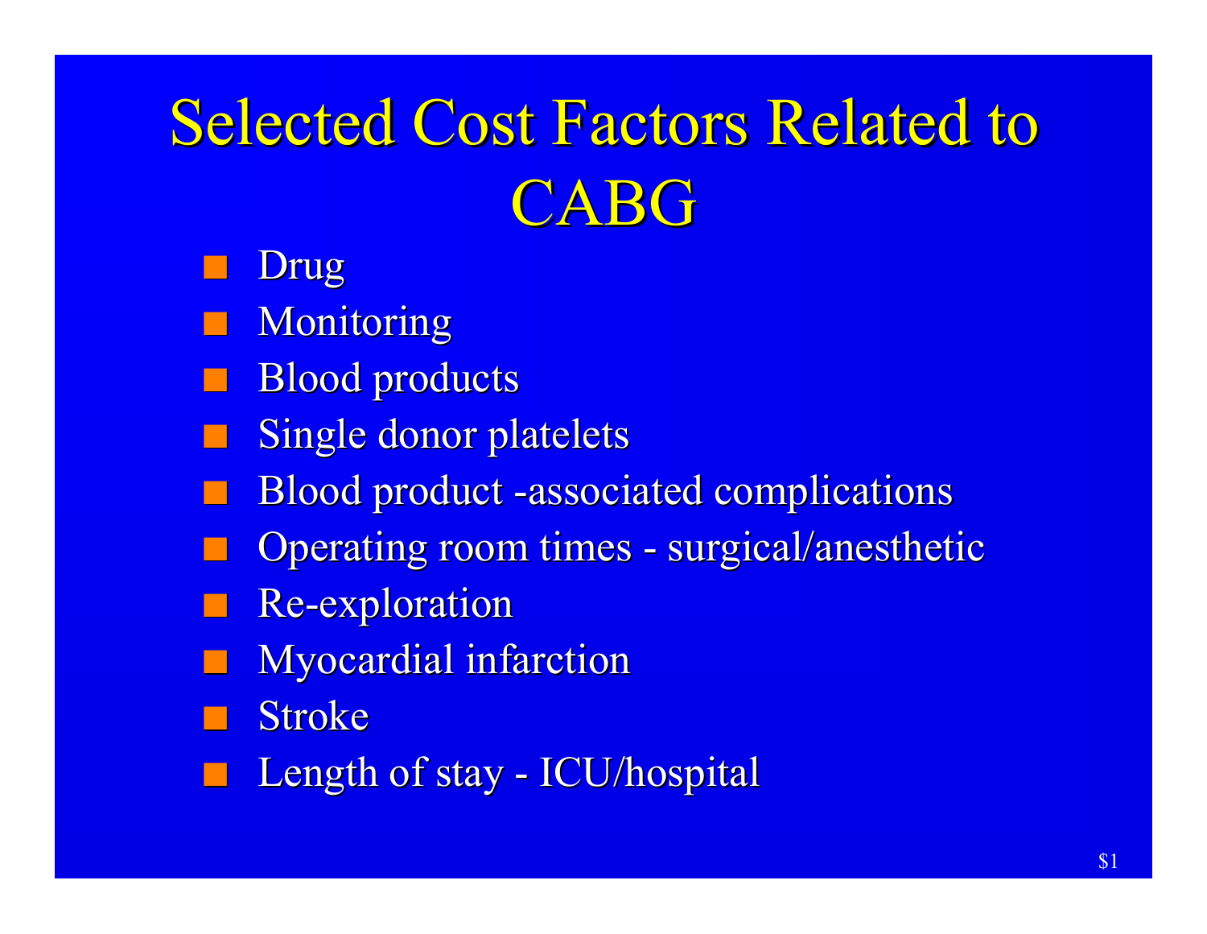# Selected Cost Factors Related to CABG

- Drug
- Monitoring
- Blood products
- Single donor platelets
- Blood product -associated complications
- Operating room times - surgical/anesthetic
- Re-exploration
- Myocardial infarction
- Stroke
- Length of stay - ICU/hospital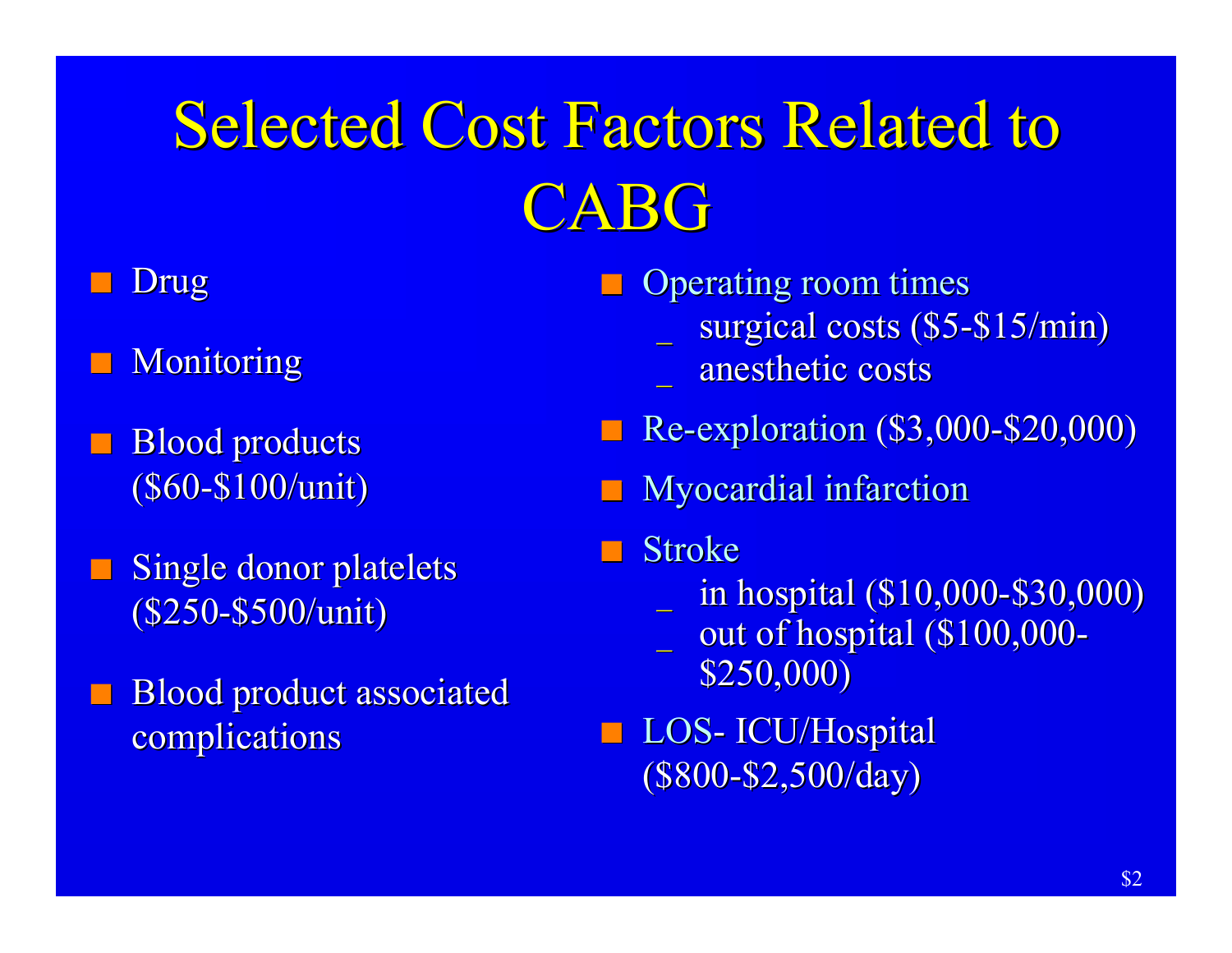# Selected Cost Factors Related to CABG

- Drug
- Monitoring
- Blood products ($60-$100/unit)
- Single donor platelets ($250-$500/unit)
- Blood product associated complications
- Operating room times
  - surgical costs ($5-$15/min)
  - anesthetic costs
- Re-exploration ($3,000-$20,000)
- Myocardial infarction
- Stroke
  - in hospital ($10,000-$30,000)
  - out of hospital ($100,000-$250,000)
- LOS- ICU/Hospital ($800-$2,500/day)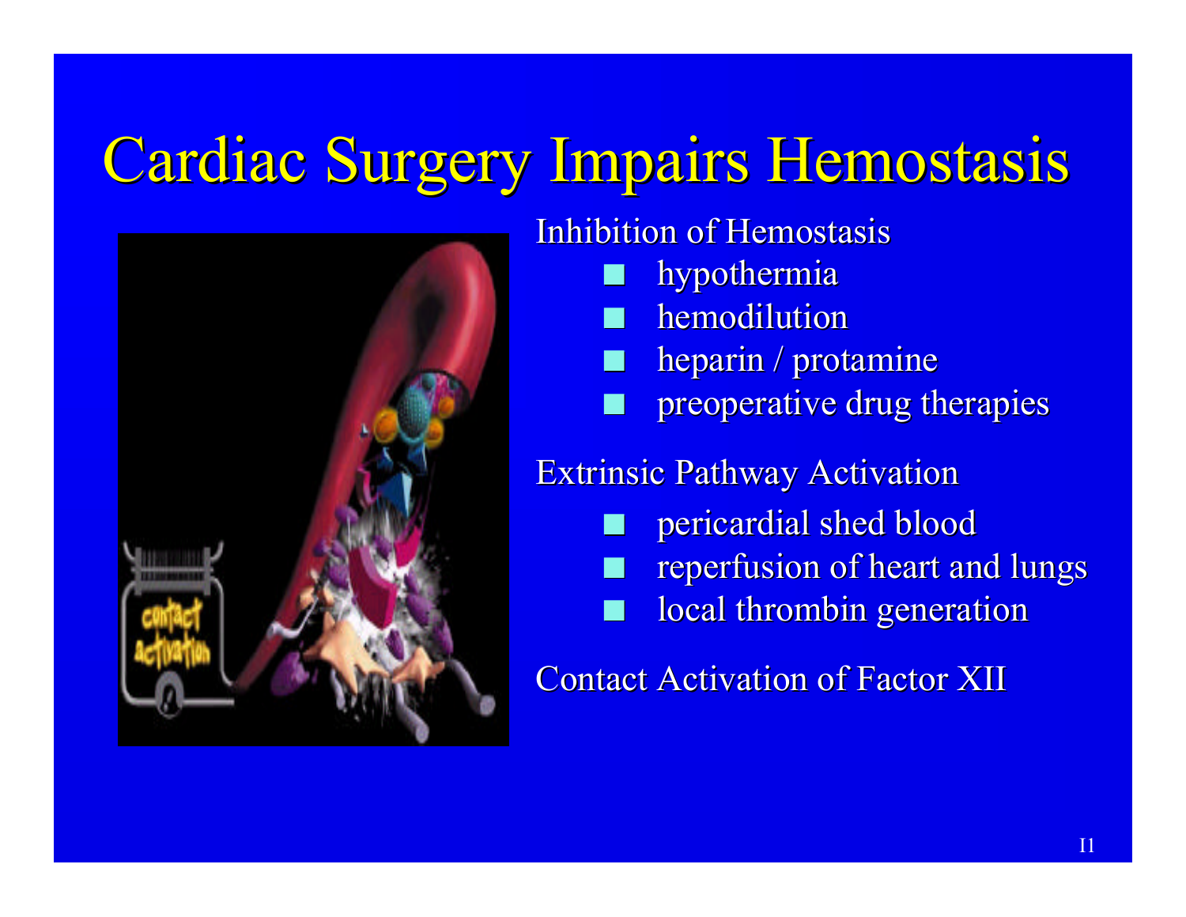# Cardiac Surgery Impairs Hemostasis

Inhibition of Hemostasis

- hypothermia
- hemodilution
- heparin / protamine
- preoperative drug therapies

Extrinsic Pathway Activation

- pericardial shed blood
- reperfusion of heart and lungs
- local thrombin generation

Contact Activation of Factor XII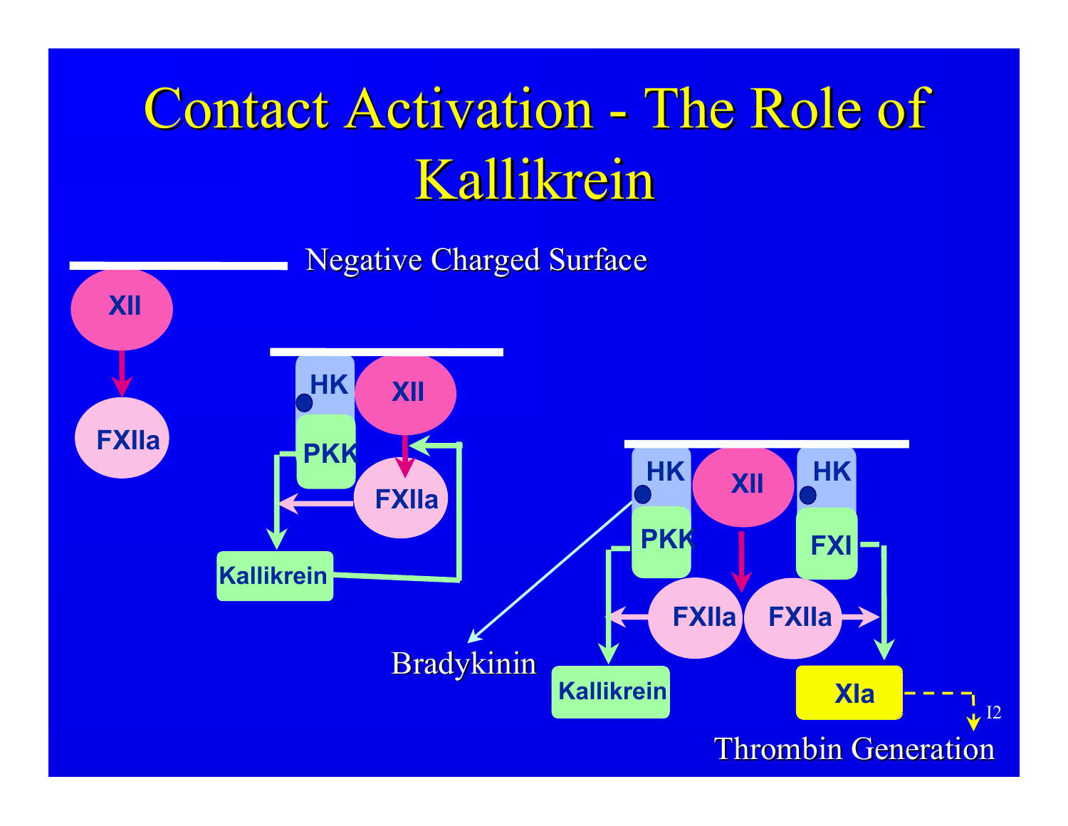# Contact Activation - The Role of Kallikrein

Negative Charged Surface

XII

FXIIa

HK

XII

PKK

FXIIa

Kallikrein

HK

XII

HK

PKK

FXI

FXIIa

FXIIa

Bradykinin

Kallikrein

XIa

I2

Thrombin Generation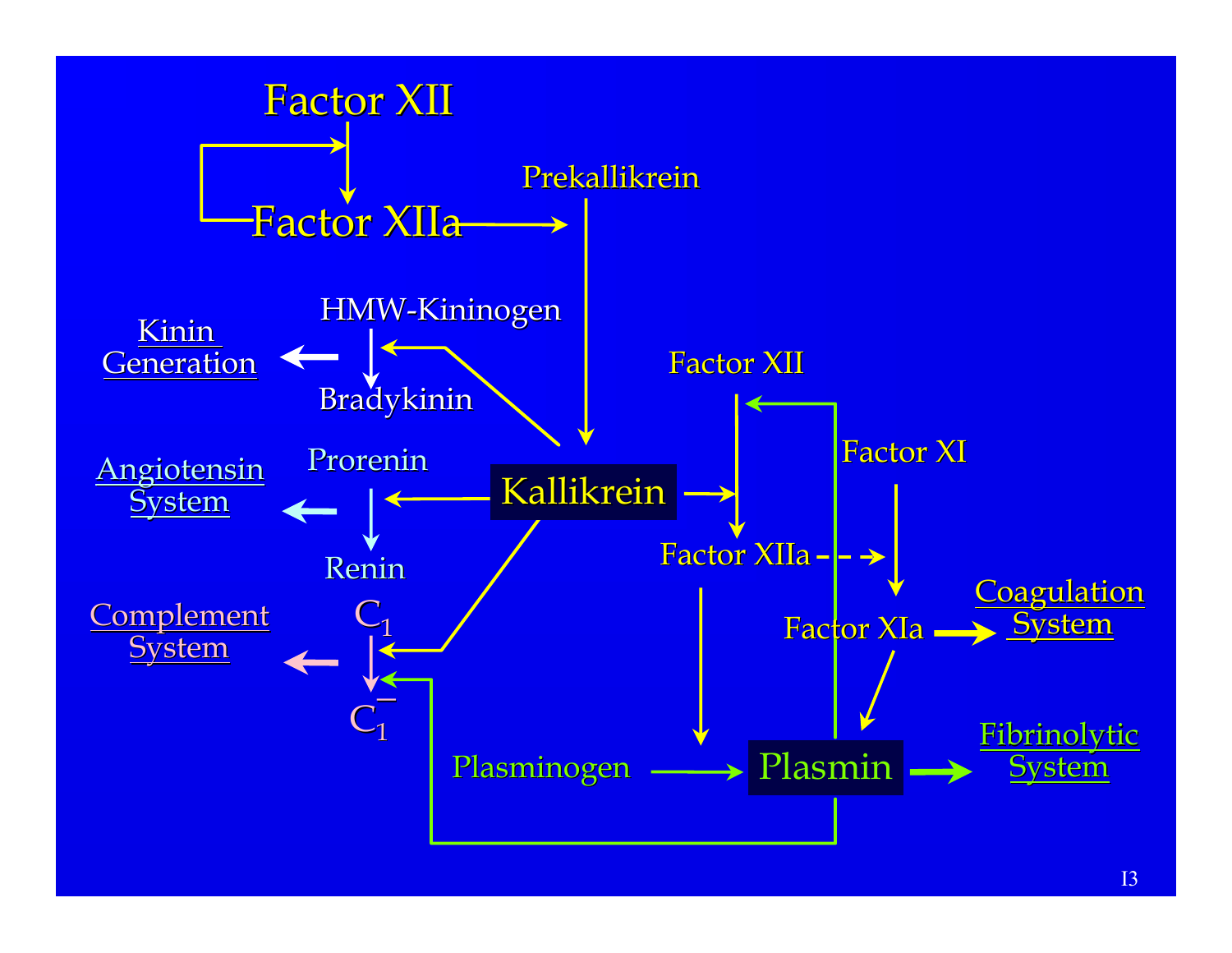Factor XII

Factor XIIa

Prekallikrein

HMW-Kininogen

Bradykinin

Kinin Generation

Prorenin

Renin

Angiotensin System

Kallikrein

$C_1$

$\overline{C_1}$

Complement System

Factor XII

Factor XI

Factor XIIa

Factor XIa

Coagulation System

Plasminogen

Plasmin

Fibrinolytic System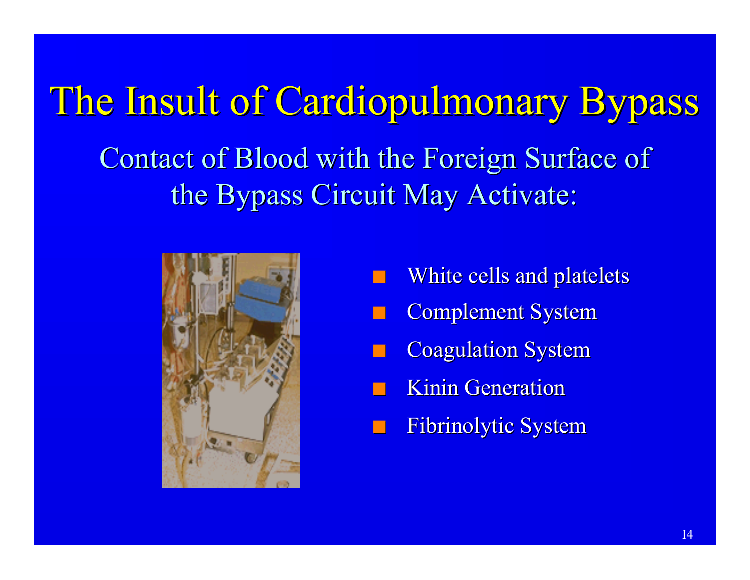# The Insult of Cardiopulmonary Bypass

## Contact of Blood with the Foreign Surface of the Bypass Circuit May Activate:

- White cells and platelets
- Complement System
- Coagulation System
- Kinin Generation
- Fibrinolytic System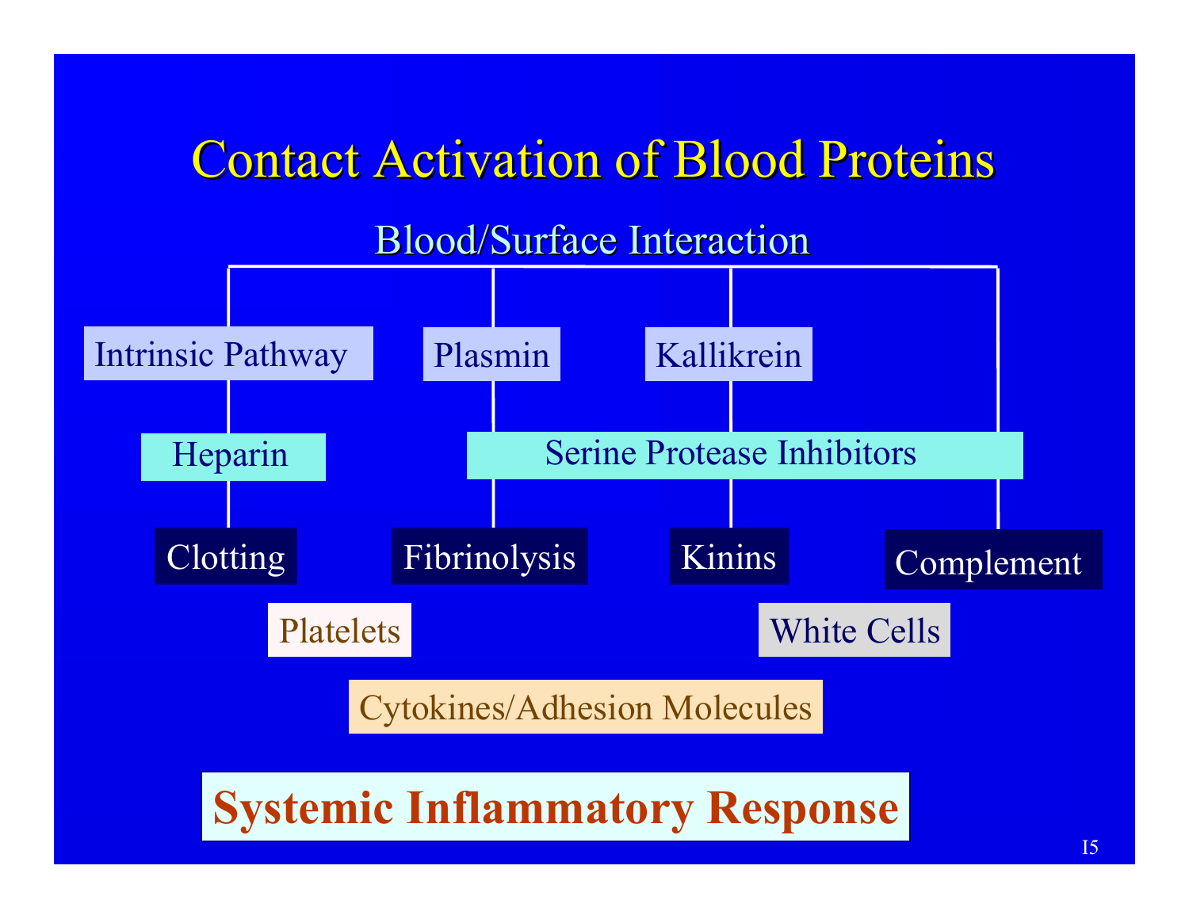# Contact Activation of Blood Proteins

Blood/Surface Interaction

- Intrinsic Pathway
  - Heparin
    - Clotting
- Plasmin
  - Serine Protease Inhibitors
    - Fibrinolysis
- Kallikrein
  - Serine Protease Inhibitors
    - Kinins
- Serine Protease Inhibitors
  - Complement

Platelets

White Cells

Cytokines/Adhesion Molecules

**Systemic Inflammatory Response**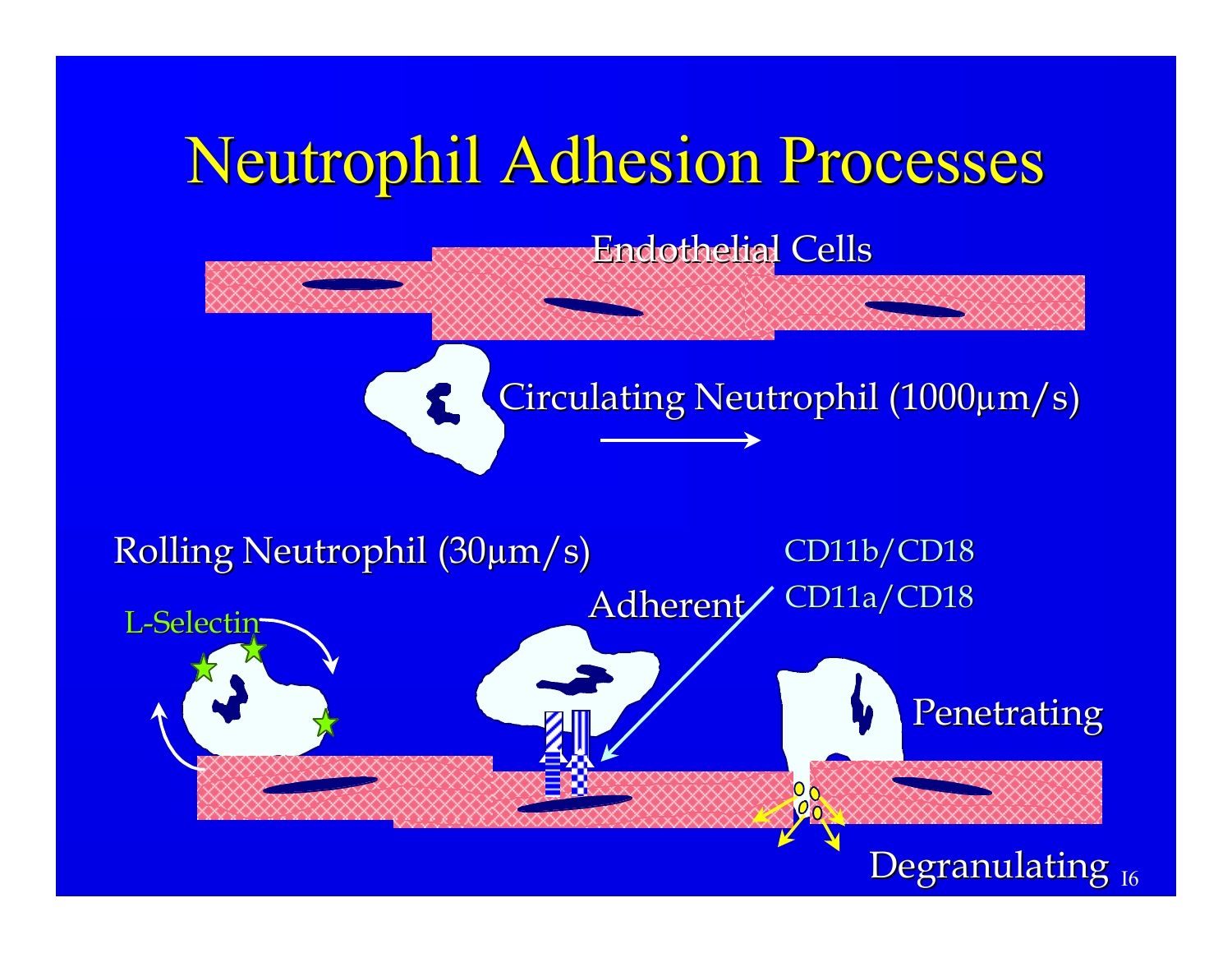# Neutrophil Adhesion Processes

Endothelial Cells

Circulating Neutrophil (1000μm/s)

Rolling Neutrophil (30μm/s)

L-Selectin

Adherent

CD11b/CD18

CD11a/CD18

Penetrating

Degranulating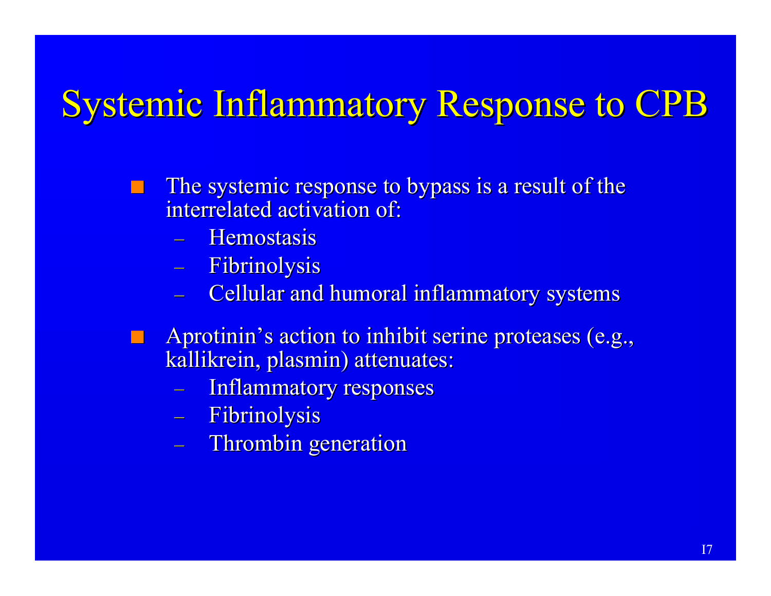# Systemic Inflammatory Response to CPB

- The systemic response to bypass is a result of the interrelated activation of:
  - Hemostasis
  - Fibrinolysis
  - Cellular and humoral inflammatory systems
- Aprotinin's action to inhibit serine proteases (e.g., kallikrein, plasmin) attenuates:
  - Inflammatory responses
  - Fibrinolysis
  - Thrombin generation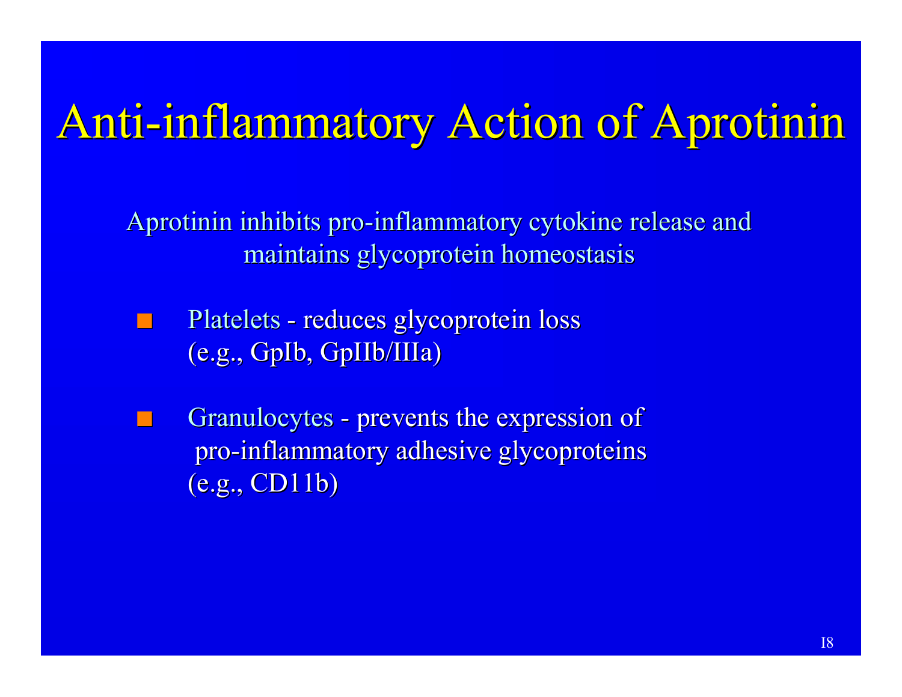# Anti-inflammatory Action of Aprotinin

Aprotinin inhibits pro-inflammatory cytokine release and maintains glycoprotein homeostasis

- Platelets - reduces glycoprotein loss (e.g., GpIb, GpIIb/IIIa)
- Granulocytes - prevents the expression of pro-inflammatory adhesive glycoproteins (e.g., CD11b)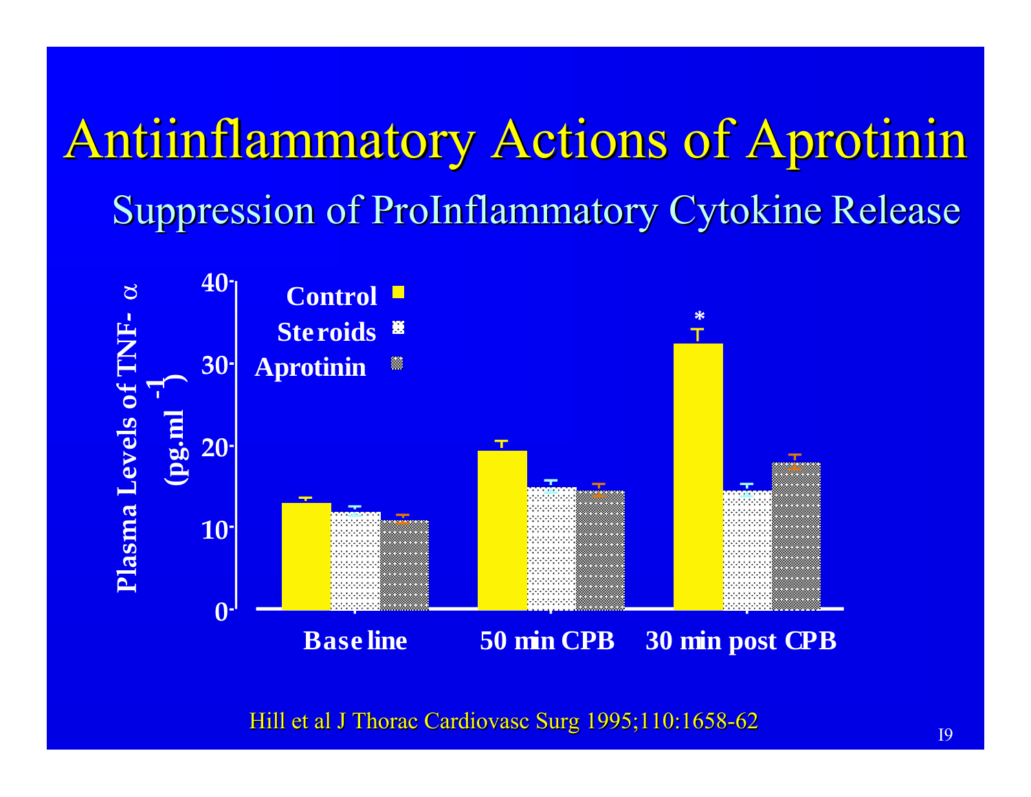# Antiinflammatory Actions of Aprotinin

## Suppression of ProInflammatory Cytokine Release

Plasma Levels of TNF-α (pg.ml$^{-1}$)

Control, Steroids, Aprotinin

Base line | 50 min CPB | 30 min post CPB

Hill et al J Thorac Cardiovasc Surg 1995;110:1658-62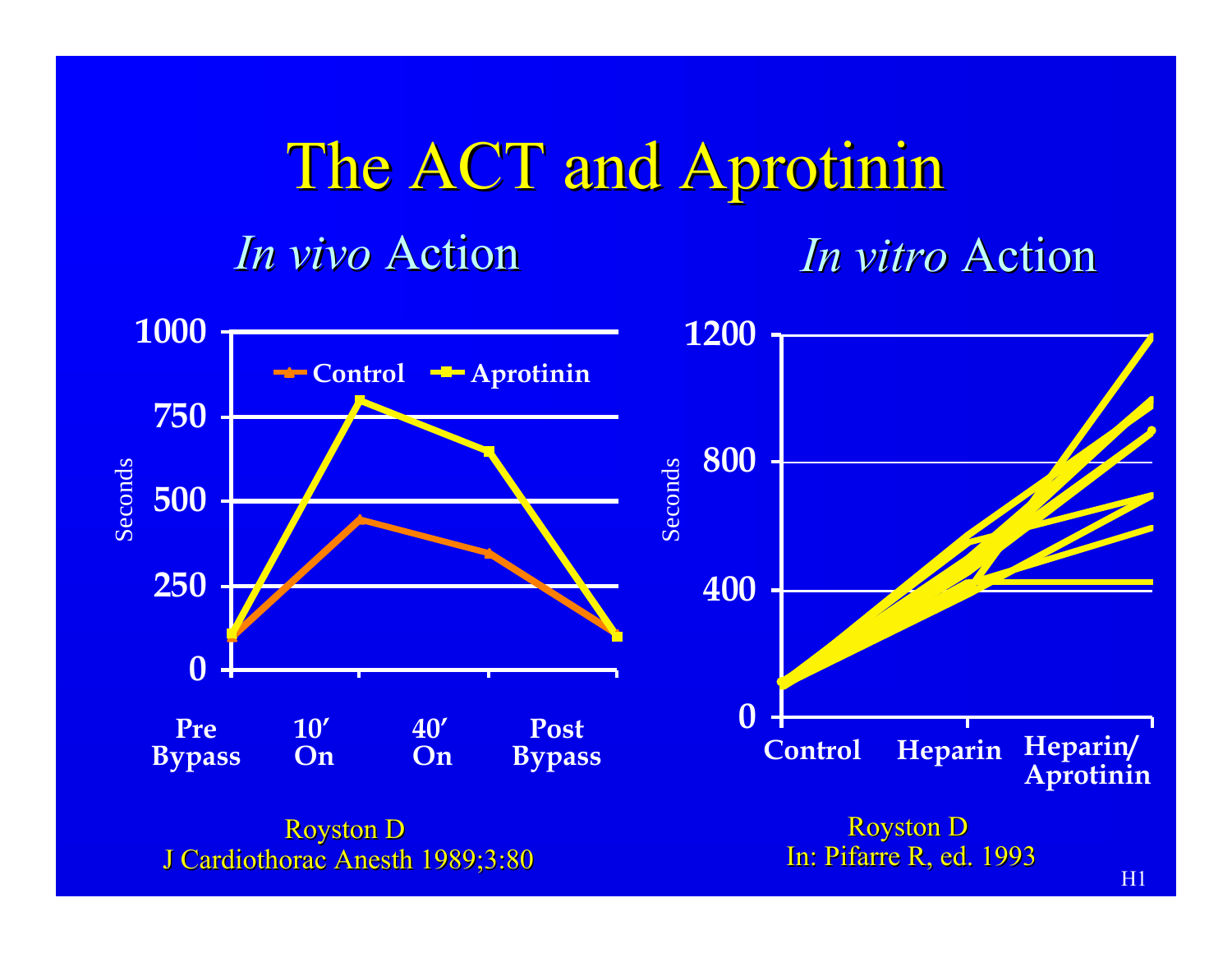# The ACT and Aprotinin

## *In vivo* Action

Seconds

1000, 750, 500, 250, 0

Control — Aprotinin

Pre Bypass | 10′ On | 40′ On | Post Bypass

Royston D
J Cardiothorac Anesth 1989;3:80

## *In vitro* Action

Seconds

1200, 800, 400, 0

Control | Heparin | Heparin/ Aprotinin

Royston D
In: Pifarre R, ed. 1993

H1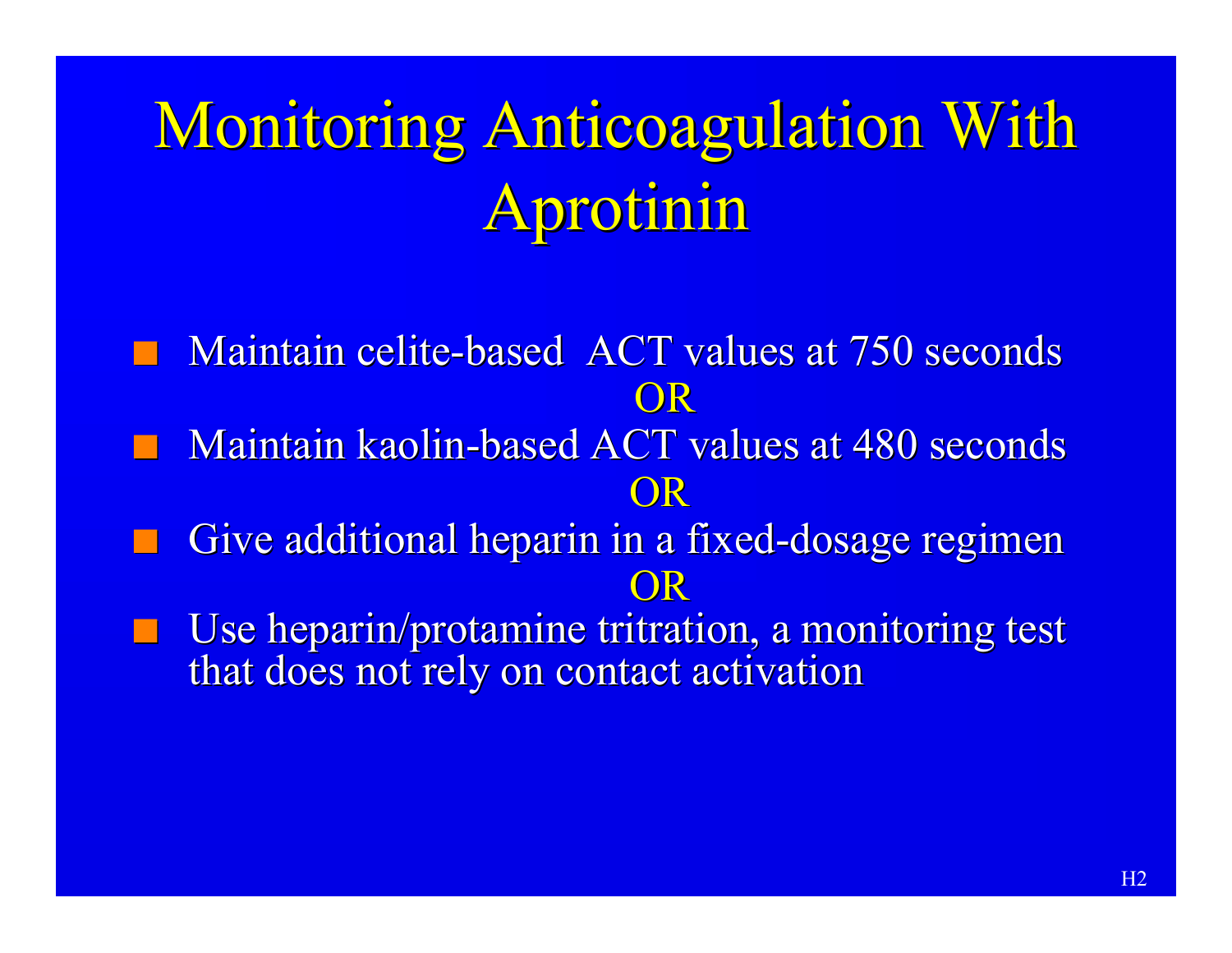# Monitoring Anticoagulation With Aprotinin

- Maintain celite-based ACT values at 750 seconds

  OR

- Maintain kaolin-based ACT values at 480 seconds

  OR

- Give additional heparin in a fixed-dosage regimen

  OR

- Use heparin/protamine titration, a monitoring test that does not rely on contact activation

H2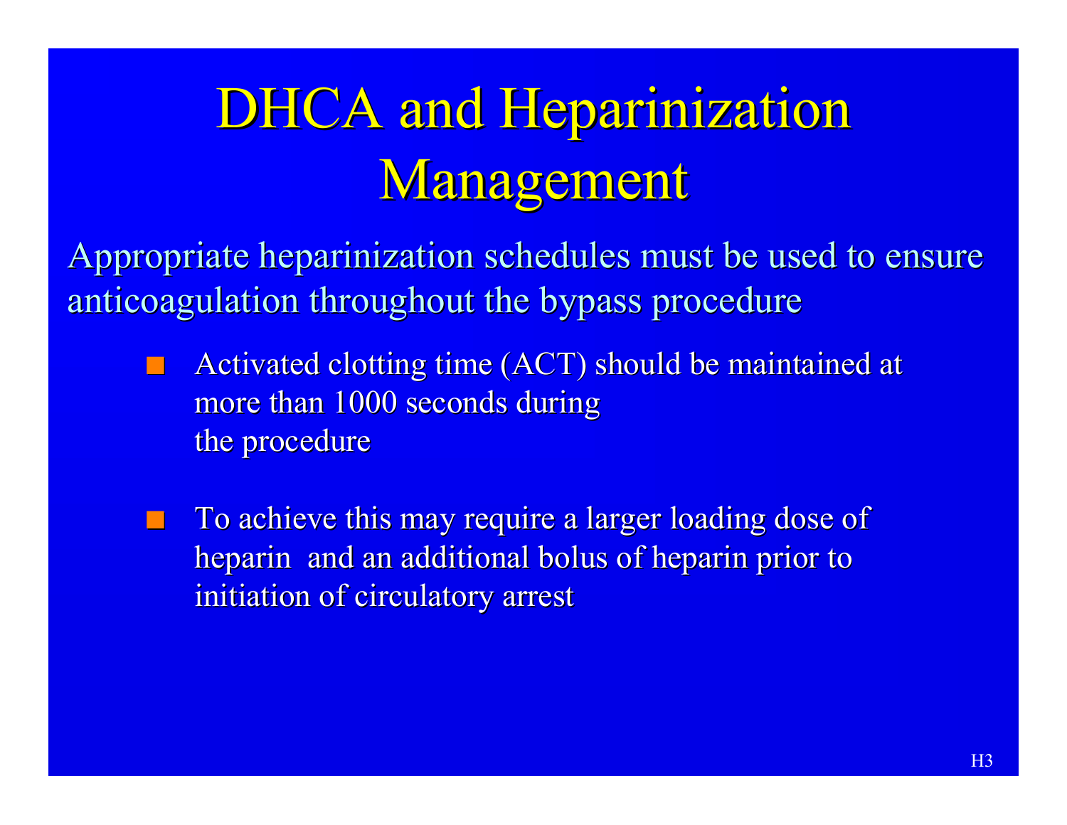# DHCA and Heparinization Management

Appropriate heparinization schedules must be used to ensure anticoagulation throughout the bypass procedure

- Activated clotting time (ACT) should be maintained at more than 1000 seconds during the procedure
- To achieve this may require a larger loading dose of heparin and an additional bolus of heparin prior to initiation of circulatory arrest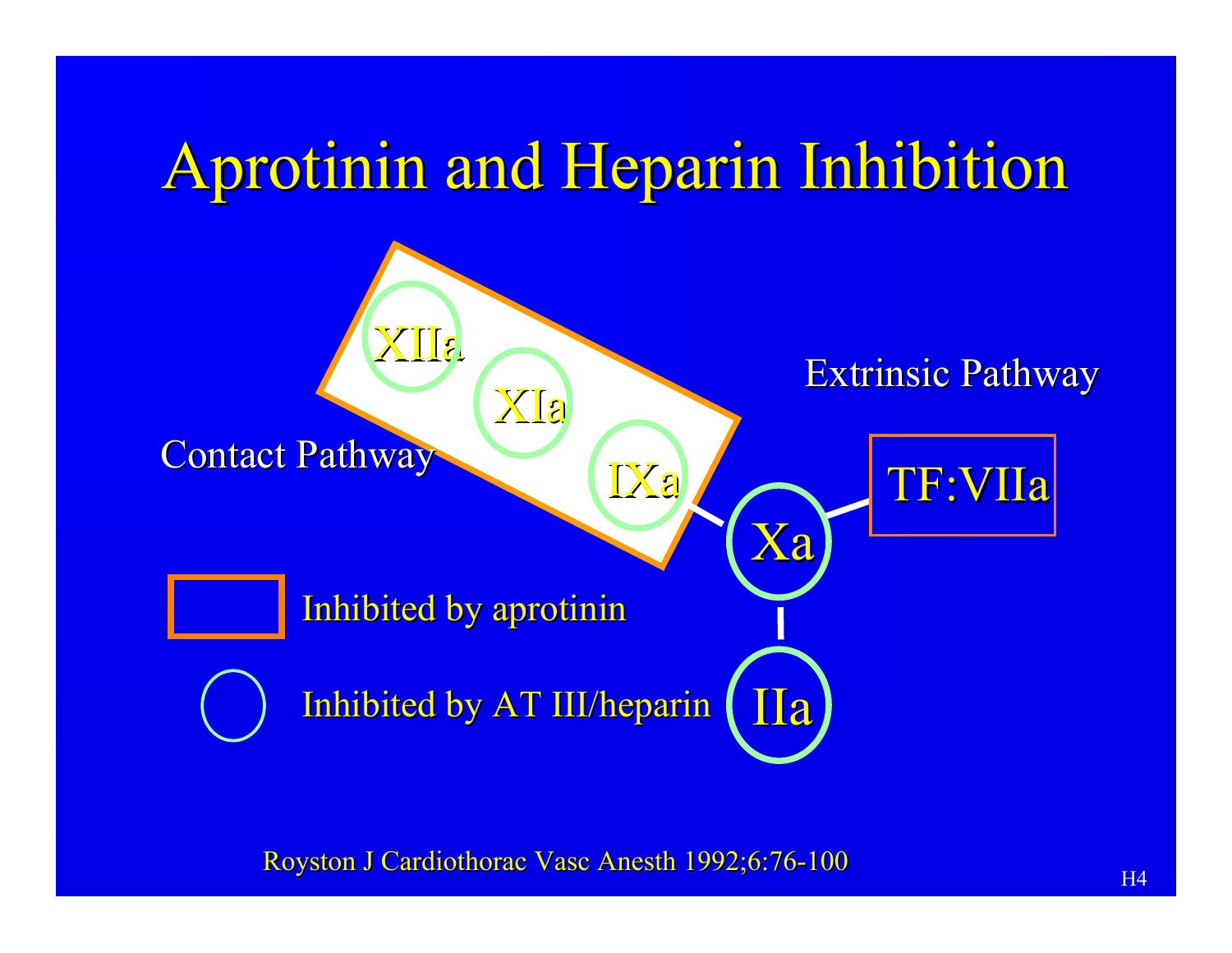# Aprotinin and Heparin Inhibition

Contact Pathway

XIIa

XIa

IXa

Extrinsic Pathway

TF:VIIa

Xa

IIa

Inhibited by aprotinin

Inhibited by AT III/heparin

Royston J Cardiothorac Vasc Anesth 1992;6:76-100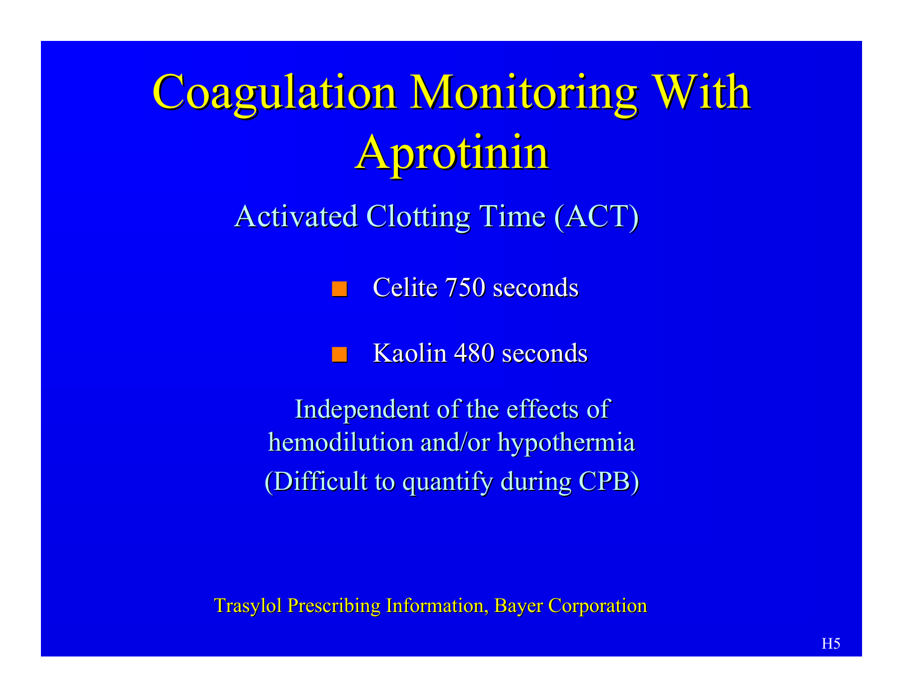# Coagulation Monitoring With Aprotinin

Activated Clotting Time (ACT)

- Celite 750 seconds
- Kaolin 480 seconds

Independent of the effects of hemodilution and/or hypothermia (Difficult to quantify during CPB)

Trasylol Prescribing Information, Bayer Corporation

H5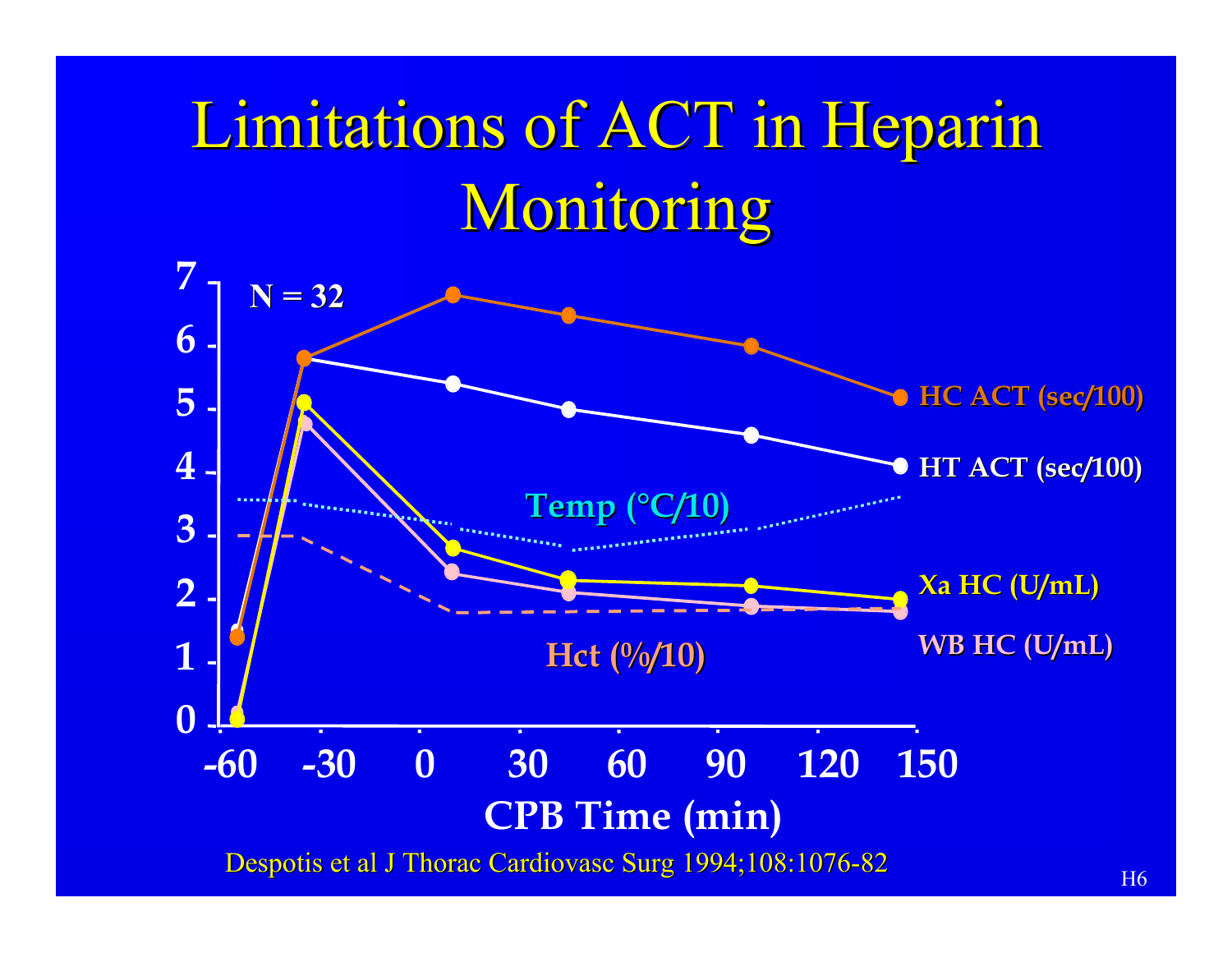# Limitations of ACT in Heparin Monitoring

N = 32

HC ACT (sec/100)

HT ACT (sec/100)

Temp (°C/10)

Xa HC (U/mL)

WB HC (U/mL)

Hct (%/10)

CPB Time (min)

Despotis et al J Thorac Cardiovasc Surg 1994;108:1076-82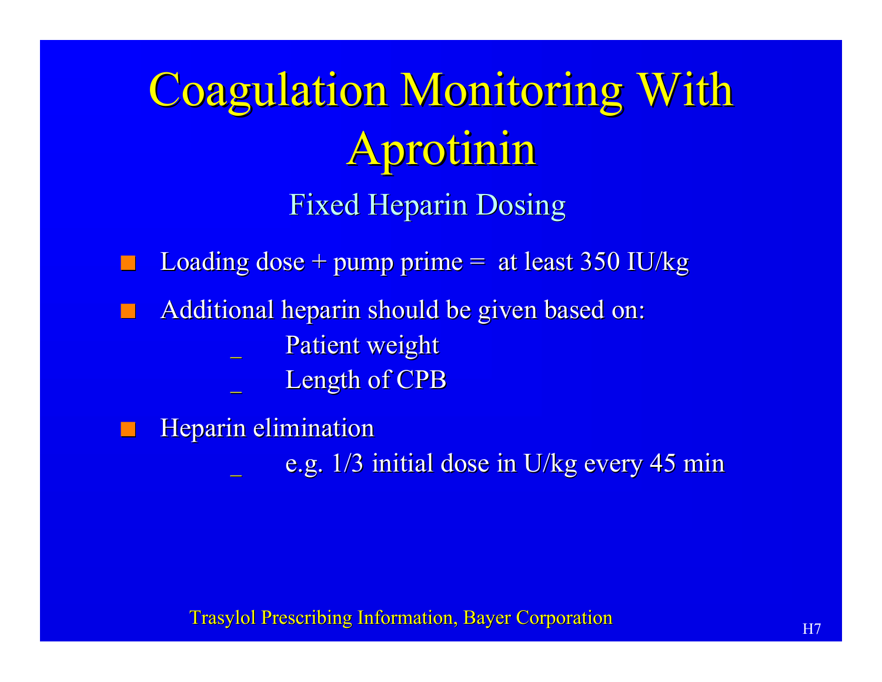# Coagulation Monitoring With Aprotinin

## Fixed Heparin Dosing

- Loading dose + pump prime = at least 350 IU/kg
- Additional heparin should be given based on:
  - Patient weight
  - Length of CPB
- Heparin elimination
  - e.g. 1/3 initial dose in U/kg every 45 min

Trasylol Prescribing Information, Bayer Corporation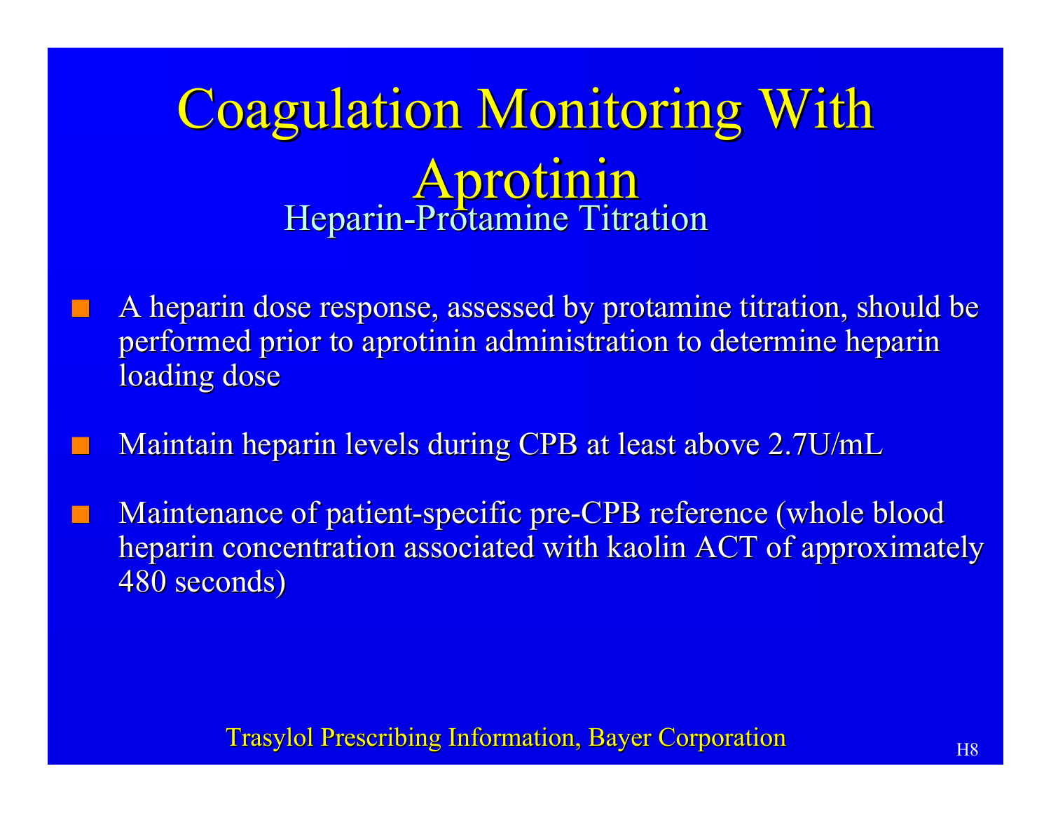# Coagulation Monitoring With Aprotinin

## Heparin-Protamine Titration

- A heparin dose response, assessed by protamine titration, should be performed prior to aprotinin administration to determine heparin loading dose
- Maintain heparin levels during CPB at least above 2.7U/mL
- Maintenance of patient-specific pre-CPB reference (whole blood heparin concentration associated with kaolin ACT of approximately 480 seconds)

Trasylol Prescribing Information, Bayer Corporation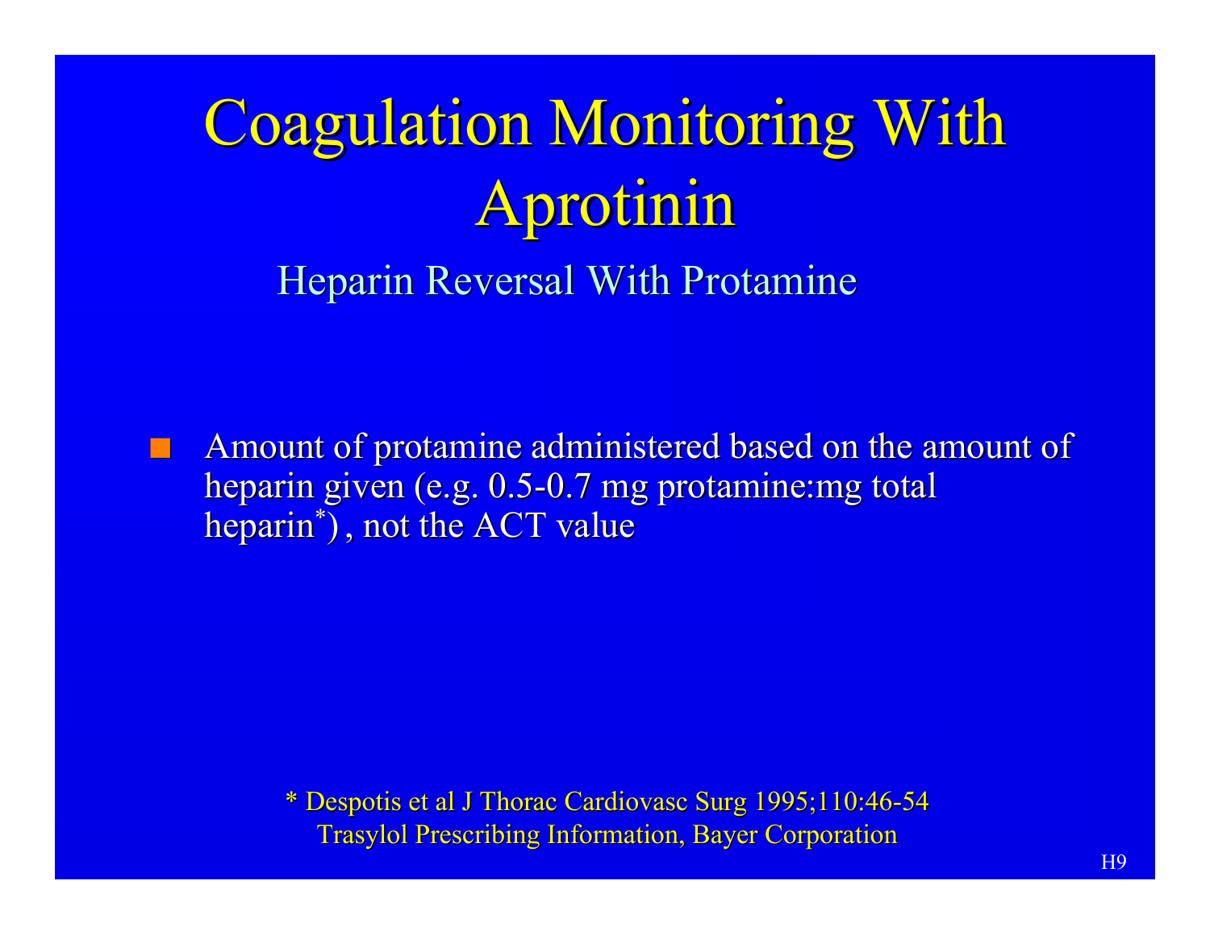# Coagulation Monitoring With Aprotinin

## Heparin Reversal With Protamine

- Amount of protamine administered based on the amount of heparin given (e.g. 0.5-0.7 mg protamine:mg total heparin[*]) , not the ACT value

\* Despotis et al J Thorac Cardiovasc Surg 1995;110:46-54
Trasylol Prescribing Information, Bayer Corporation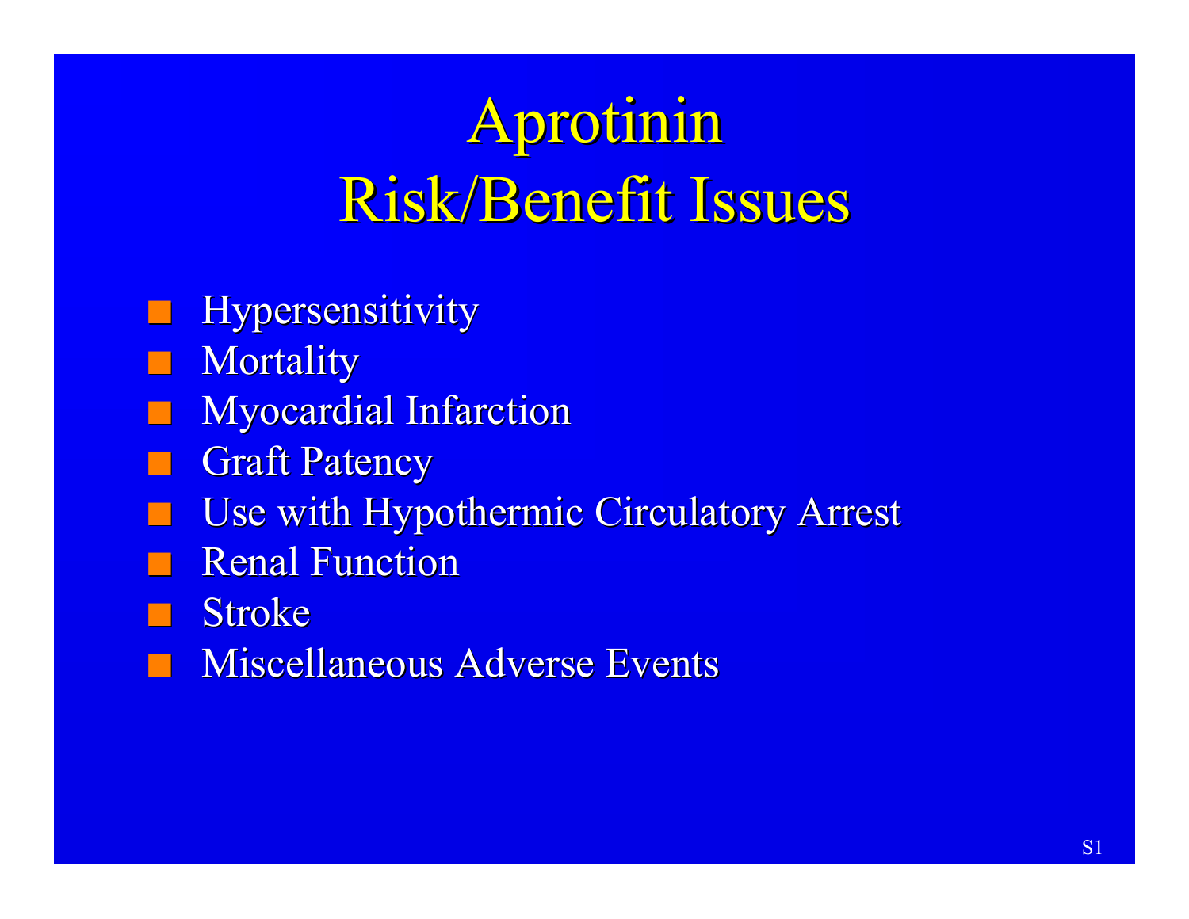# Aprotinin
# Risk/Benefit Issues

- Hypersensitivity
- Mortality
- Myocardial Infarction
- Graft Patency
- Use with Hypothermic Circulatory Arrest
- Renal Function
- Stroke
- Miscellaneous Adverse Events

S1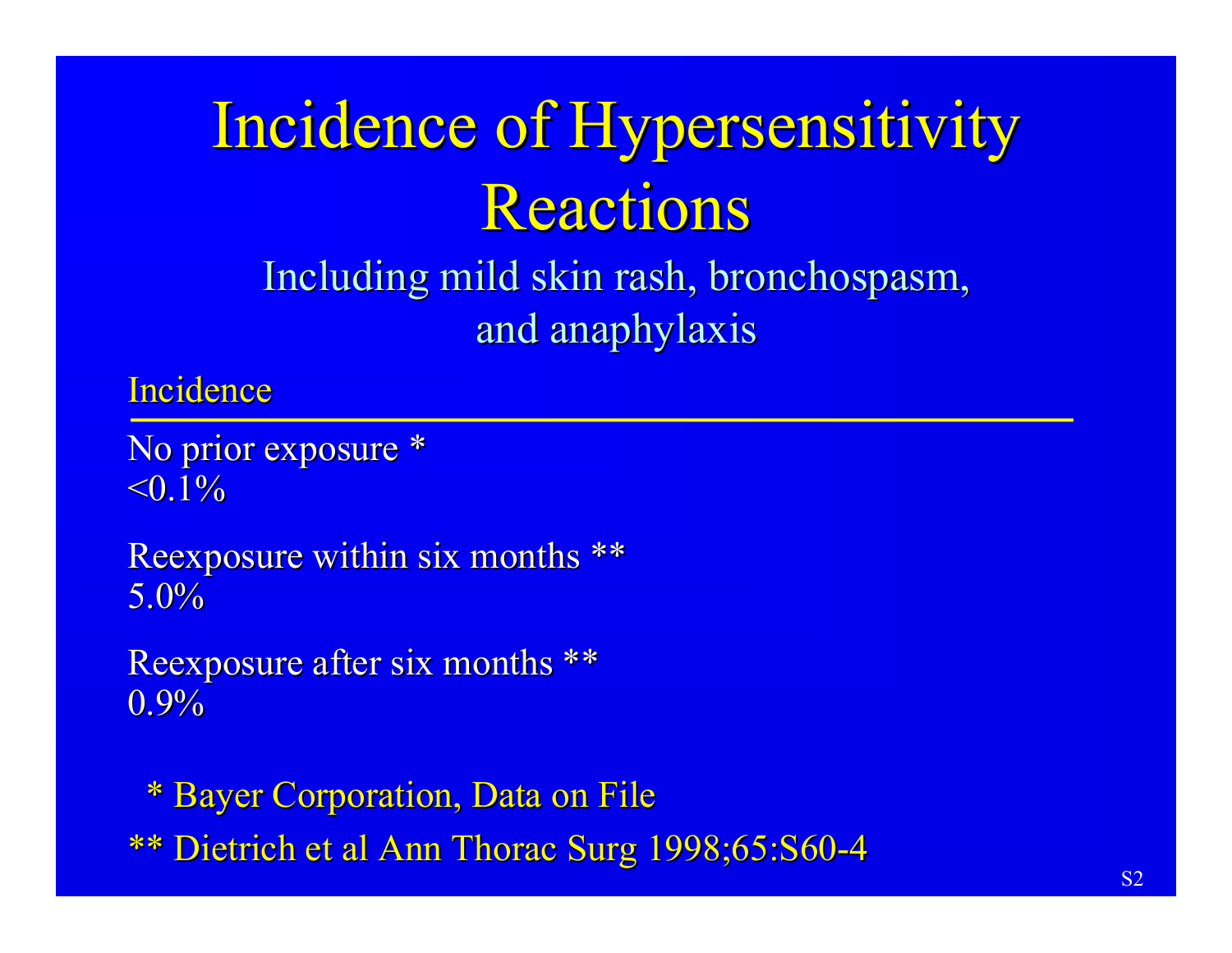# Incidence of Hypersensitivity Reactions

## Including mild skin rash, bronchospasm, and anaphylaxis

| Incidence | |
|---|---|
| No prior exposure * | <0.1% |
| Reexposure within six months ** | 5.0% |
| Reexposure after six months ** | 0.9% |

\* Bayer Corporation, Data on File

** Dietrich et al Ann Thorac Surg 1998;65:S60-4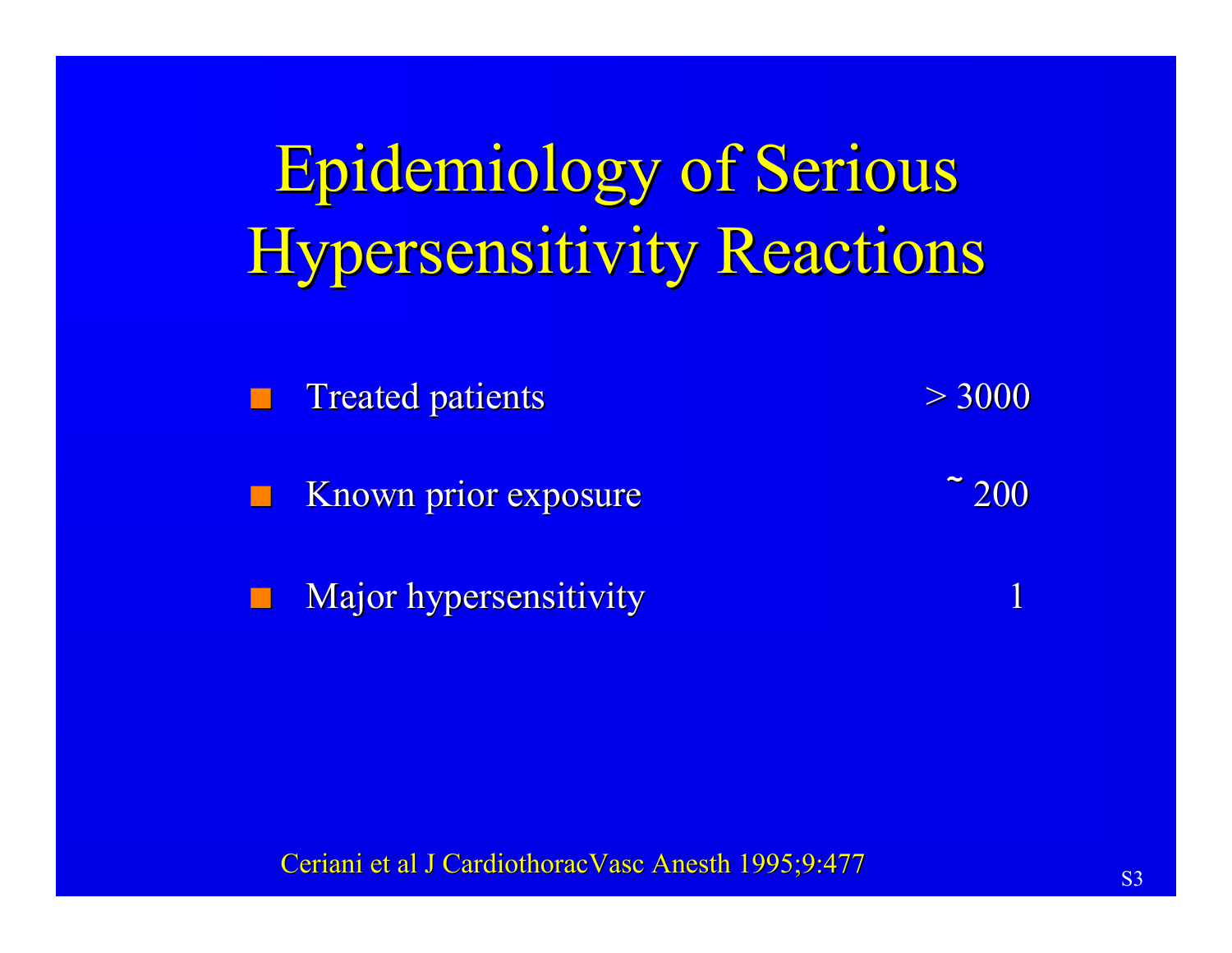# Epidemiology of Serious Hypersensitivity Reactions

| | |
|---|---|
| Treated patients | > 3000 |
| Known prior exposure | ~ 200 |
| Major hypersensitivity | 1 |

Ceriani et al J CardiothoracVasc Anesth 1995;9:477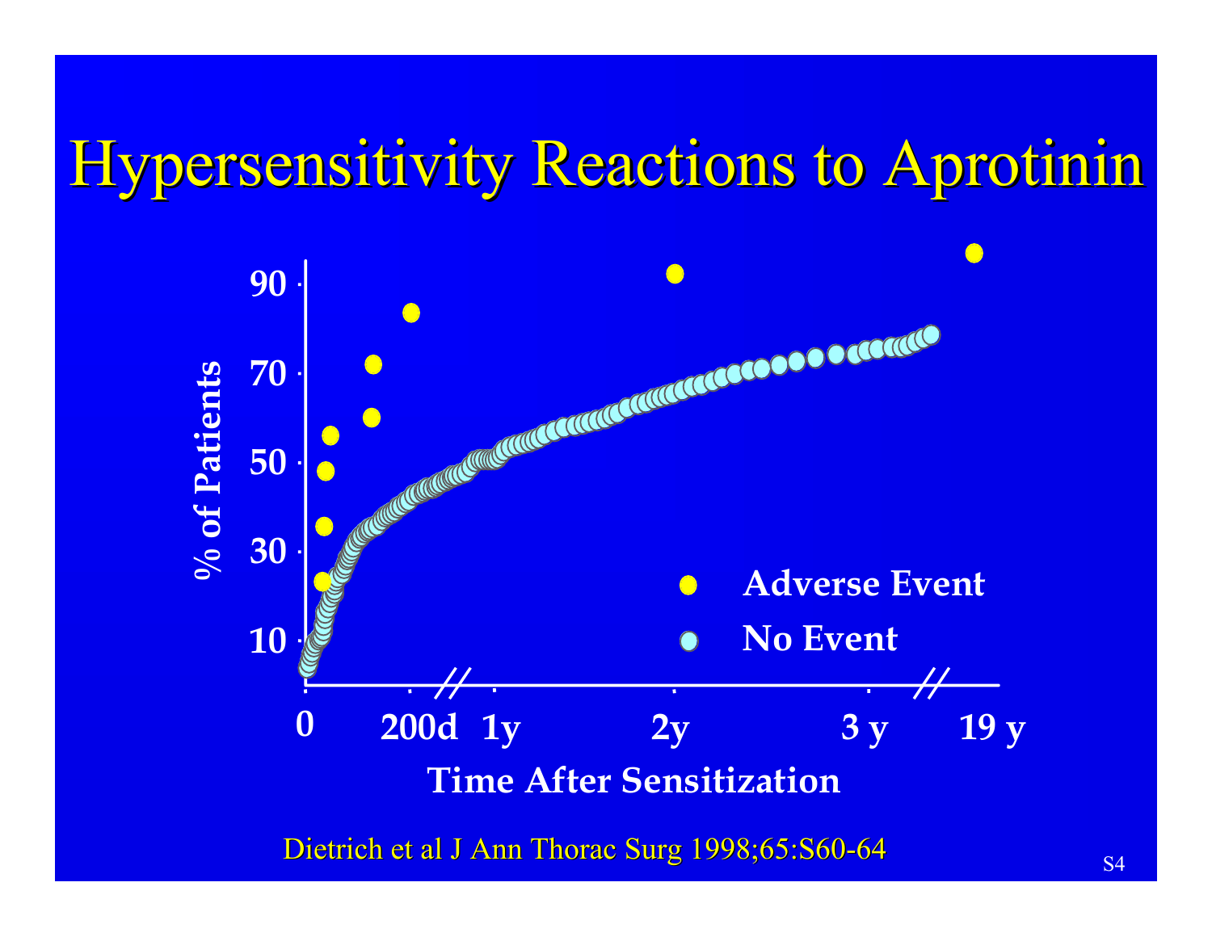# Hypersensitivity Reactions to Aprotinin

% of Patients

90

70

50

30

10

0 200d 1y 2y 3 y 19 y

Time After Sensitization

Adverse Event

No Event

Dietrich et al J Ann Thorac Surg 1998;65:S60-64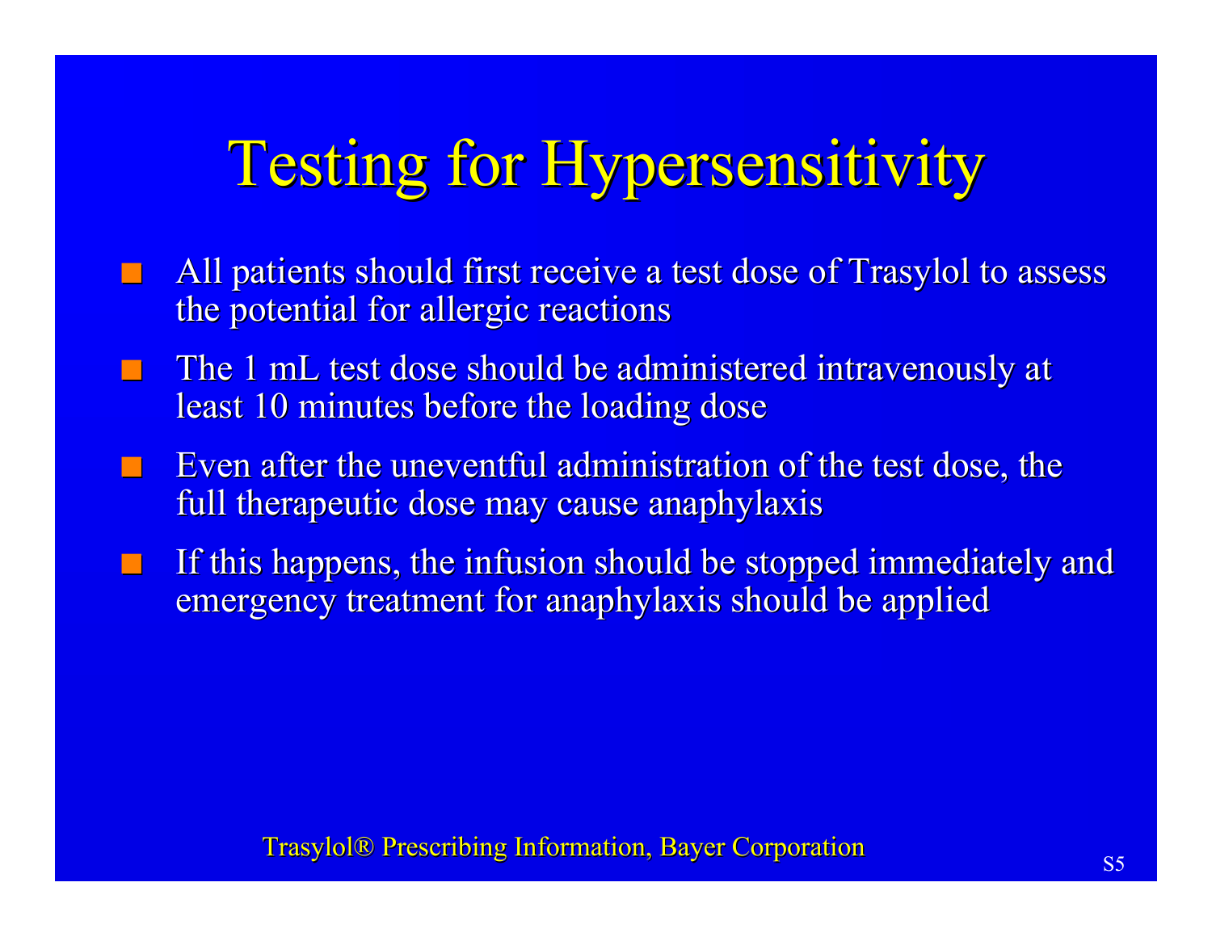# Testing for Hypersensitivity

- All patients should first receive a test dose of Trasylol to assess the potential for allergic reactions
- The 1 mL test dose should be administered intravenously at least 10 minutes before the loading dose
- Even after the uneventful administration of the test dose, the full therapeutic dose may cause anaphylaxis
- If this happens, the infusion should be stopped immediately and emergency treatment for anaphylaxis should be applied

Trasylol® Prescribing Information, Bayer Corporation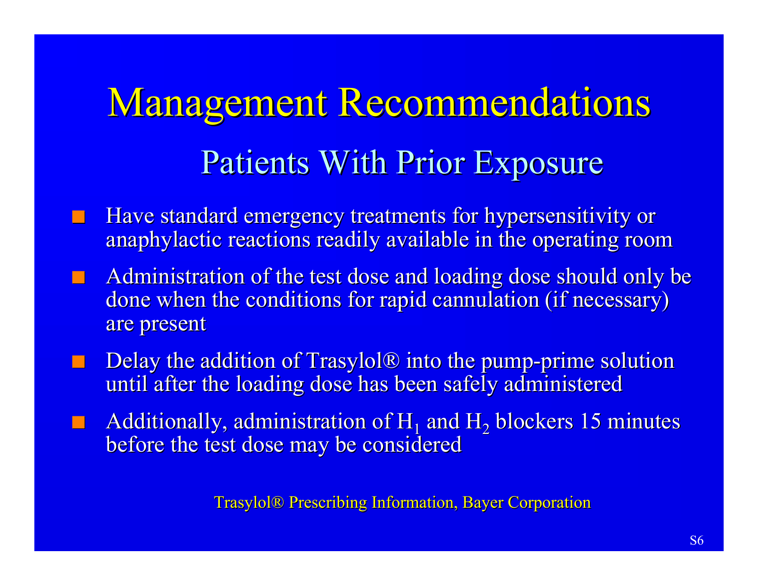# Management Recommendations

## Patients With Prior Exposure

- Have standard emergency treatments for hypersensitivity or anaphylactic reactions readily available in the operating room
- Administration of the test dose and loading dose should only be done when the conditions for rapid cannulation (if necessary) are present
- Delay the addition of Trasylol® into the pump-prime solution until after the loading dose has been safely administered
- Additionally, administration of $H_1$ and $H_2$ blockers 15 minutes before the test dose may be considered

Trasylol® Prescribing Information, Bayer Corporation

S6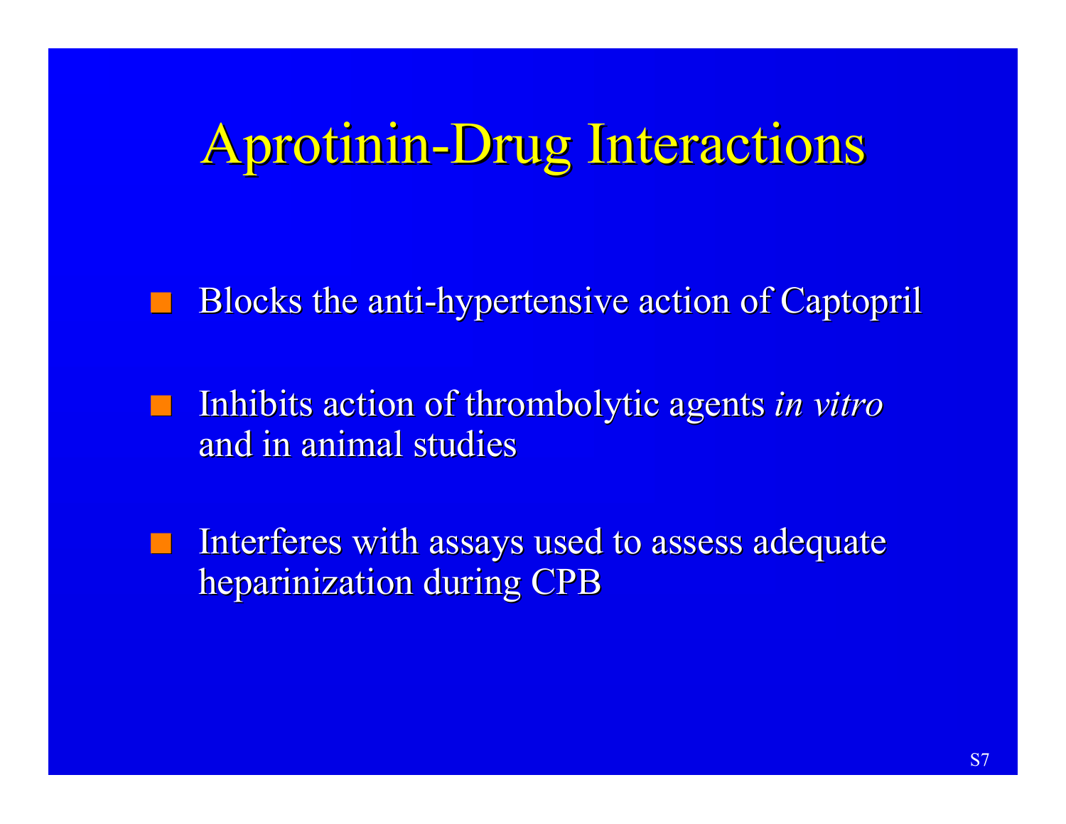# Aprotinin-Drug Interactions

- Blocks the anti-hypertensive action of Captopril
- Inhibits action of thrombolytic agents *in vitro* and in animal studies
- Interferes with assays used to assess adequate heparinization during CPB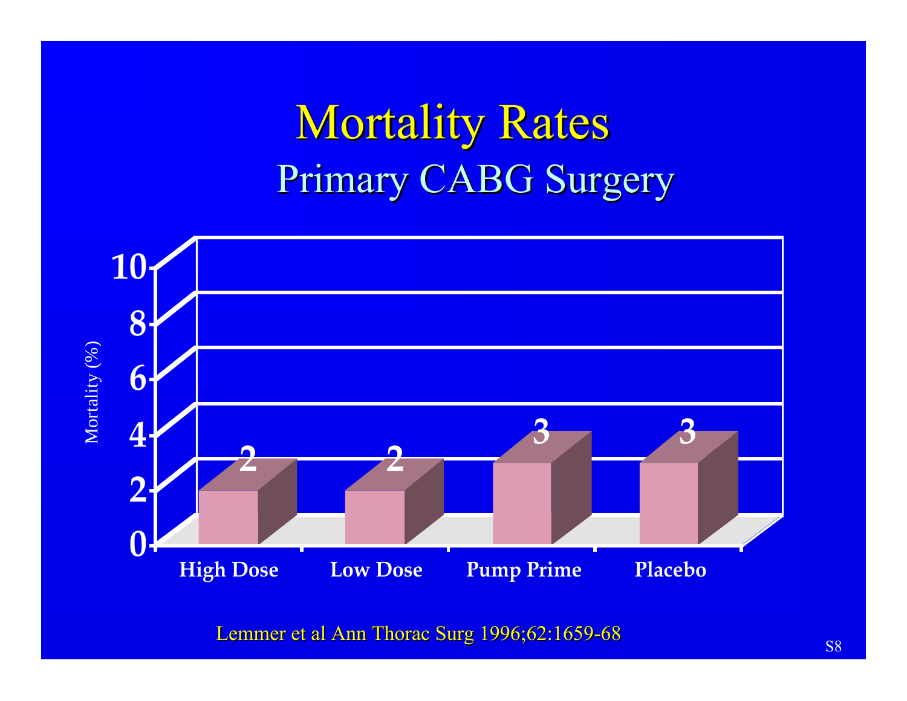# Mortality Rates

## Primary CABG Surgery

| | High Dose | Low Dose | Pump Prime | Placebo |
|---|---|---|---|---|
| Mortality (%) | 2 | 2 | 3 | 3 |

Lemmer et al Ann Thorac Surg 1996;62:1659-68

S8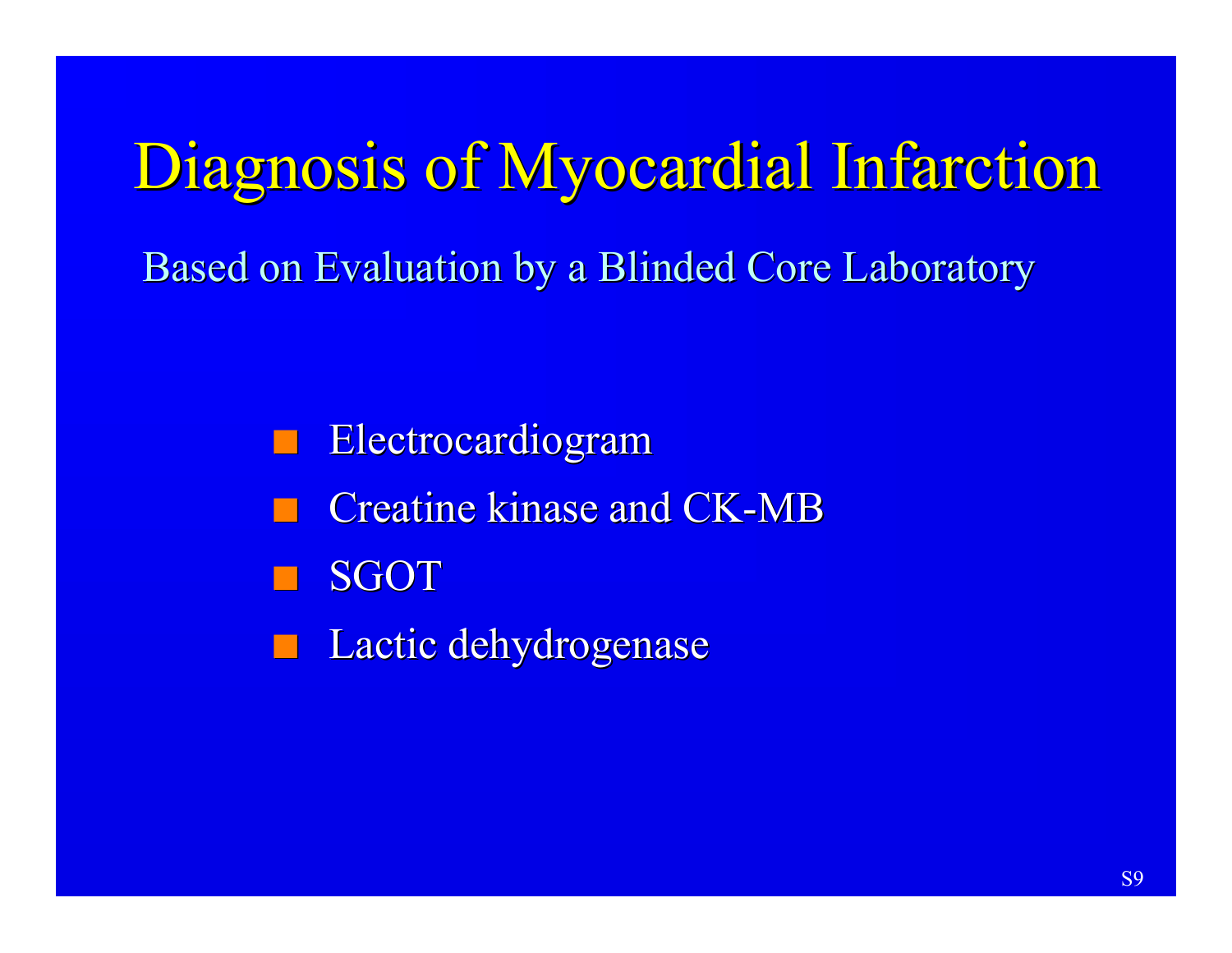# Diagnosis of Myocardial Infarction

Based on Evaluation by a Blinded Core Laboratory

- Electrocardiogram
- Creatine kinase and CK-MB
- SGOT
- Lactic dehydrogenase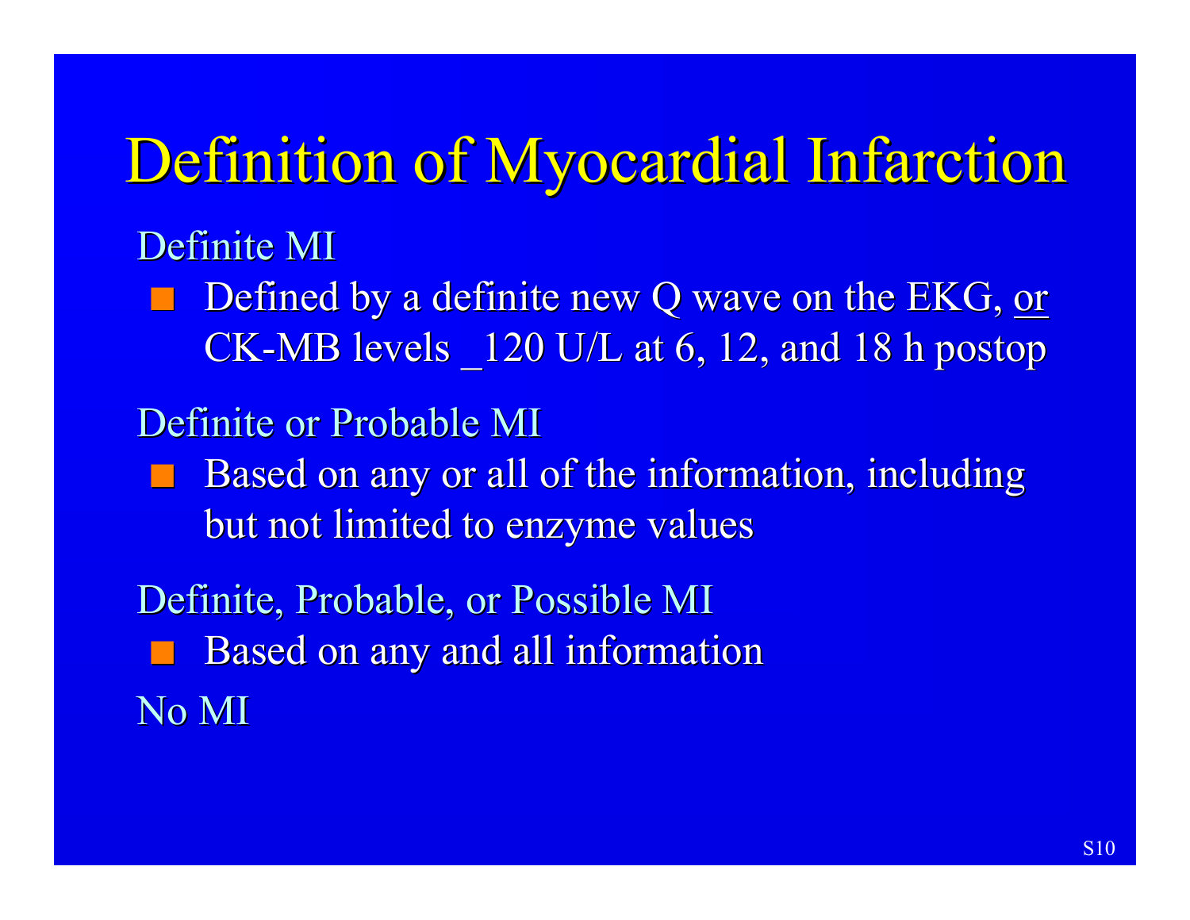# Definition of Myocardial Infarction

Definite MI

- Defined by a definite new Q wave on the EKG, or CK-MB levels _120 U/L at 6, 12, and 18 h postop

Definite or Probable MI

- Based on any or all of the information, including but not limited to enzyme values

Definite, Probable, or Possible MI

- Based on any and all information

No MI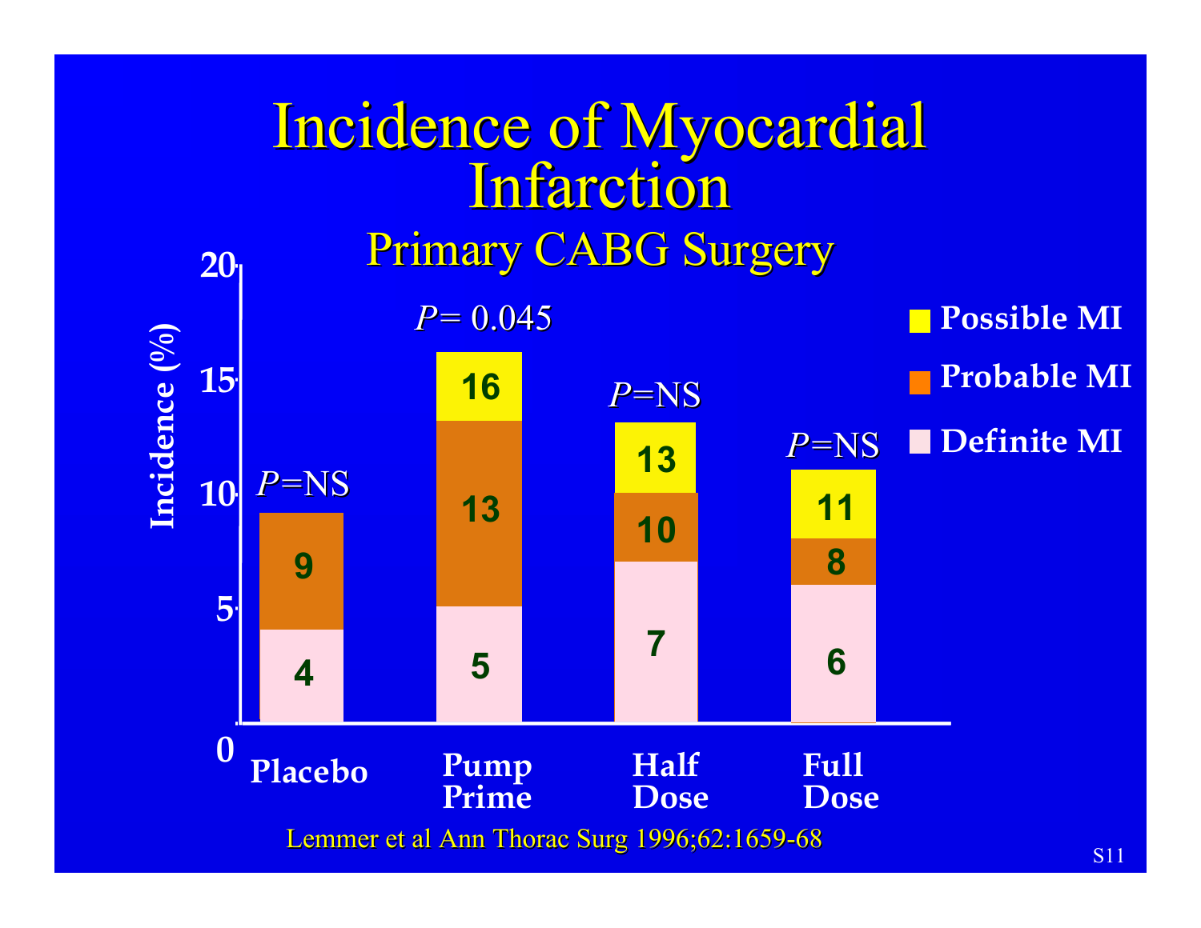# Incidence of Myocardial Infarction

## Primary CABG Surgery

| | Placebo | Pump Prime | Half Dose | Full Dose |
|---|---|---|---|---|
| Definite MI | 4 | 5 | 7 | 6 |
| Probable MI | 9 | 13 | 10 | 8 |
| Possible MI | | 16 | 13 | 11 |
| *P* | *P*=NS | *P*= 0.045 | *P*=NS | *P*=NS |

Incidence (%)

Lemmer et al Ann Thorac Surg 1996;62:1659-68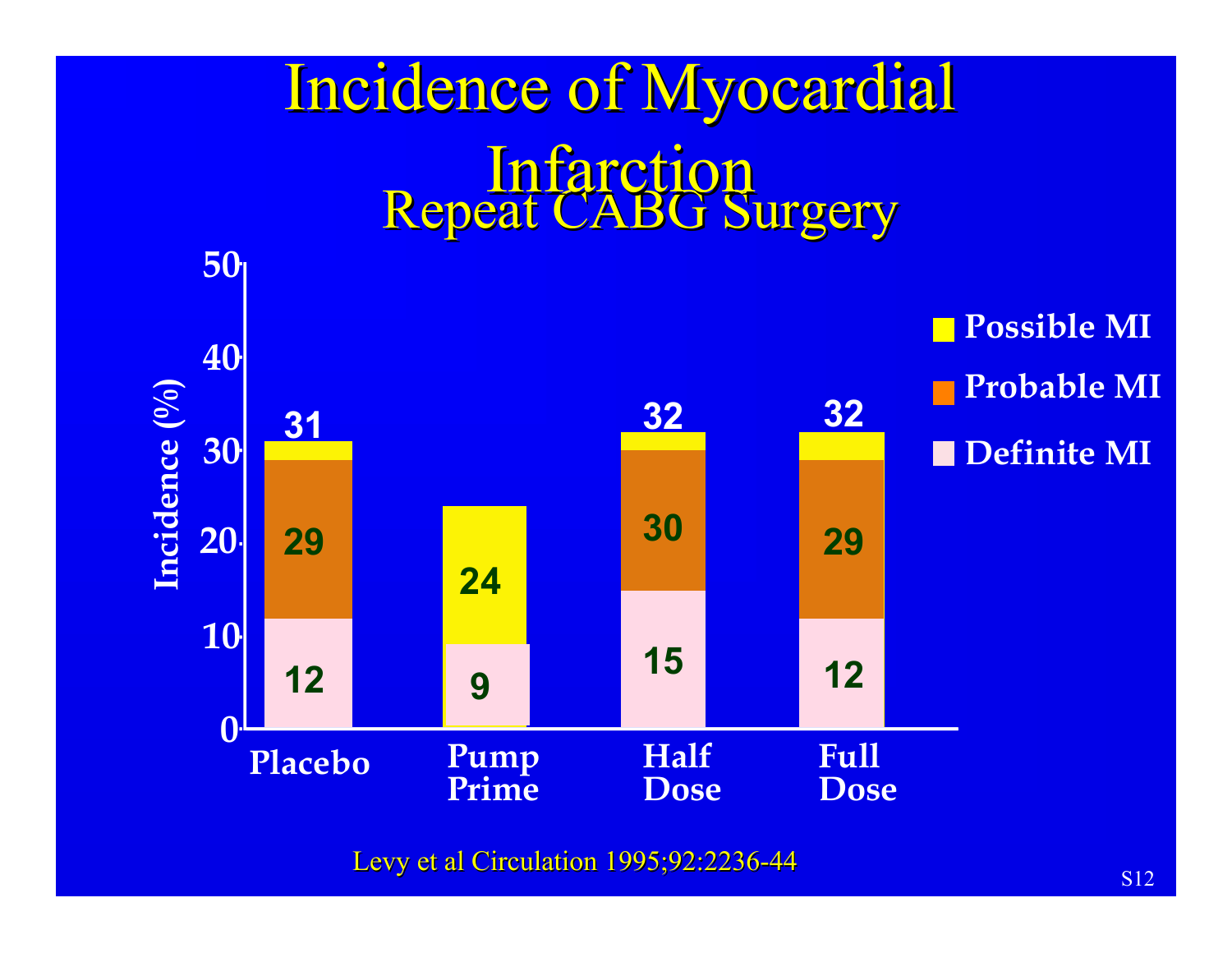# Incidence of Myocardial Infarction

## Repeat CABG Surgery

| | Placebo | Pump Prime | Half Dose | Full Dose |
|---|---|---|---|---|
| Total | 31 | 24 | 32 | 32 |
| Probable MI | 29 | | 30 | 29 |
| Definite MI | 12 | 9 | 15 | 12 |

Legend: Possible MI, Probable MI, Definite MI

Incidence (%)

Levy et al Circulation 1995;92:2236-44

S12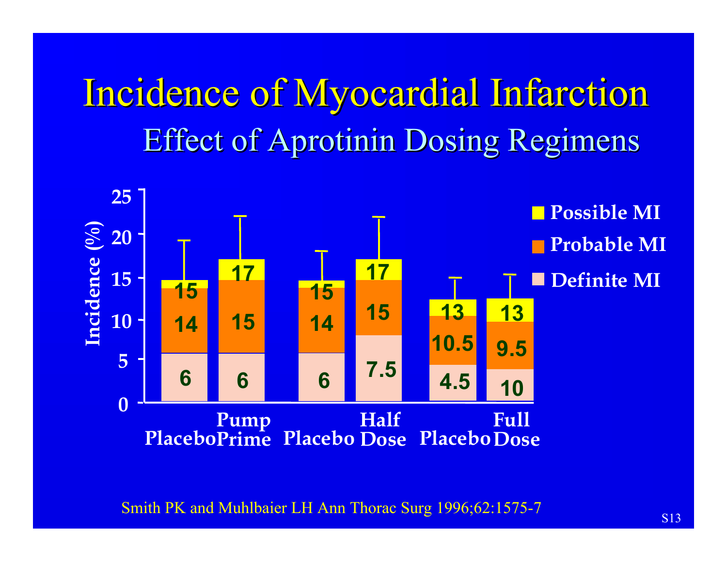# Incidence of Myocardial Infarction

## Effect of Aprotinin Dosing Regimens

| | Placebo | Pump Prime | Placebo | Half Dose | Placebo | Full Dose |
|---|---|---|---|---|---|---|
| Possible MI | 15 | 17 | 15 | 17 | 13 | 13 |
| Probable MI | 14 | 15 | 14 | 15 | 10.5 | 9.5 |
| Definite MI | 6 | 6 | 6 | 7.5 | 4.5 | 10 |

Incidence (%)

Smith PK and Muhlbaier LH Ann Thorac Surg 1996;62:1575-7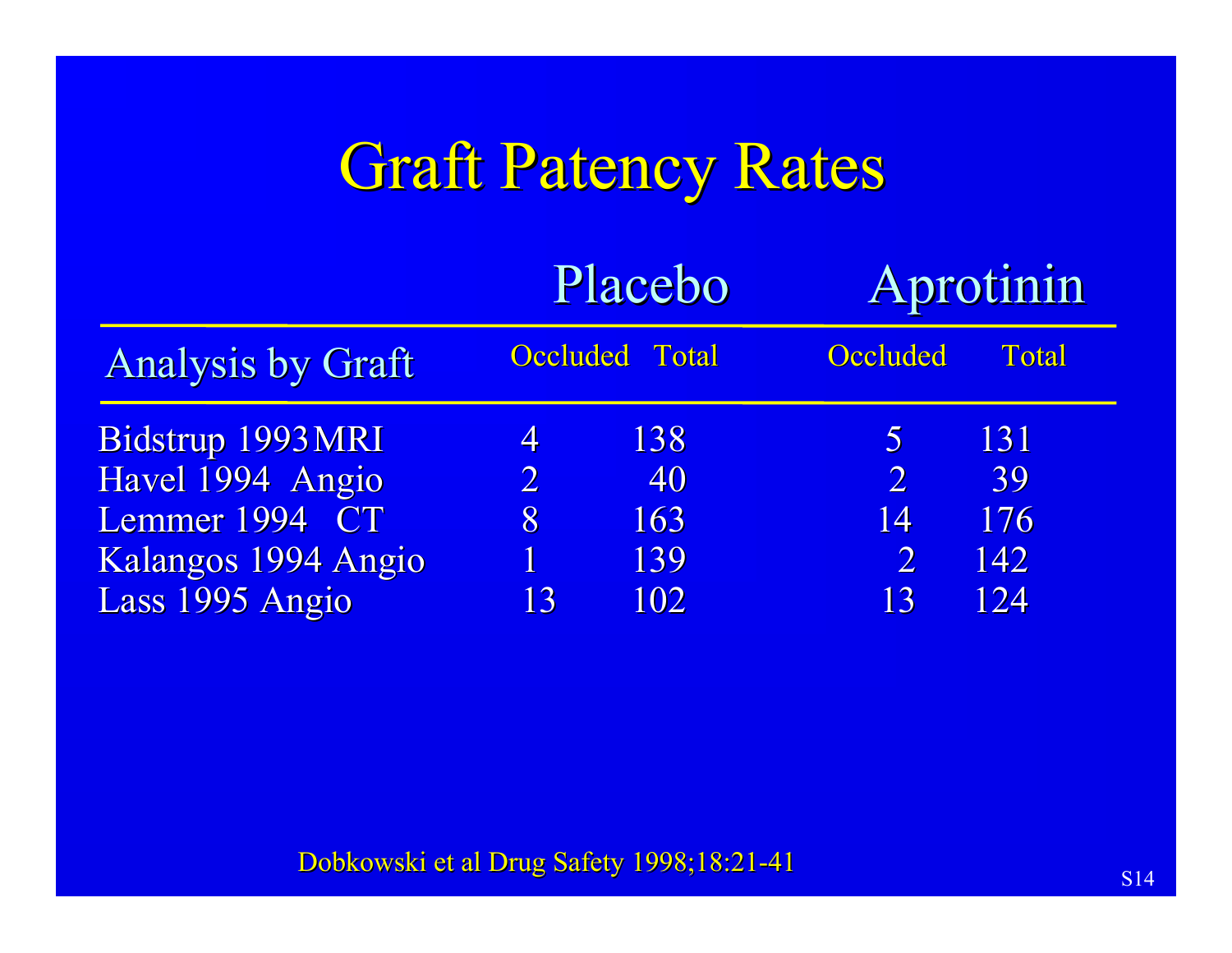# Graft Patency Rates

| Analysis by Graft | Placebo | | Aprotinin | |
|---|---|---|---|---|
| | Occluded | Total | Occluded | Total |
| Bidstrup 1993 MRI | 4 | 138 | 5 | 131 |
| Havel 1994 Angio | 2 | 40 | 2 | 39 |
| Lemmer 1994 CT | 8 | 163 | 14 | 176 |
| Kalangos 1994 Angio | 1 | 139 | 2 | 142 |
| Lass 1995 Angio | 13 | 102 | 13 | 124 |

Dobkowski et al Drug Safety 1998;18:21-41

S14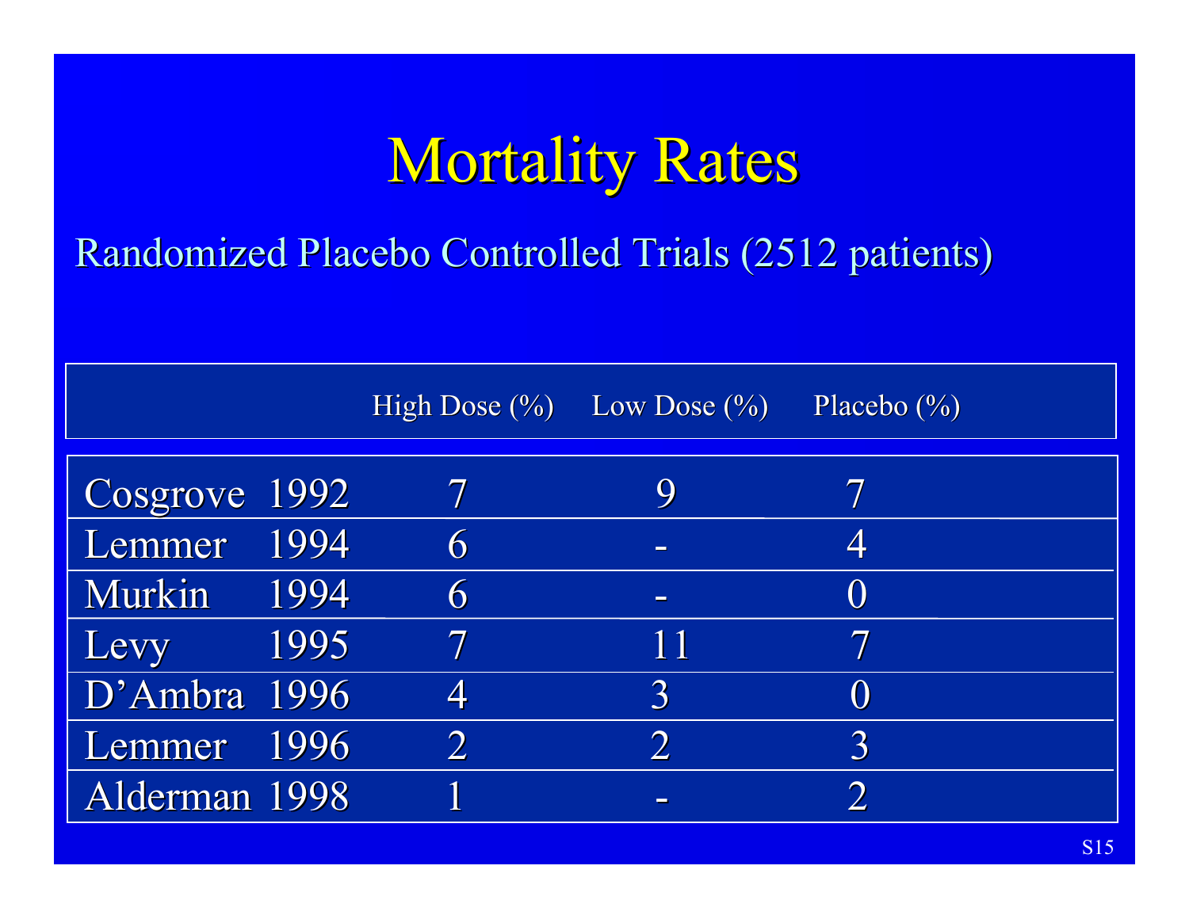# Mortality Rates

Randomized Placebo Controlled Trials (2512 patients)

| | High Dose (%) | Low Dose (%) | Placebo (%) |
|---|---|---|---|
| Cosgrove 1992 | 7 | 9 | 7 |
| Lemmer 1994 | 6 | - | 4 |
| Murkin 1994 | 6 | - | 0 |
| Levy 1995 | 7 | 11 | 7 |
| D'Ambra 1996 | 4 | 3 | 0 |
| Lemmer 1996 | 2 | 2 | 3 |
| Alderman 1998 | 1 | - | 2 |

S15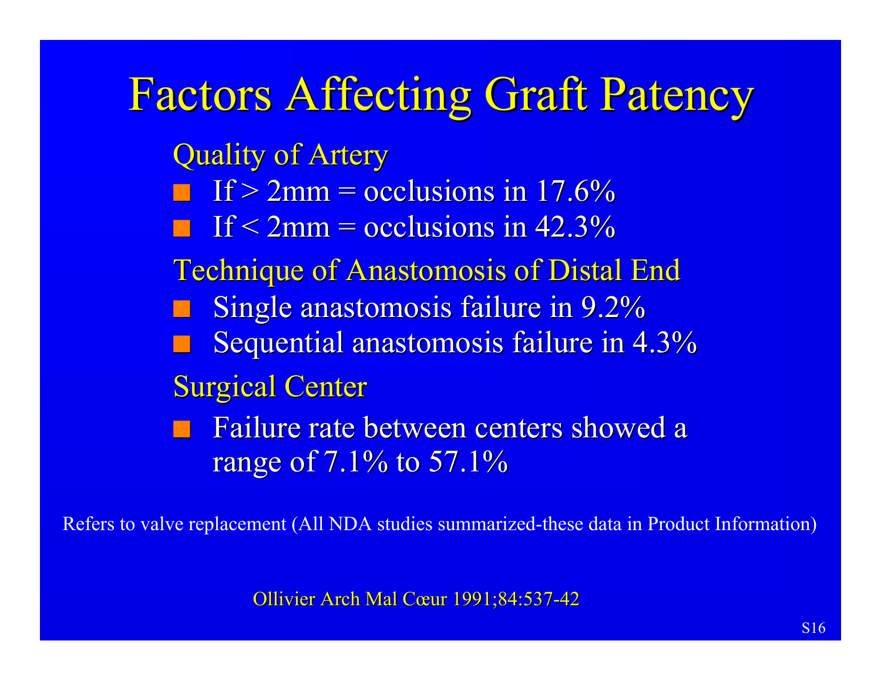# Factors Affecting Graft Patency

Quality of Artery

- If > 2mm = occlusions in 17.6%
- If < 2mm = occlusions in 42.3%

Technique of Anastomosis of Distal End

- Single anastomosis failure in 9.2%
- Sequential anastomosis failure in 4.3%

Surgical Center

- Failure rate between centers showed a range of 7.1% to 57.1%

Refers to valve replacement (All NDA studies summarized-these data in Product Information)

Ollivier Arch Mal Cœur 1991;84:537-42

S16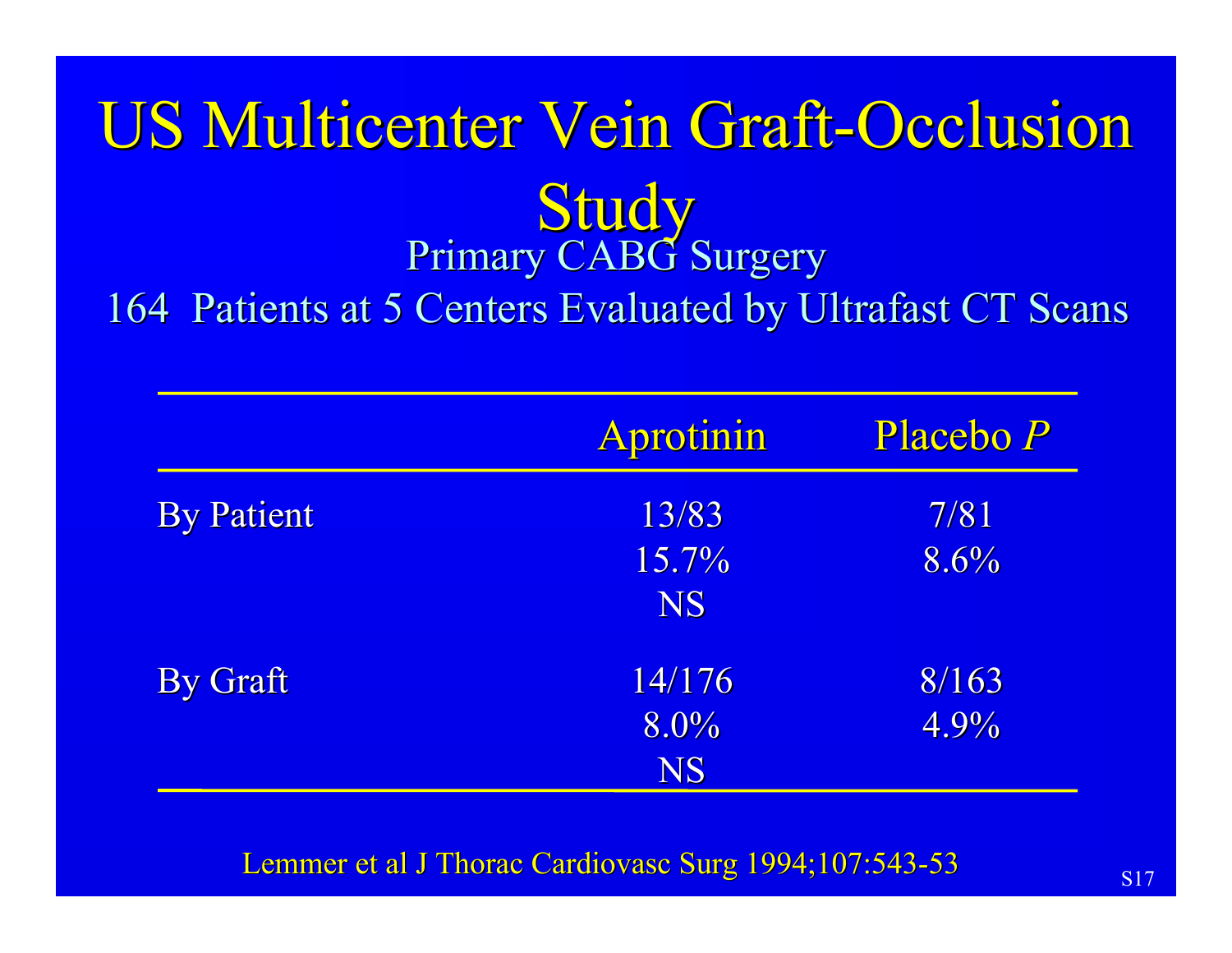# US Multicenter Vein Graft-Occlusion Study

## Primary CABG Surgery

## 164 Patients at 5 Centers Evaluated by Ultrafast CT Scans

| | Aprotinin | Placebo *P* |
|---|---|---|
| By Patient | 13/83<br>15.7%<br>NS | 7/81<br>8.6% |
| By Graft | 14/176<br>8.0%<br>NS | 8/163<br>4.9% |

Lemmer et al J Thorac Cardiovasc Surg 1994;107:543-53

S17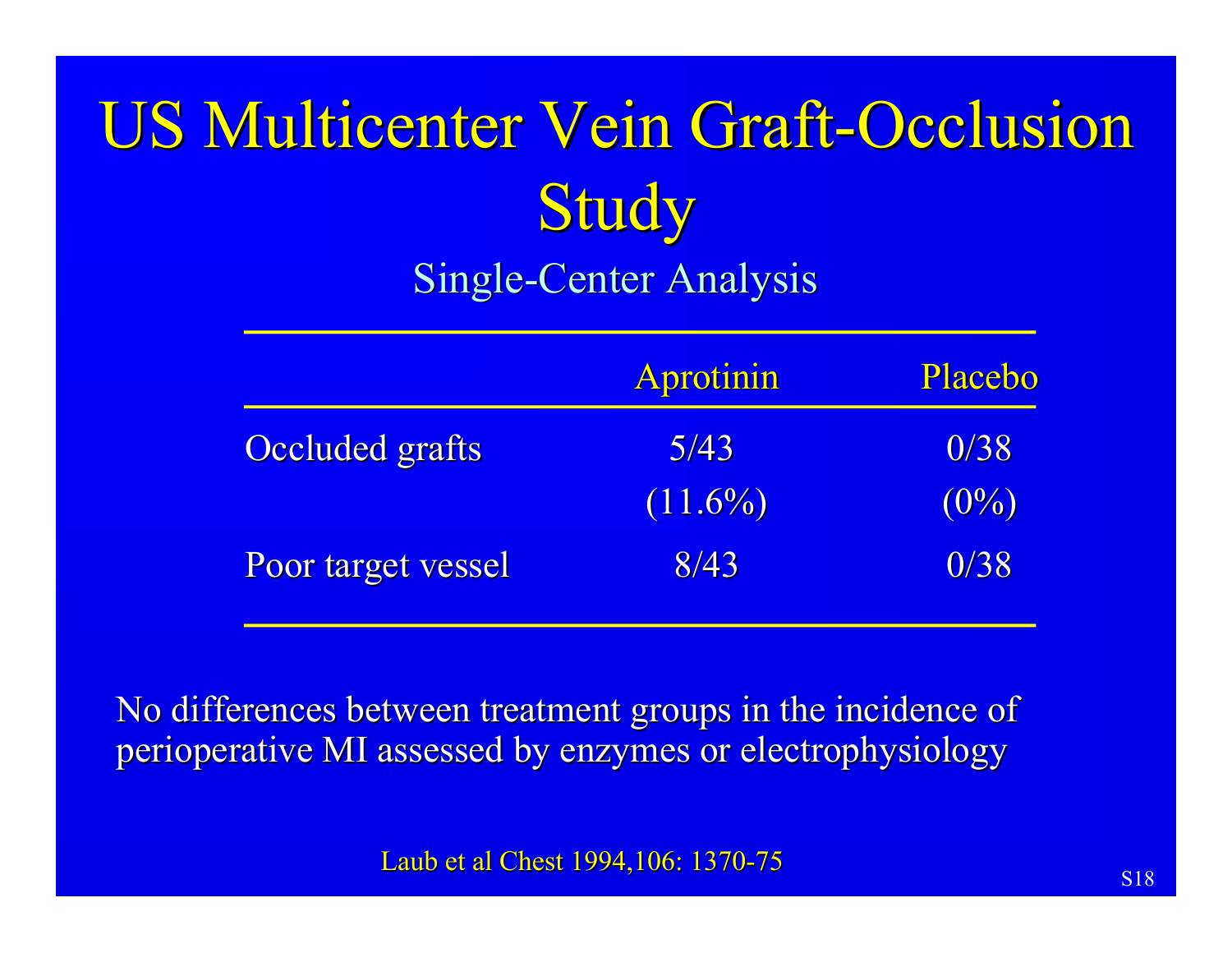# US Multicenter Vein Graft-Occlusion Study

## Single-Center Analysis

| | Aprotinin | Placebo |
|---|---|---|
| Occluded grafts | 5/43 (11.6%) | 0/38 (0%) |
| Poor target vessel | 8/43 | 0/38 |

No differences between treatment groups in the incidence of perioperative MI assessed by enzymes or electrophysiology

Laub et al Chest 1994,106: 1370-75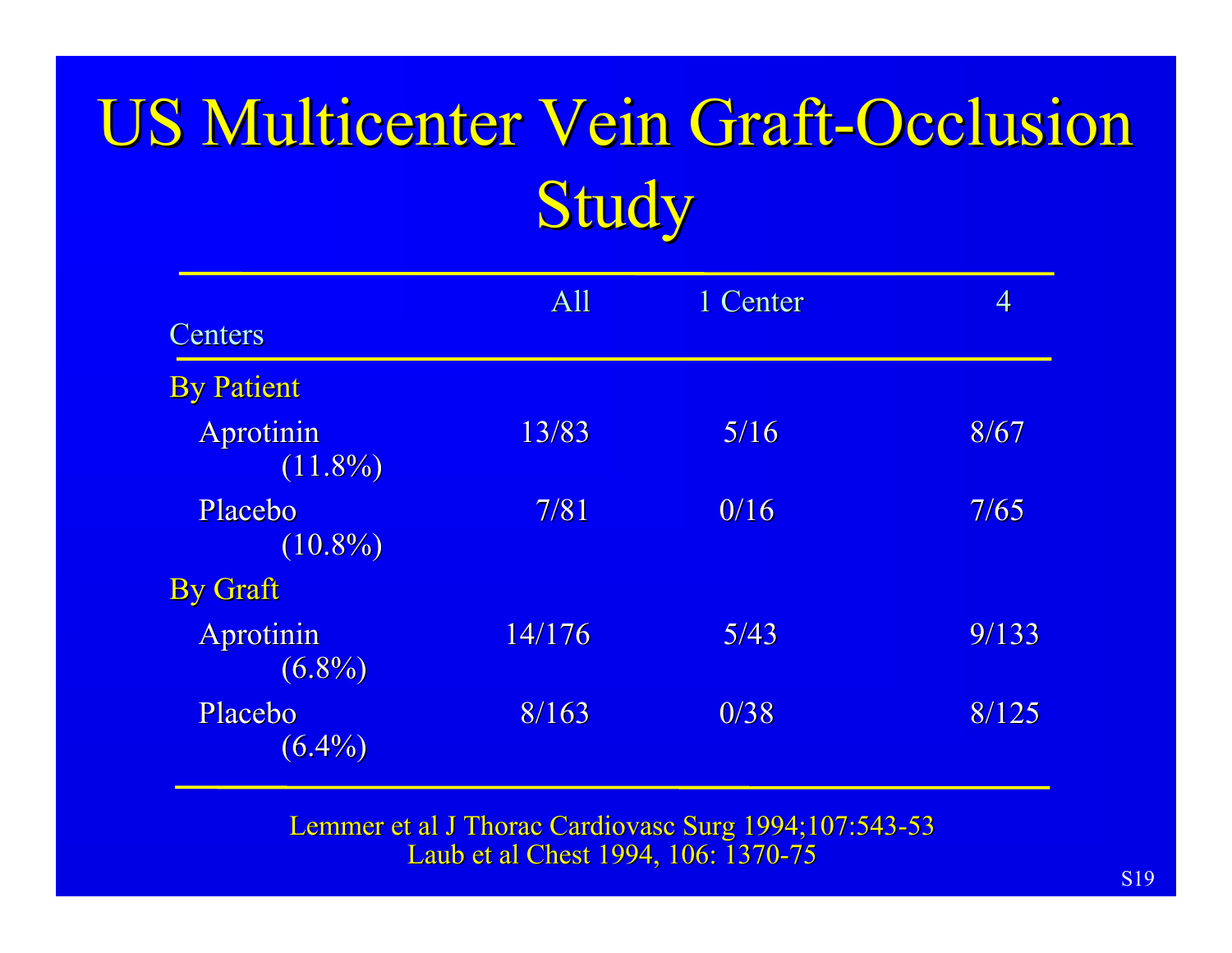# US Multicenter Vein Graft-Occlusion Study

| Centers | All | 1 Center | 4 |
|---|---|---|---|
| **By Patient** | | | |
| Aprotinin (11.8%) | 13/83 | 5/16 | 8/67 |
| Placebo (10.8%) | 7/81 | 0/16 | 7/65 |
| **By Graft** | | | |
| Aprotinin (6.8%) | 14/176 | 5/43 | 9/133 |
| Placebo (6.4%) | 8/163 | 0/38 | 8/125 |

Lemmer et al J Thorac Cardiovasc Surg 1994;107:543-53
Laub et al Chest 1994, 106: 1370-75

S19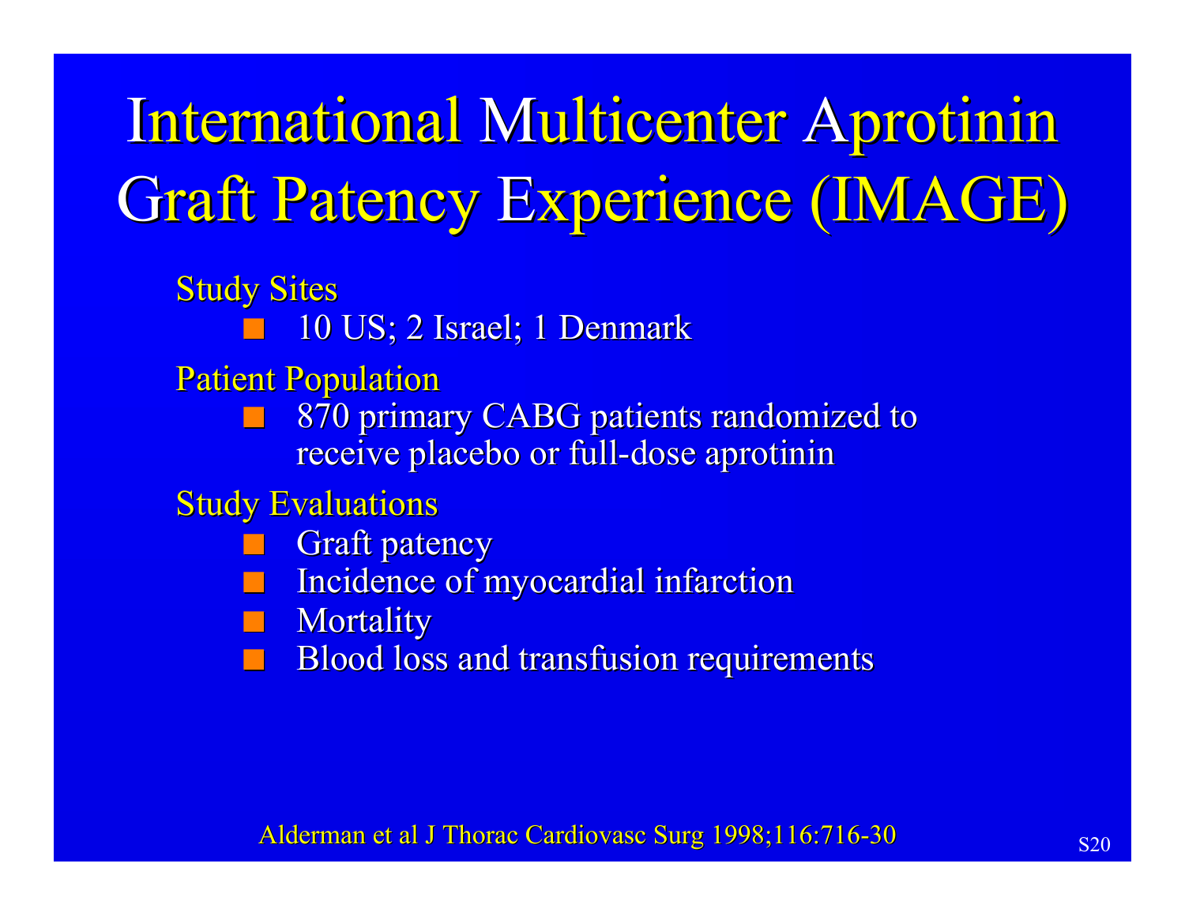# International Multicenter Aprotinin Graft Patency Experience (IMAGE)

Study Sites

- 10 US; 2 Israel; 1 Denmark

Patient Population

- 870 primary CABG patients randomized to receive placebo or full-dose aprotinin

Study Evaluations

- Graft patency
- Incidence of myocardial infarction
- Mortality
- Blood loss and transfusion requirements

Alderman et al J Thorac Cardiovasc Surg 1998;116:716-30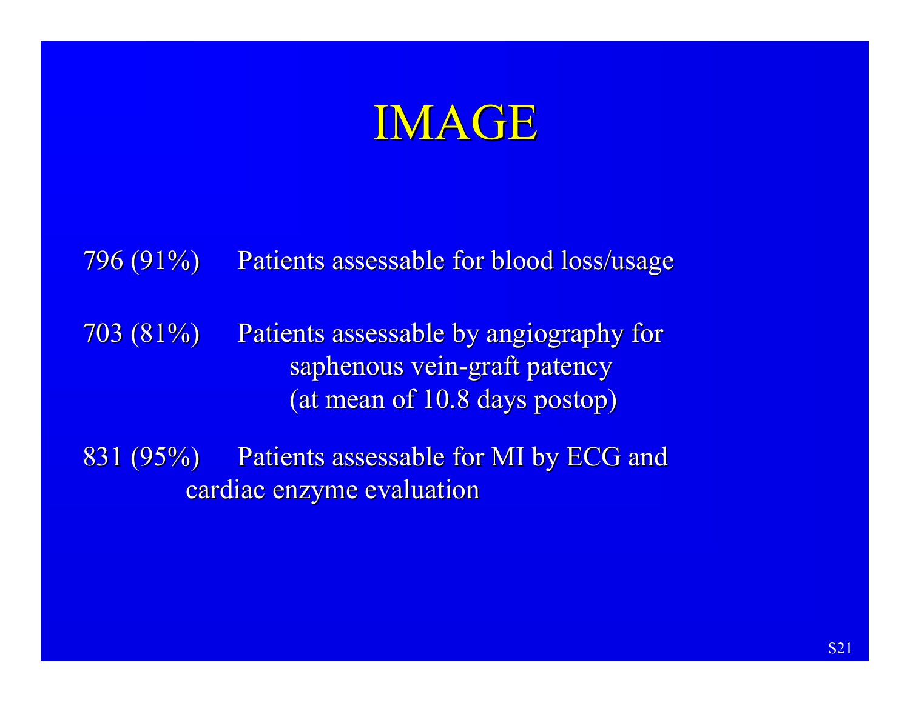# IMAGE

796 (91%) Patients assessable for blood loss/usage

703 (81%) Patients assessable by angiography for saphenous vein-graft patency (at mean of 10.8 days postop)

831 (95%) Patients assessable for MI by ECG and cardiac enzyme evaluation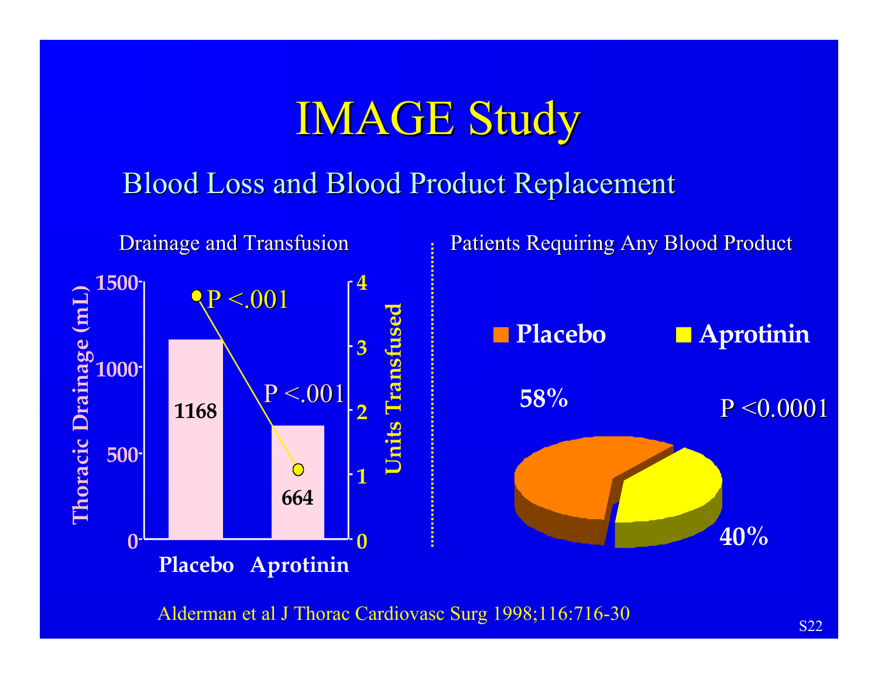# IMAGE Study

## Blood Loss and Blood Product Replacement

### Drainage and Transfusion

| | Placebo | Aprotinin |
|---|---|---|
| Thoracic Drainage (mL) | 1168 | 664 |
| P | P <.001 | P <.001 |

### Patients Requiring Any Blood Product

| Placebo | Aprotinin |
|---|---|
| 58% | 40% |

P <0.0001

Alderman et al J Thorac Cardiovasc Surg 1998;116:716-30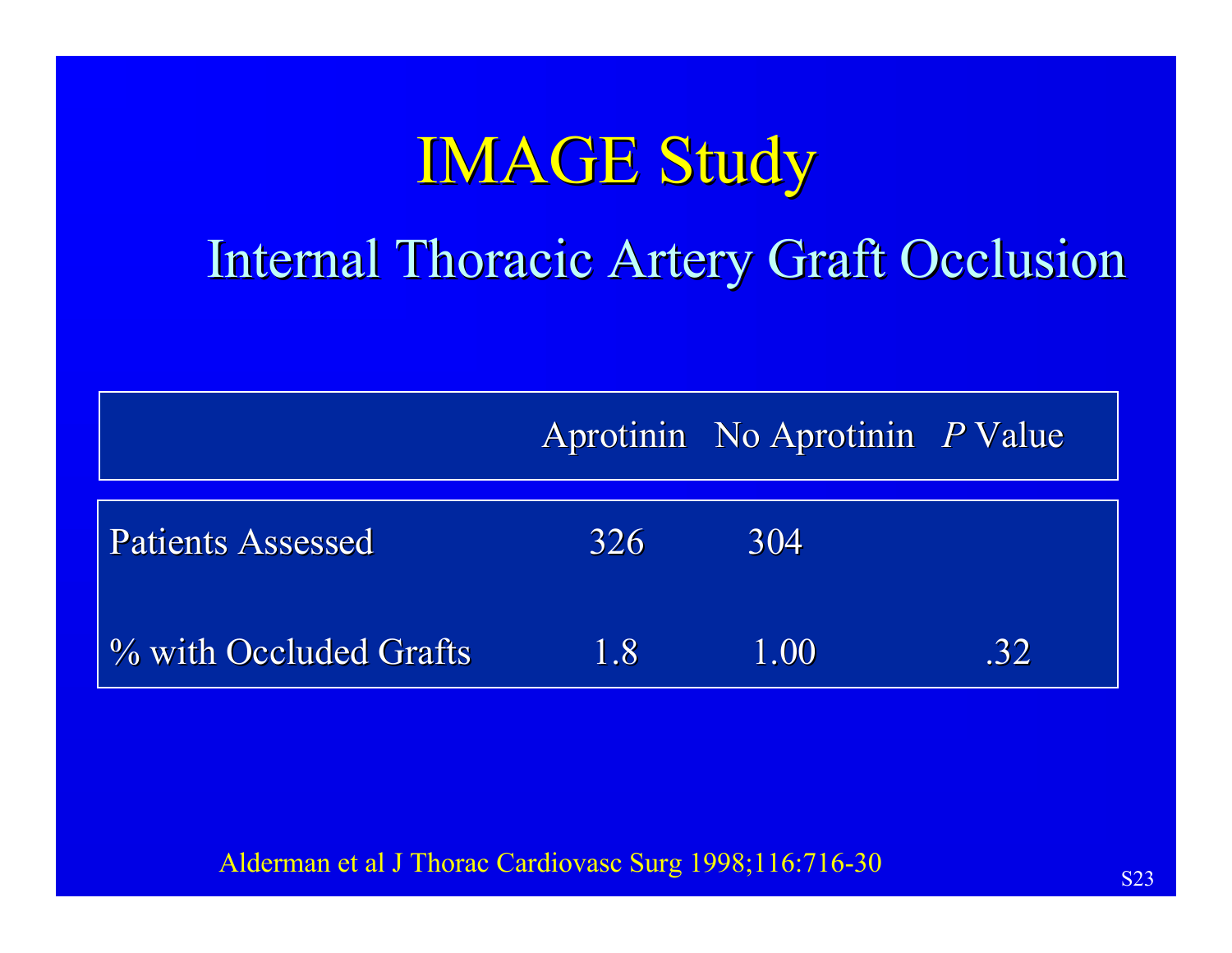# IMAGE Study

## Internal Thoracic Artery Graft Occlusion

| | Aprotinin | No Aprotinin | *P* Value |
|---|---|---|---|
| Patients Assessed | 326 | 304 | |
| % with Occluded Grafts | 1.8 | 1.00 | .32 |

Alderman et al J Thorac Cardiovasc Surg 1998;116:716-30

S23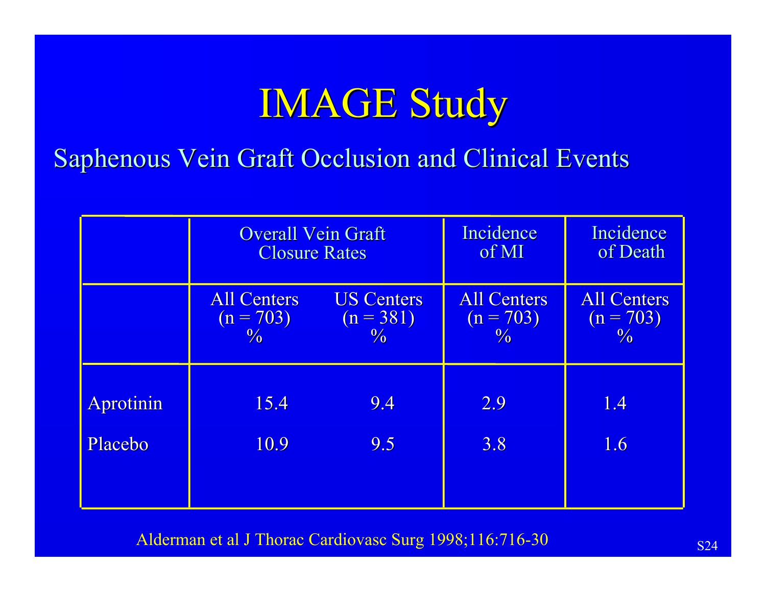# IMAGE Study

## Saphenous Vein Graft Occlusion and Clinical Events

| | Overall Vein Graft Closure Rates | | Incidence of MI | Incidence of Death |
|---|---|---|---|---|
| | All Centers (n = 703) % | US Centers (n = 381) % | All Centers (n = 703) % | All Centers (n = 703) % |
| Aprotinin | 15.4 | 9.4 | 2.9 | 1.4 |
| Placebo | 10.9 | 9.5 | 3.8 | 1.6 |

Alderman et al J Thorac Cardiovasc Surg 1998;116:716-30

S24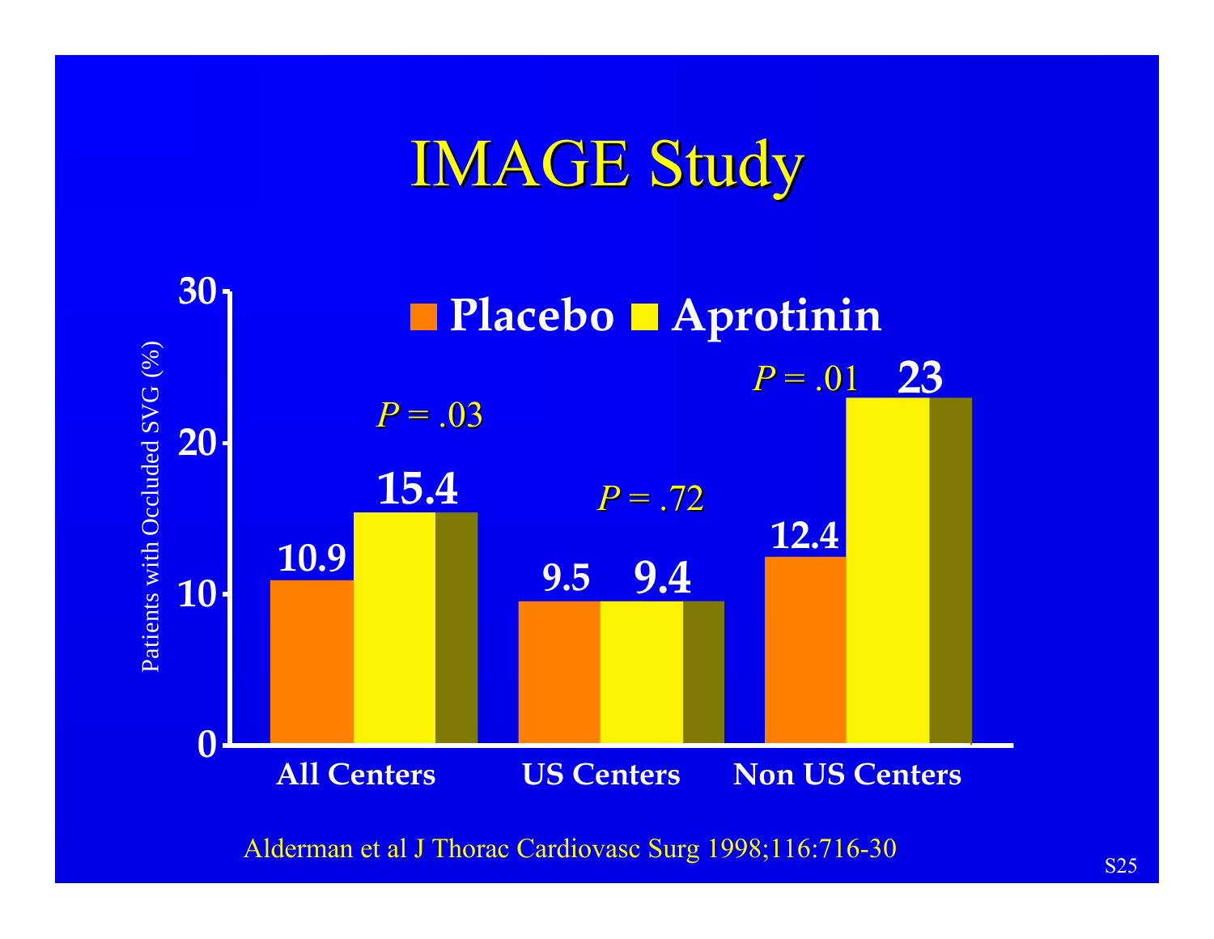# IMAGE Study

Patients with Occluded SVG (%)

| | Placebo | Aprotinin | P |
|---|---|---|---|
| All Centers | 10.9 | 15.4 | *P* = .03 |
| US Centers | 9.5 | 9.4 | *P* = .72 |
| Non US Centers | 12.4 | 23 | *P* = .01 |

Alderman et al J Thorac Cardiovasc Surg 1998;116:716-30

S25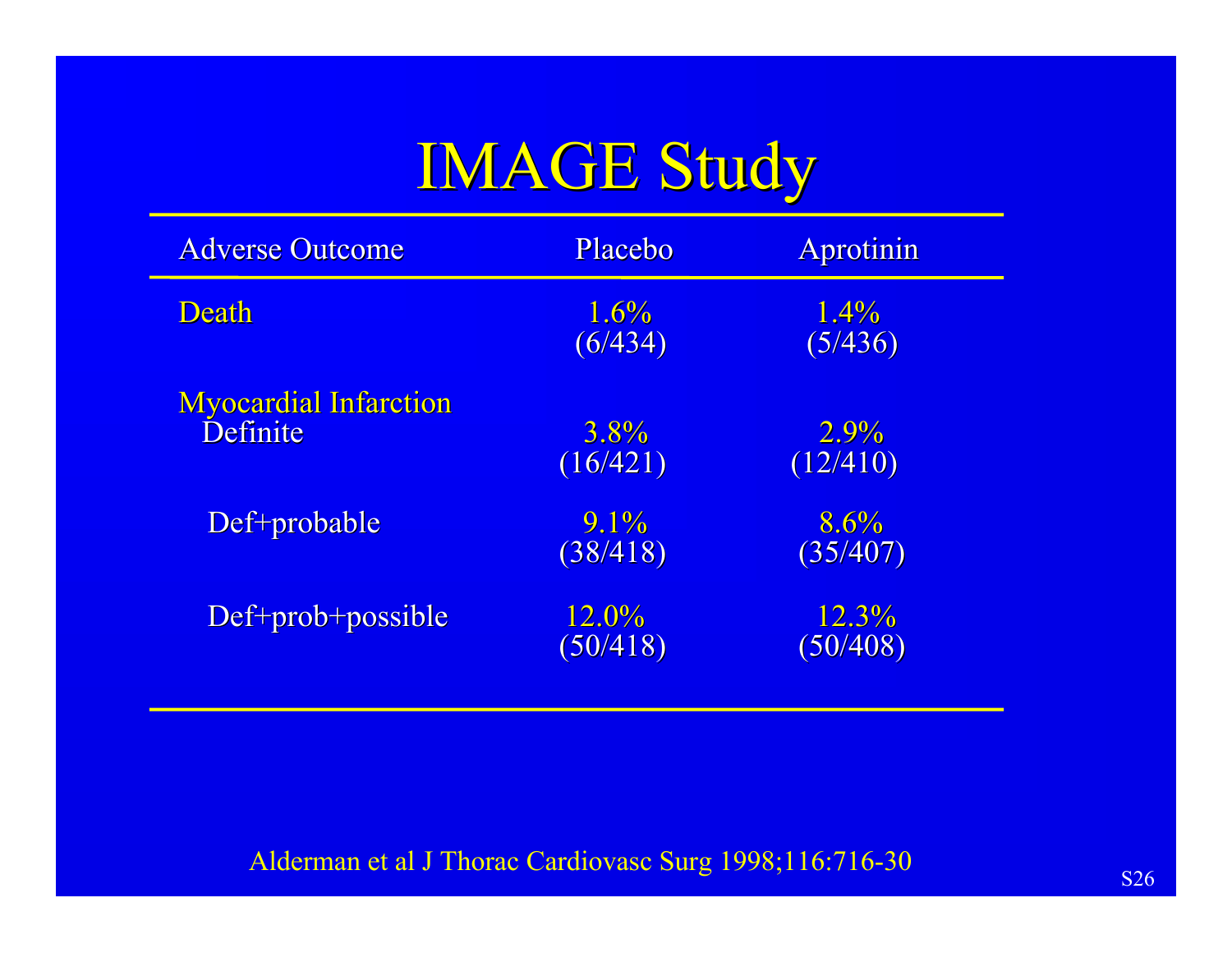# IMAGE Study

| Adverse Outcome | Placebo | Aprotinin |
|---|---|---|
| Death | 1.6% (6/434) | 1.4% (5/436) |
| Myocardial Infarction | | |
| Definite | 3.8% (16/421) | 2.9% (12/410) |
| Def+probable | 9.1% (38/418) | 8.6% (35/407) |
| Def+prob+possible | 12.0% (50/418) | 12.3% (50/408) |

Alderman et al J Thorac Cardiovasc Surg 1998;116:716-30

S26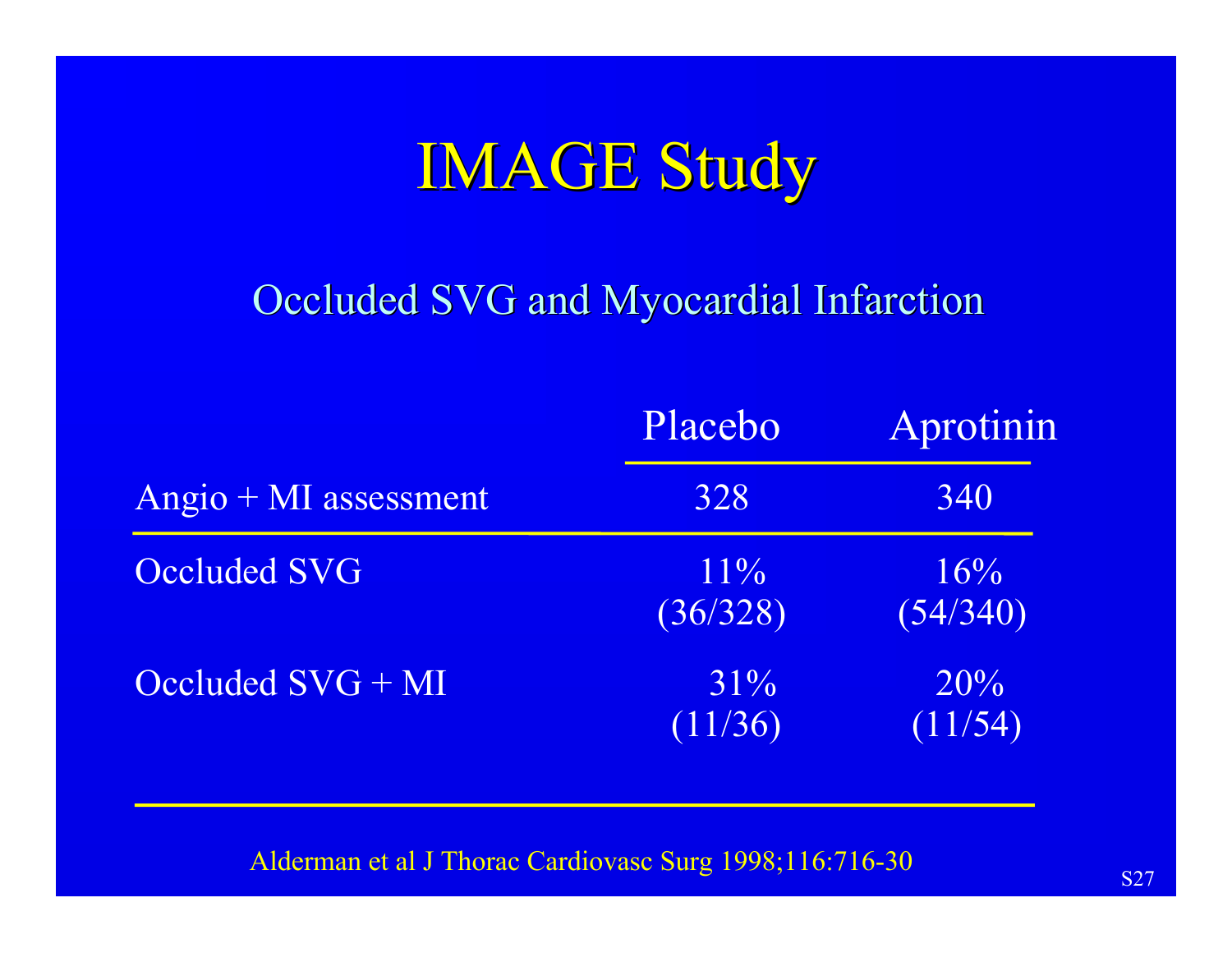# IMAGE Study

## Occluded SVG and Myocardial Infarction

| | Placebo | Aprotinin |
|---|---|---|
| Angio + MI assessment | 328 | 340 |
| Occluded SVG | 11% (36/328) | 16% (54/340) |
| Occluded SVG + MI | 31% (11/36) | 20% (11/54) |

Alderman et al J Thorac Cardiovasc Surg 1998;116:716-30

S27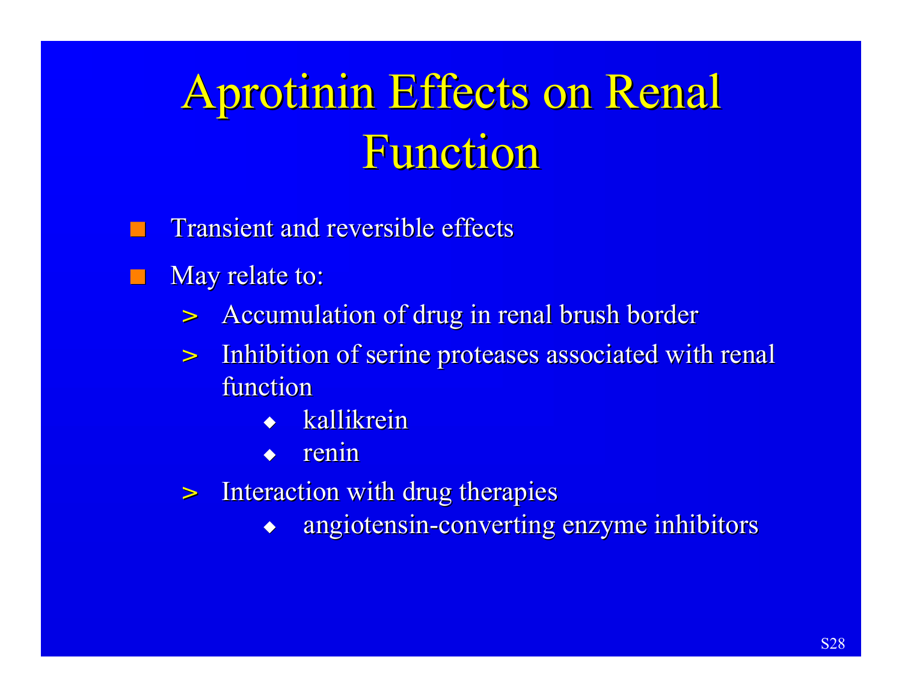# Aprotinin Effects on Renal Function

- Transient and reversible effects
- May relate to:
  - Accumulation of drug in renal brush border
  - Inhibition of serine proteases associated with renal function
    - kallikrein
    - renin
  - Interaction with drug therapies
    - angiotensin-converting enzyme inhibitors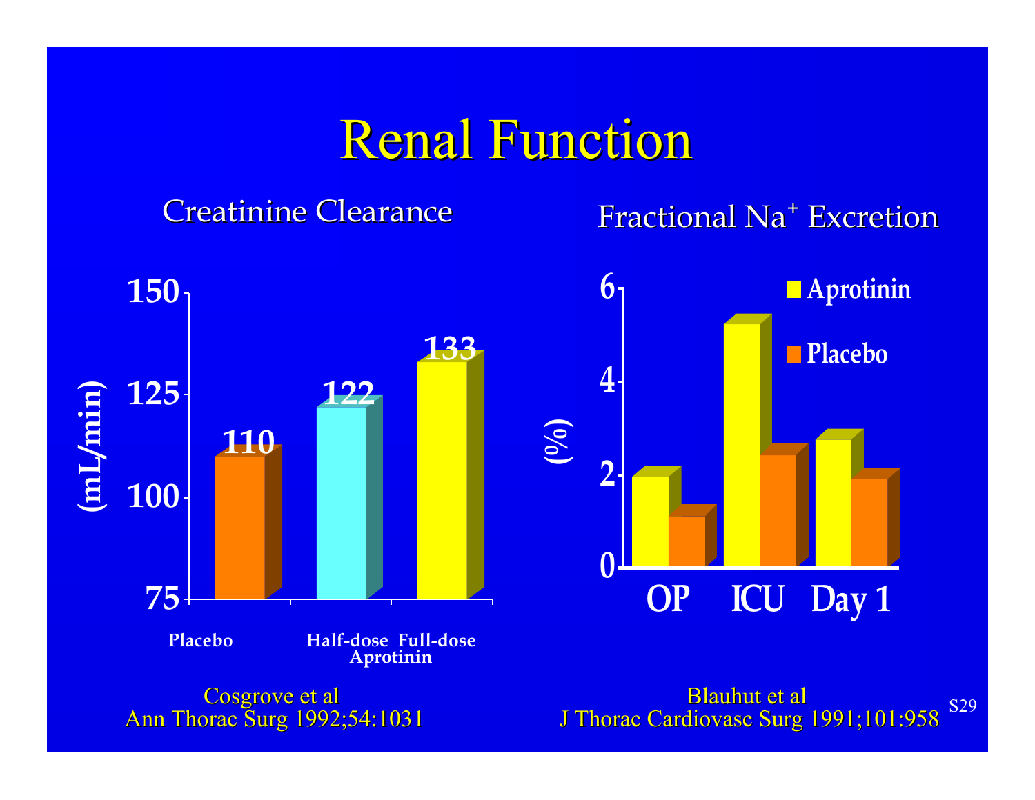# Renal Function

## Creatinine Clearance

| (mL/min) | Placebo | Half-dose Aprotinin | Full-dose Aprotinin |
|---|---|---|---|
| Creatinine Clearance | 110 | 122 | 133 |

Cosgrove et al
Ann Thorac Surg 1992;54:1031

## Fractional $Na^+$ Excretion

(%) — Aprotinin vs Placebo at OP, ICU, Day 1

Blauhut et al
J Thorac Cardiovasc Surg 1991;101:958

S29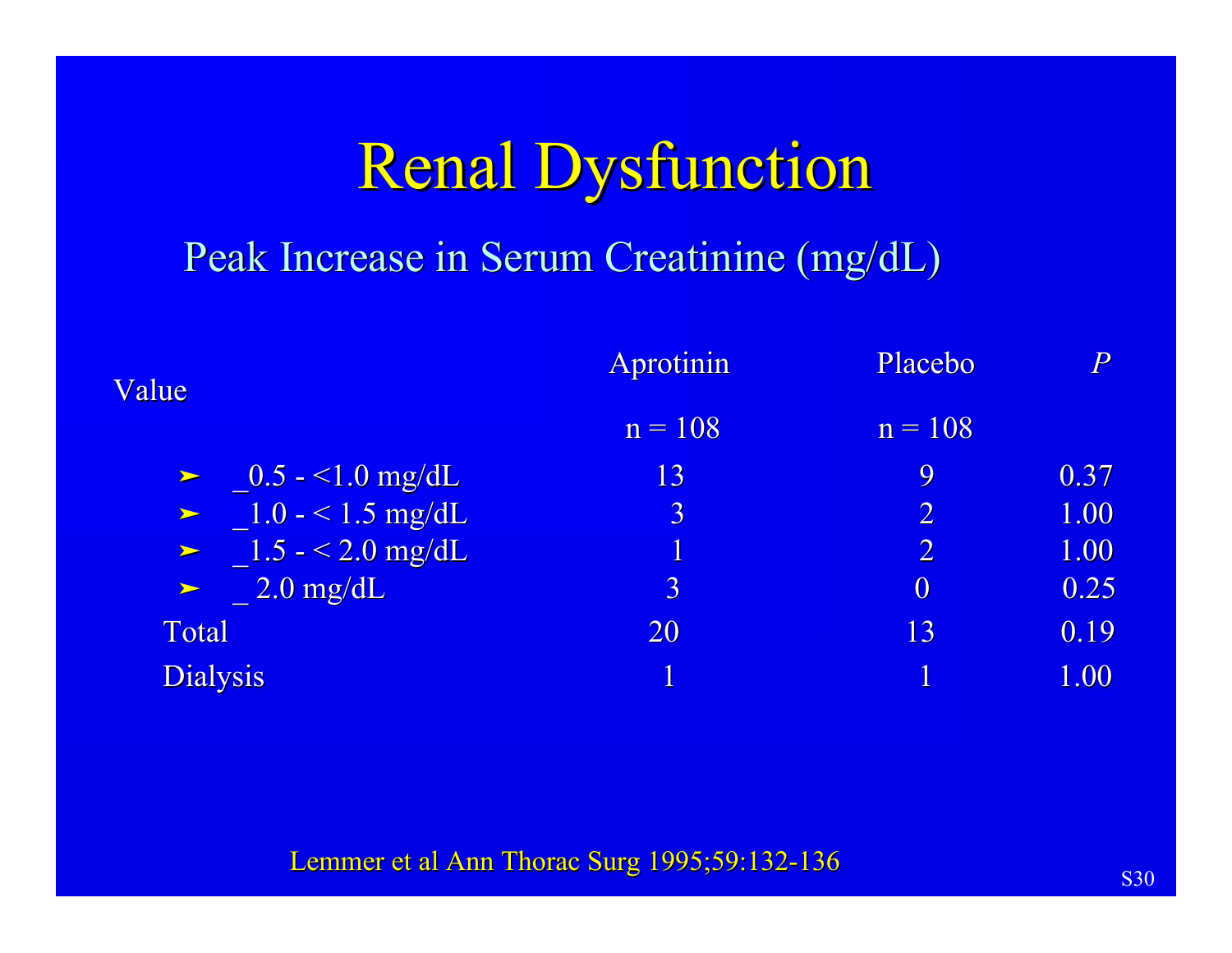# Renal Dysfunction

## Peak Increase in Serum Creatinine (mg/dL)

| Value | Aprotinin n = 108 | Placebo n = 108 | *P* |
|---|---|---|---|
| ➤ _0.5 - <1.0 mg/dL | 13 | 9 | 0.37 |
| ➤ _1.0 - < 1.5 mg/dL | 3 | 2 | 1.00 |
| ➤ _1.5 - < 2.0 mg/dL | 1 | 2 | 1.00 |
| ➤ _ 2.0 mg/dL | 3 | 0 | 0.25 |
| Total | 20 | 13 | 0.19 |
| Dialysis | 1 | 1 | 1.00 |

Lemmer et al Ann Thorac Surg 1995;59:132-136

S30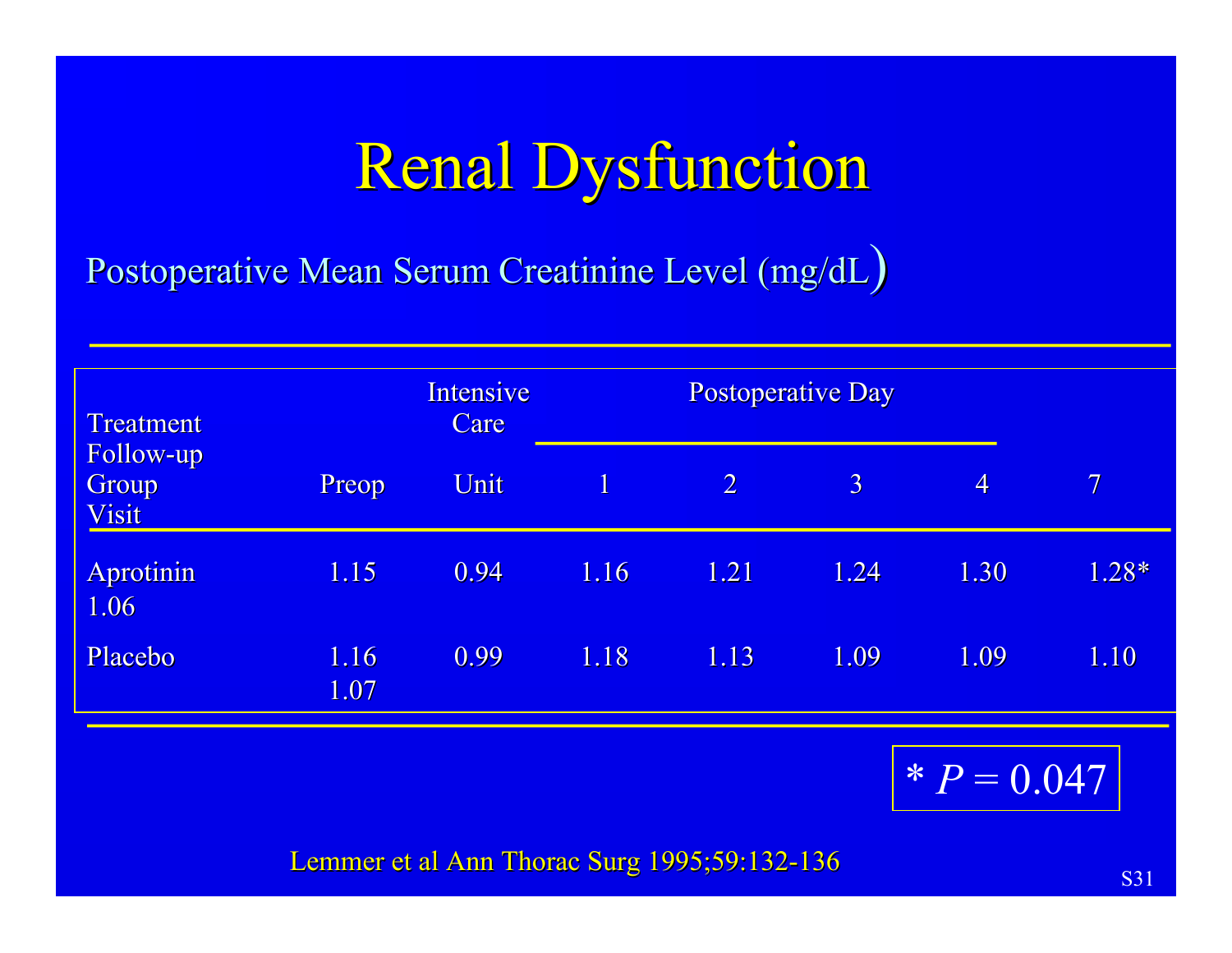# Renal Dysfunction

Postoperative Mean Serum Creatinine Level (mg/dL)

| Treatment Group | Preop | Intensive Care Unit | Postoperative Day 1 | 2 | 3 | 4 | 7 | Follow-up Visit |
|---|---|---|---|---|---|---|---|---|
| Aprotinin | 1.15 | 0.94 | 1.16 | 1.21 | 1.24 | 1.30 | 1.28* | 1.06 |
| Placebo | 1.16 | 0.99 | 1.18 | 1.13 | 1.09 | 1.09 | 1.10 | 1.07 |

* $P = 0.047$

Lemmer et al Ann Thorac Surg 1995;59:132-136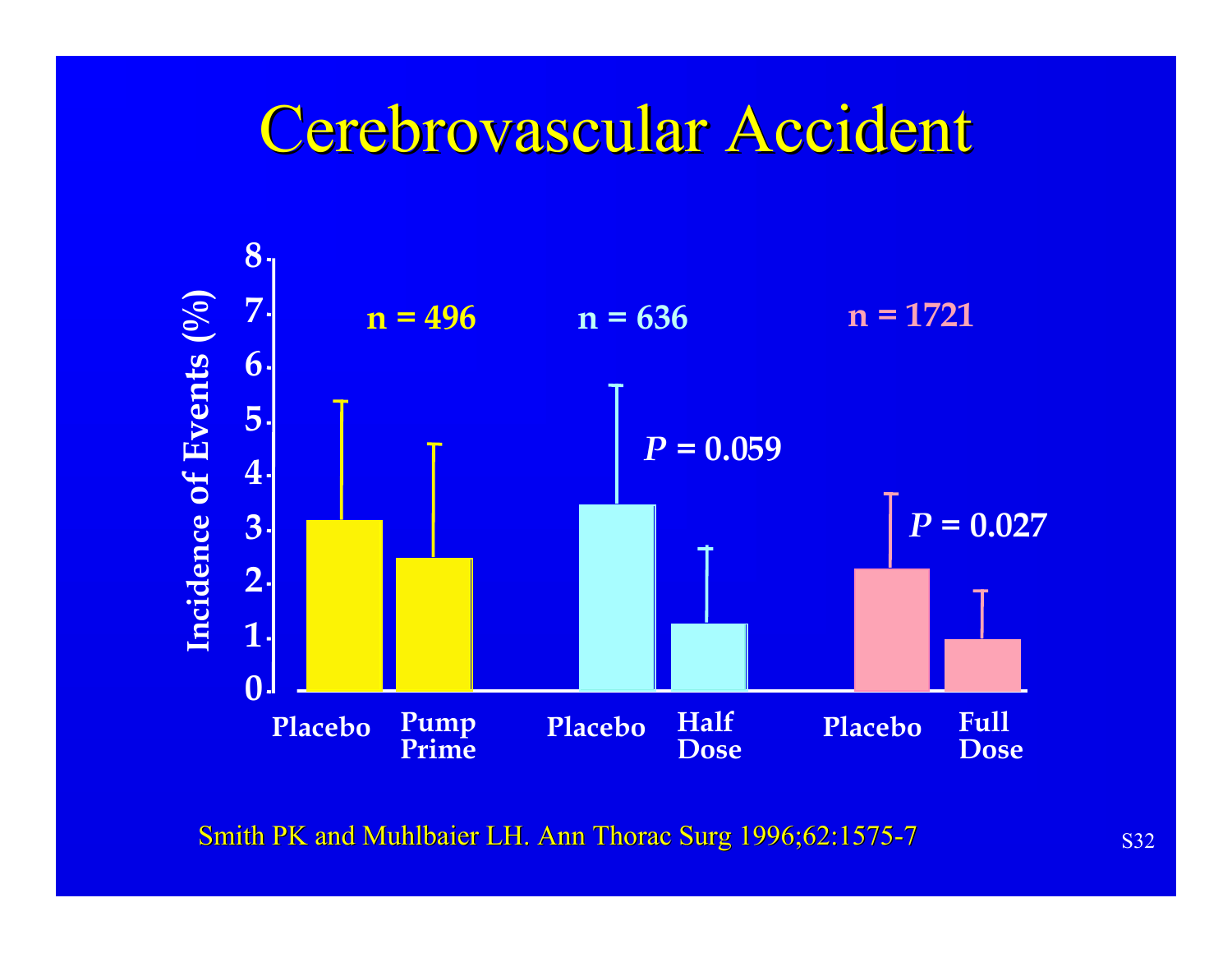# Cerebrovascular Accident

| | n = 496 | | n = 636 | | n = 1721 | |
|---|---|---|---|---|---|---|
| | Placebo | Pump Prime | Placebo | Half Dose | Placebo | Full Dose |
| Incidence of Events (%) | 3.2 | 2.5 | 3.5 | 1.3 | 2.3 | 1.0 |
| P value | | | $P$ = 0.059 | | $P$ = 0.027 | |

Smith PK and Muhlbaier LH. Ann Thorac Surg 1996;62:1575-7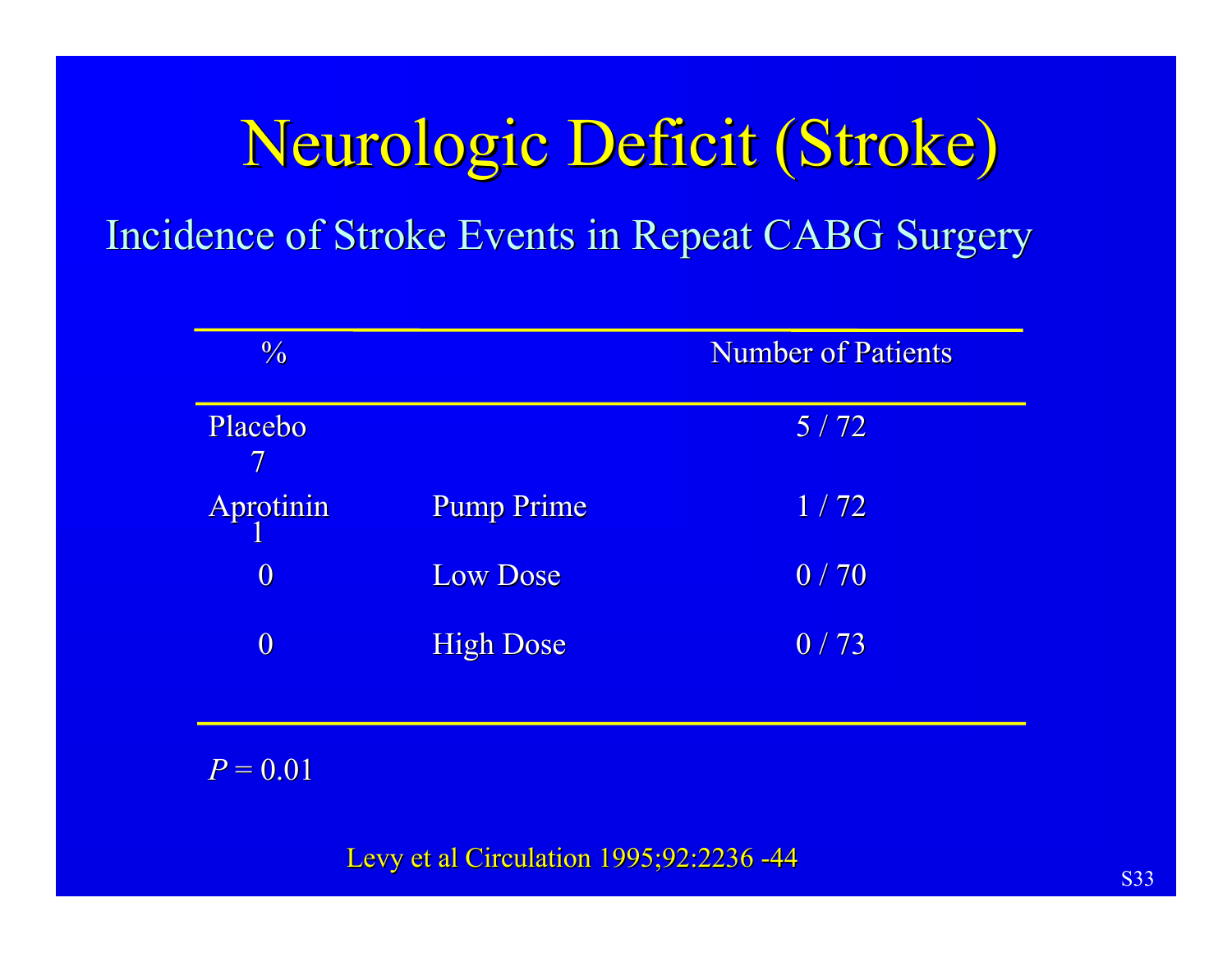# Neurologic Deficit (Stroke)

## Incidence of Stroke Events in Repeat CABG Surgery

| % | | Number of Patients |
|---|---|---|
| Placebo 7 | | 5 / 72 |
| Aprotinin 1 | Pump Prime | 1 / 72 |
| 0 | Low Dose | 0 / 70 |
| 0 | High Dose | 0 / 73 |

*P* = 0.01

Levy et al Circulation 1995;92:2236 -44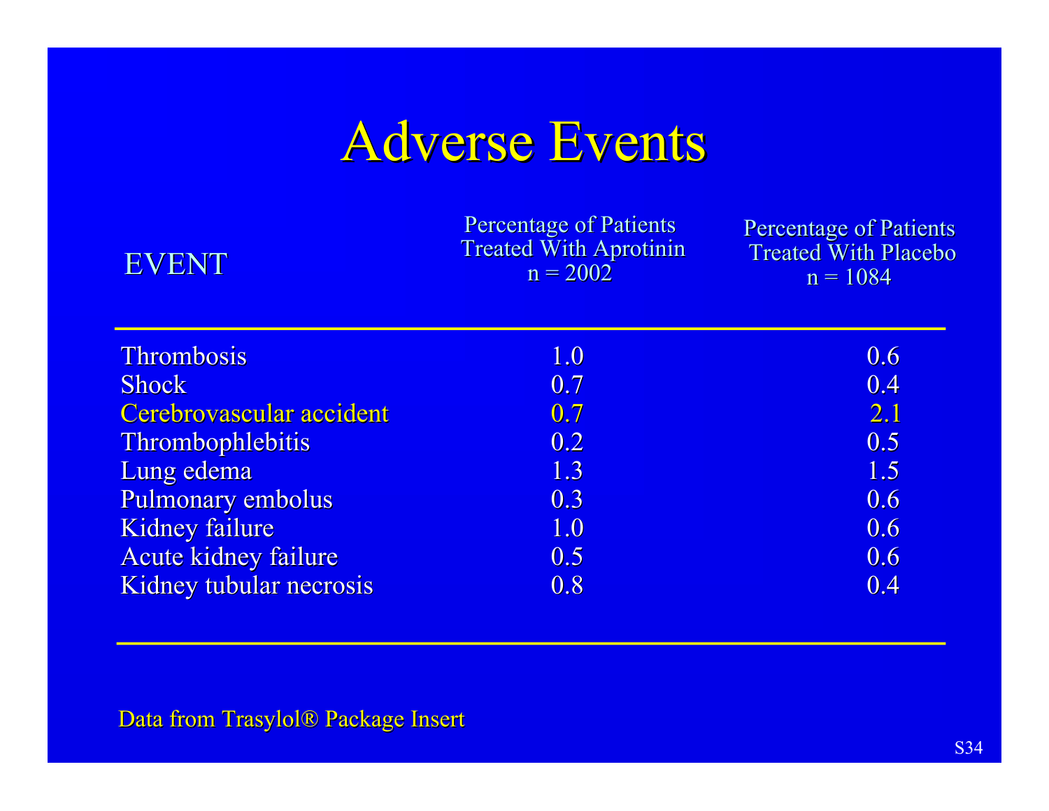# Adverse Events

| EVENT | Percentage of Patients Treated With Aprotinin n = 2002 | Percentage of Patients Treated With Placebo n = 1084 |
|---|---|---|
| Thrombosis | 1.0 | 0.6 |
| Shock | 0.7 | 0.4 |
| Cerebrovascular accident | 0.7 | 2.1 |
| Thrombophlebitis | 0.2 | 0.5 |
| Lung edema | 1.3 | 1.5 |
| Pulmonary embolus | 0.3 | 0.6 |
| Kidney failure | 1.0 | 0.6 |
| Acute kidney failure | 0.5 | 0.6 |
| Kidney tubular necrosis | 0.8 | 0.4 |

Data from Trasylol® Package Insert

S34